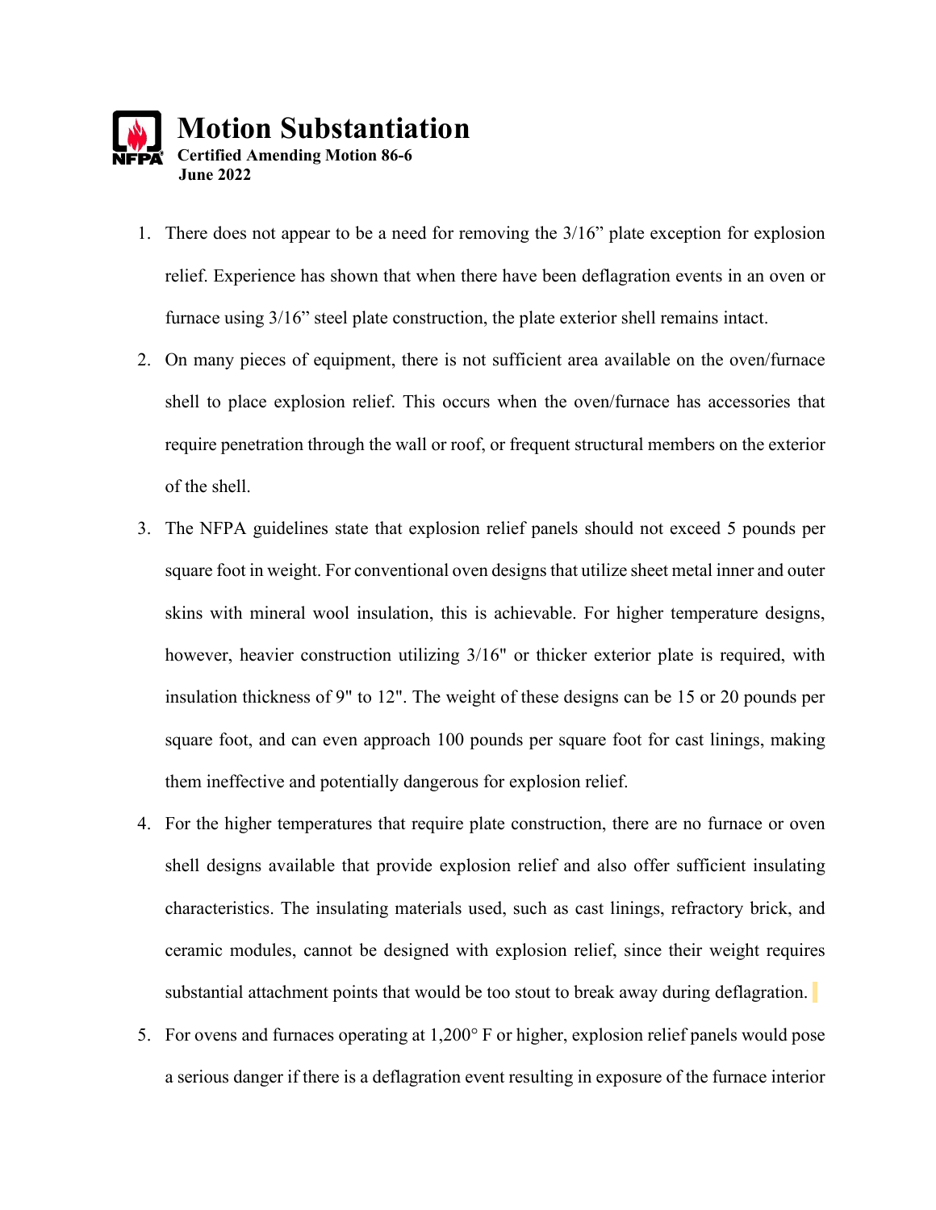# Motion Substantiation

**Certified Amending Motion 86-6**
**June 2022**

1. There does not appear to be a need for removing the 3/16" plate exception for explosion relief. Experience has shown that when there have been deflagration events in an oven or furnace using 3/16" steel plate construction, the plate exterior shell remains intact.
2. On many pieces of equipment, there is not sufficient area available on the oven/furnace shell to place explosion relief. This occurs when the oven/furnace has accessories that require penetration through the wall or roof, or frequent structural members on the exterior of the shell.
3. The NFPA guidelines state that explosion relief panels should not exceed 5 pounds per square foot in weight. For conventional oven designs that utilize sheet metal inner and outer skins with mineral wool insulation, this is achievable. For higher temperature designs, however, heavier construction utilizing 3/16" or thicker exterior plate is required, with insulation thickness of 9" to 12". The weight of these designs can be 15 or 20 pounds per square foot, and can even approach 100 pounds per square foot for cast linings, making them ineffective and potentially dangerous for explosion relief.
4. For the higher temperatures that require plate construction, there are no furnace or oven shell designs available that provide explosion relief and also offer sufficient insulating characteristics. The insulating materials used, such as cast linings, refractory brick, and ceramic modules, cannot be designed with explosion relief, since their weight requires substantial attachment points that would be too stout to break away during deflagration.
5. For ovens and furnaces operating at 1,200° F or higher, explosion relief panels would pose a serious danger if there is a deflagration event resulting in exposure of the furnace interior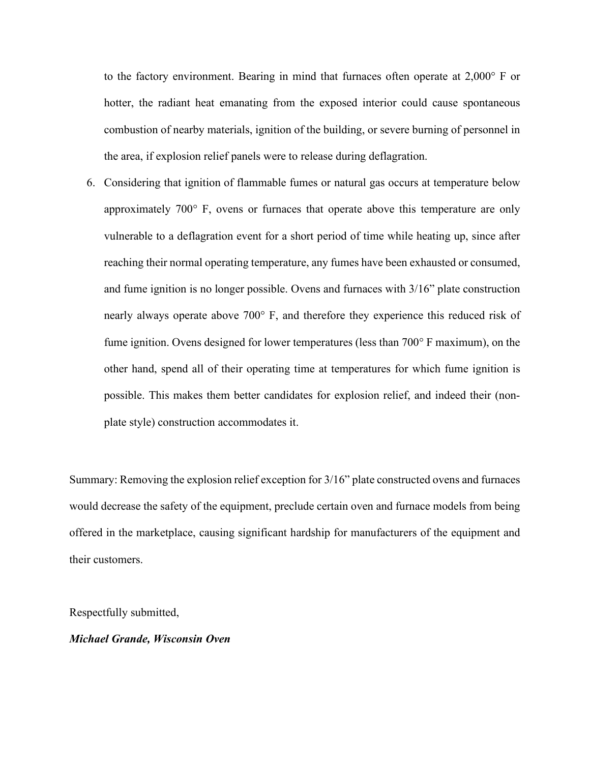to the factory environment. Bearing in mind that furnaces often operate at 2,000° F or hotter, the radiant heat emanating from the exposed interior could cause spontaneous combustion of nearby materials, ignition of the building, or severe burning of personnel in the area, if explosion relief panels were to release during deflagration.

6. Considering that ignition of flammable fumes or natural gas occurs at temperature below approximately 700° F, ovens or furnaces that operate above this temperature are only vulnerable to a deflagration event for a short period of time while heating up, since after reaching their normal operating temperature, any fumes have been exhausted or consumed, and fume ignition is no longer possible. Ovens and furnaces with 3/16" plate construction nearly always operate above 700° F, and therefore they experience this reduced risk of fume ignition. Ovens designed for lower temperatures (less than 700° F maximum), on the other hand, spend all of their operating time at temperatures for which fume ignition is possible. This makes them better candidates for explosion relief, and indeed their (non-plate style) construction accommodates it.

Summary: Removing the explosion relief exception for 3/16" plate constructed ovens and furnaces would decrease the safety of the equipment, preclude certain oven and furnace models from being offered in the marketplace, causing significant hardship for manufacturers of the equipment and their customers.

Respectfully submitted,

***Michael Grande, Wisconsin Oven***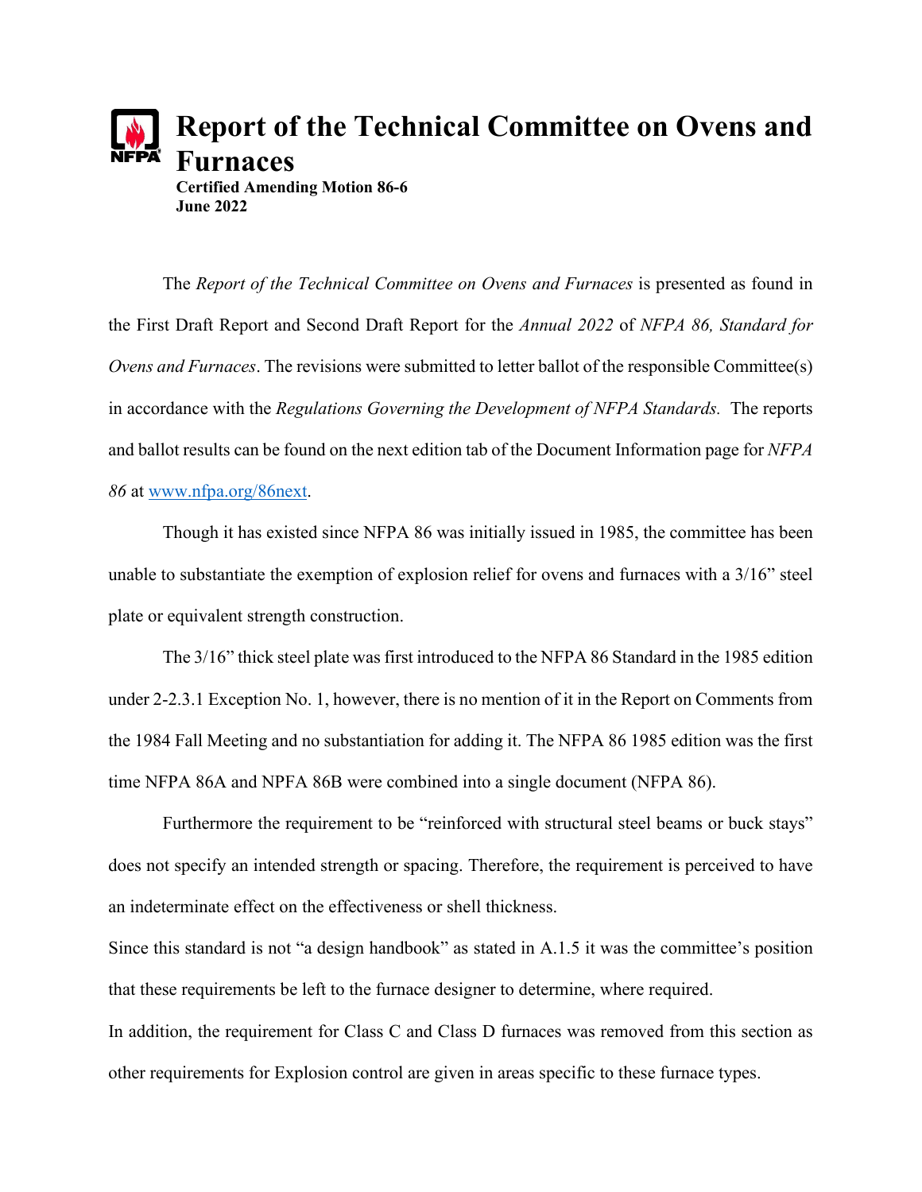# Report of the Technical Committee on Ovens and Furnaces

**Certified Amending Motion 86-6**
**June 2022**

The *Report of the Technical Committee on Ovens and Furnaces* is presented as found in the First Draft Report and Second Draft Report for the *Annual 2022* of *NFPA 86, Standard for Ovens and Furnaces*. The revisions were submitted to letter ballot of the responsible Committee(s) in accordance with the *Regulations Governing the Development of NFPA Standards.* The reports and ballot results can be found on the next edition tab of the Document Information page for *NFPA 86* at [www.nfpa.org/86next](www.nfpa.org/86next).

Though it has existed since NFPA 86 was initially issued in 1985, the committee has been unable to substantiate the exemption of explosion relief for ovens and furnaces with a 3/16" steel plate or equivalent strength construction.

The 3/16" thick steel plate was first introduced to the NFPA 86 Standard in the 1985 edition under 2-2.3.1 Exception No. 1, however, there is no mention of it in the Report on Comments from the 1984 Fall Meeting and no substantiation for adding it. The NFPA 86 1985 edition was the first time NFPA 86A and NPFA 86B were combined into a single document (NFPA 86).

Furthermore the requirement to be "reinforced with structural steel beams or buck stays" does not specify an intended strength or spacing. Therefore, the requirement is perceived to have an indeterminate effect on the effectiveness or shell thickness.

Since this standard is not "a design handbook" as stated in A.1.5 it was the committee's position that these requirements be left to the furnace designer to determine, where required.

In addition, the requirement for Class C and Class D furnaces was removed from this section as other requirements for Explosion control are given in areas specific to these furnace types.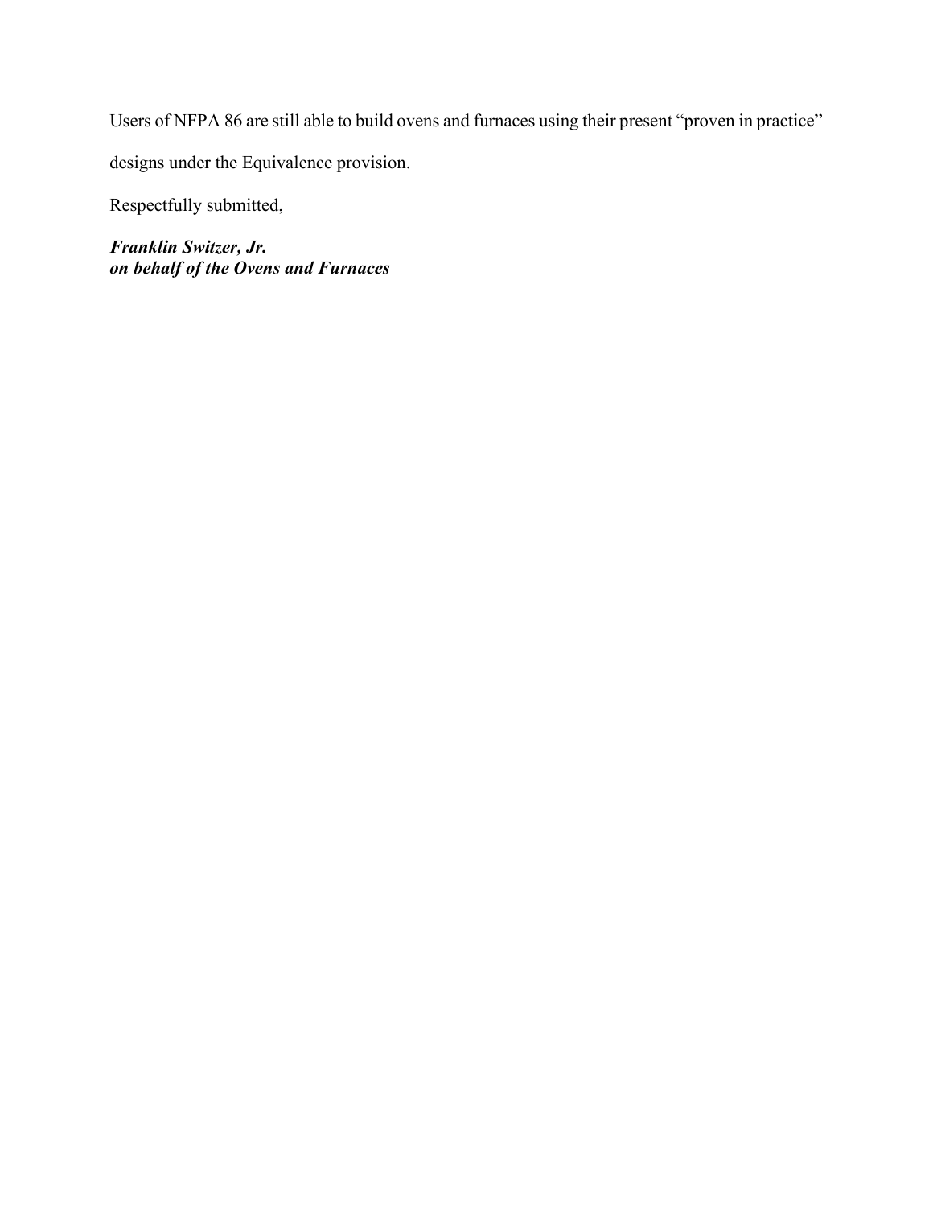Users of NFPA 86 are still able to build ovens and furnaces using their present "proven in practice" designs under the Equivalence provision.

Respectfully submitted,

***Franklin Switzer, Jr.***
***on behalf of the Ovens and Furnaces***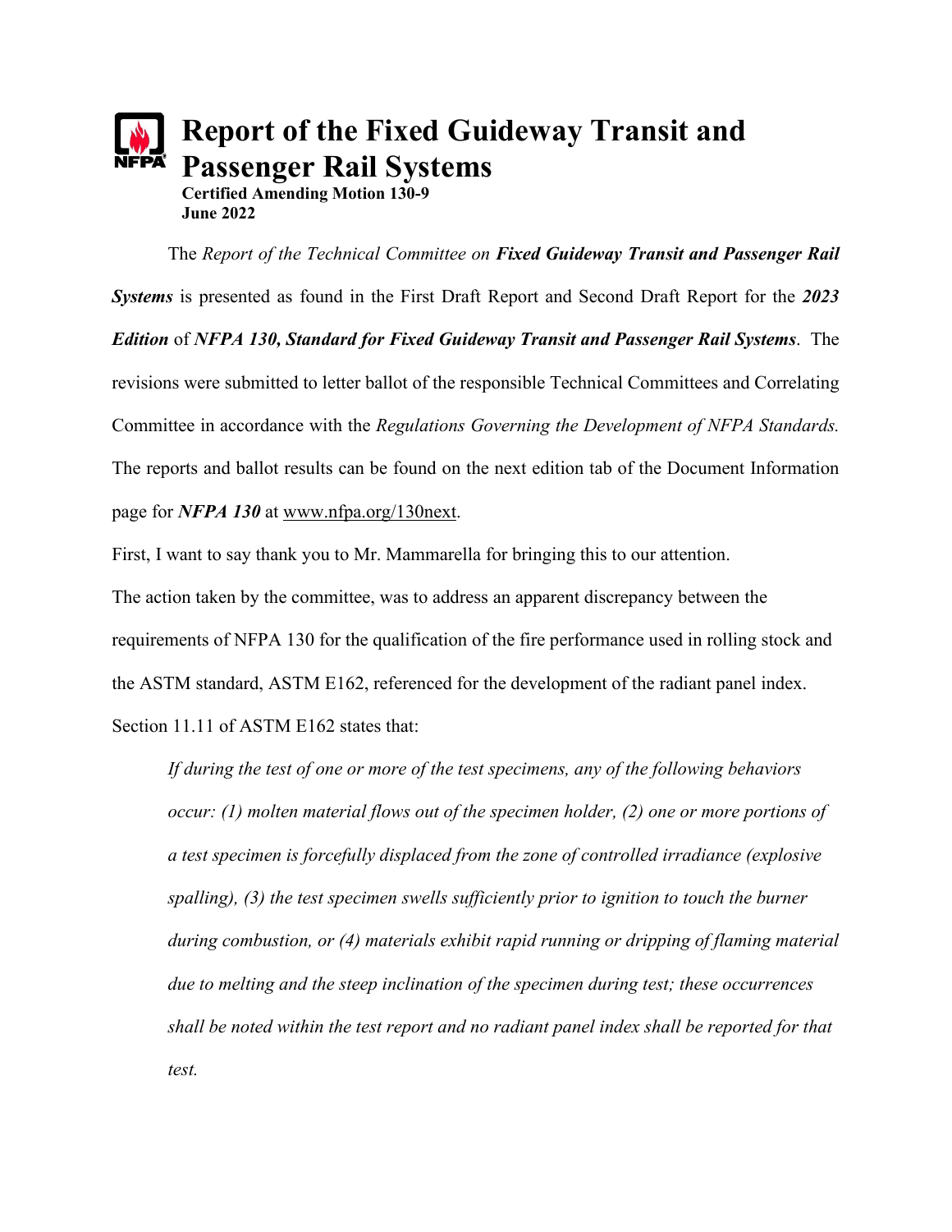# Report of the Fixed Guideway Transit and Passenger Rail Systems

**Certified Amending Motion 130-9**
**June 2022**

The *Report of the Technical Committee on **Fixed Guideway Transit and Passenger Rail Systems*** is presented as found in the First Draft Report and Second Draft Report for the ***2023 Edition*** of ***NFPA 130, Standard for Fixed Guideway Transit and Passenger Rail Systems***. The revisions were submitted to letter ballot of the responsible Technical Committees and Correlating Committee in accordance with the *Regulations Governing the Development of NFPA Standards.* The reports and ballot results can be found on the next edition tab of the Document Information page for ***NFPA 130*** at www.nfpa.org/130next.

First, I want to say thank you to Mr. Mammarella for bringing this to our attention.

The action taken by the committee, was to address an apparent discrepancy between the requirements of NFPA 130 for the qualification of the fire performance used in rolling stock and the ASTM standard, ASTM E162, referenced for the development of the radiant panel index.

Section 11.11 of ASTM E162 states that:

> *If during the test of one or more of the test specimens, any of the following behaviors occur: (1) molten material flows out of the specimen holder, (2) one or more portions of a test specimen is forcefully displaced from the zone of controlled irradiance (explosive spalling), (3) the test specimen swells sufficiently prior to ignition to touch the burner during combustion, or (4) materials exhibit rapid running or dripping of flaming material due to melting and the steep inclination of the specimen during test; these occurrences shall be noted within the test report and no radiant panel index shall be reported for that test.*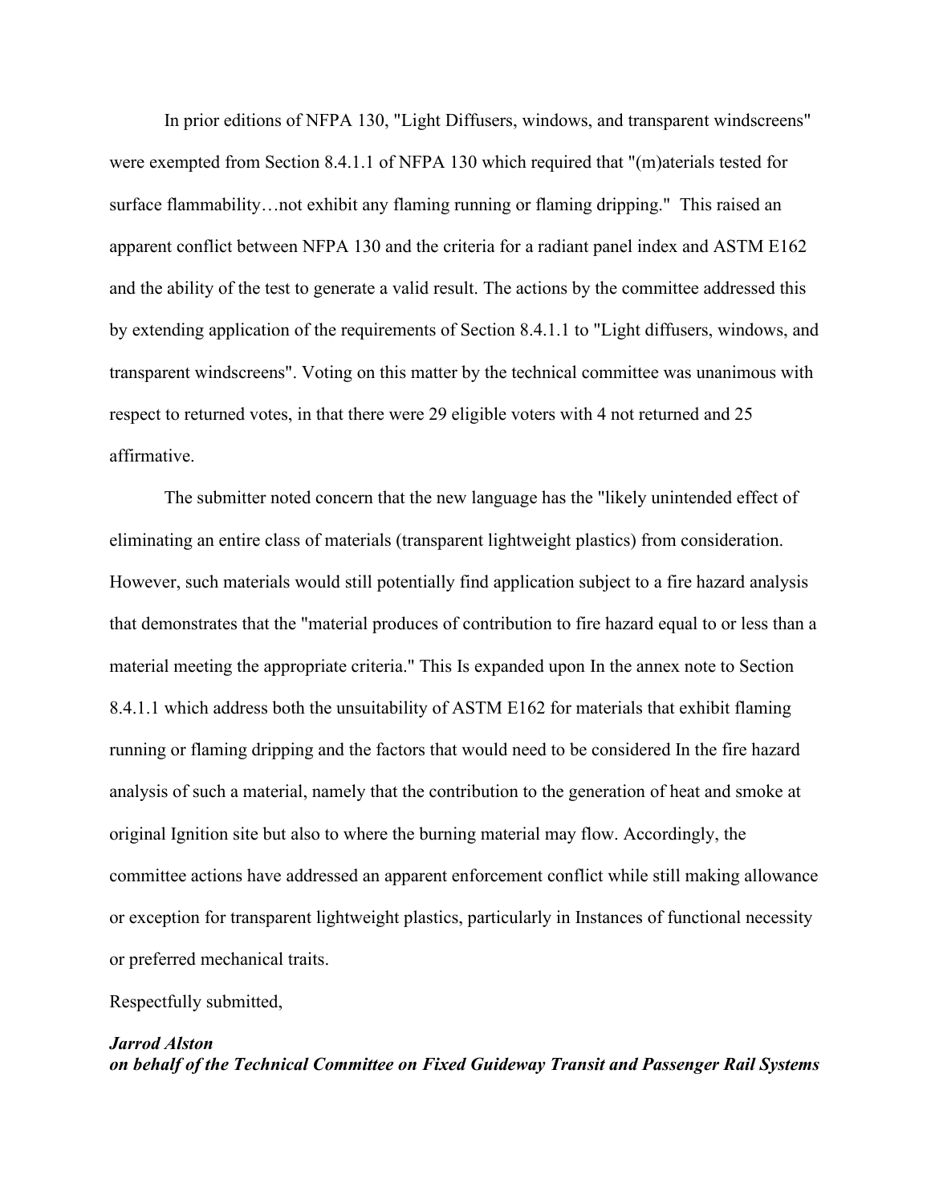In prior editions of NFPA 130, "Light Diffusers, windows, and transparent windscreens" were exempted from Section 8.4.1.1 of NFPA 130 which required that "(m)aterials tested for surface flammability…not exhibit any flaming running or flaming dripping." This raised an apparent conflict between NFPA 130 and the criteria for a radiant panel index and ASTM E162 and the ability of the test to generate a valid result. The actions by the committee addressed this by extending application of the requirements of Section 8.4.1.1 to "Light diffusers, windows, and transparent windscreens". Voting on this matter by the technical committee was unanimous with respect to returned votes, in that there were 29 eligible voters with 4 not returned and 25 affirmative.

The submitter noted concern that the new language has the "likely unintended effect of eliminating an entire class of materials (transparent lightweight plastics) from consideration. However, such materials would still potentially find application subject to a fire hazard analysis that demonstrates that the "material produces of contribution to fire hazard equal to or less than a material meeting the appropriate criteria." This Is expanded upon In the annex note to Section 8.4.1.1 which address both the unsuitability of ASTM E162 for materials that exhibit flaming running or flaming dripping and the factors that would need to be considered In the fire hazard analysis of such a material, namely that the contribution to the generation of heat and smoke at original Ignition site but also to where the burning material may flow. Accordingly, the committee actions have addressed an apparent enforcement conflict while still making allowance or exception for transparent lightweight plastics, particularly in Instances of functional necessity or preferred mechanical traits.

Respectfully submitted,

***Jarrod Alston***
***on behalf of the Technical Committee on Fixed Guideway Transit and Passenger Rail Systems***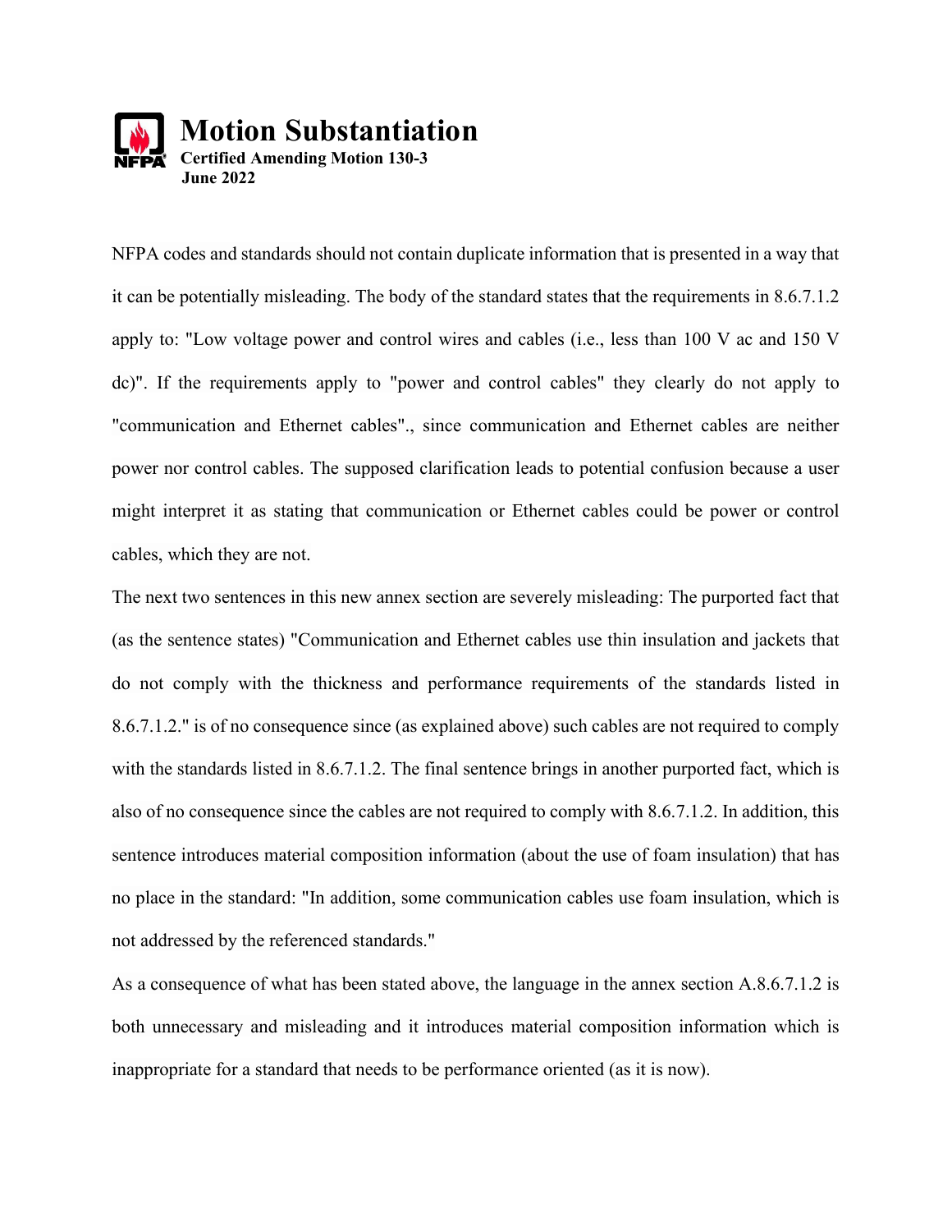# Motion Substantiation

**Certified Amending Motion 130-3**
**June 2022**

NFPA codes and standards should not contain duplicate information that is presented in a way that it can be potentially misleading. The body of the standard states that the requirements in 8.6.7.1.2 apply to: "Low voltage power and control wires and cables (i.e., less than 100 V ac and 150 V dc)". If the requirements apply to "power and control cables" they clearly do not apply to "communication and Ethernet cables"., since communication and Ethernet cables are neither power nor control cables. The supposed clarification leads to potential confusion because a user might interpret it as stating that communication or Ethernet cables could be power or control cables, which they are not.

The next two sentences in this new annex section are severely misleading: The purported fact that (as the sentence states) "Communication and Ethernet cables use thin insulation and jackets that do not comply with the thickness and performance requirements of the standards listed in 8.6.7.1.2." is of no consequence since (as explained above) such cables are not required to comply with the standards listed in 8.6.7.1.2. The final sentence brings in another purported fact, which is also of no consequence since the cables are not required to comply with 8.6.7.1.2. In addition, this sentence introduces material composition information (about the use of foam insulation) that has no place in the standard: "In addition, some communication cables use foam insulation, which is not addressed by the referenced standards."

As a consequence of what has been stated above, the language in the annex section A.8.6.7.1.2 is both unnecessary and misleading and it introduces material composition information which is inappropriate for a standard that needs to be performance oriented (as it is now).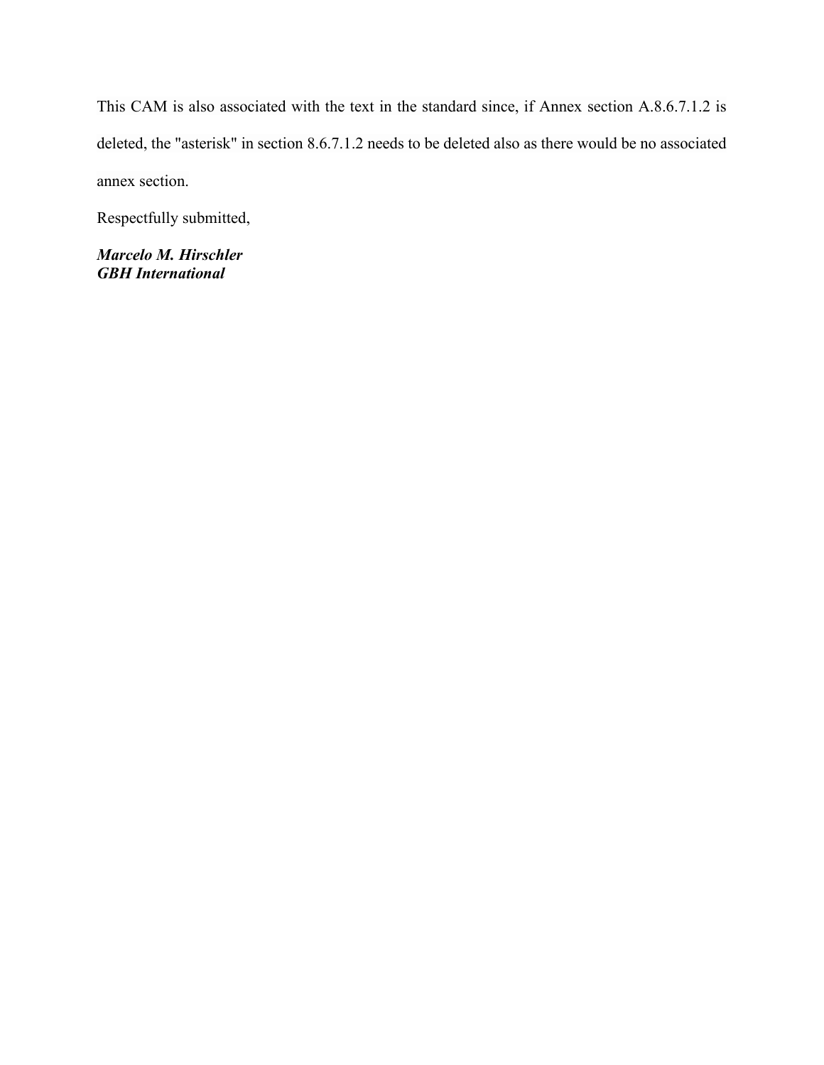This CAM is also associated with the text in the standard since, if Annex section A.8.6.7.1.2 is deleted, the "asterisk" in section 8.6.7.1.2 needs to be deleted also as there would be no associated annex section.

Respectfully submitted,

***Marcelo M. Hirschler***
***GBH International***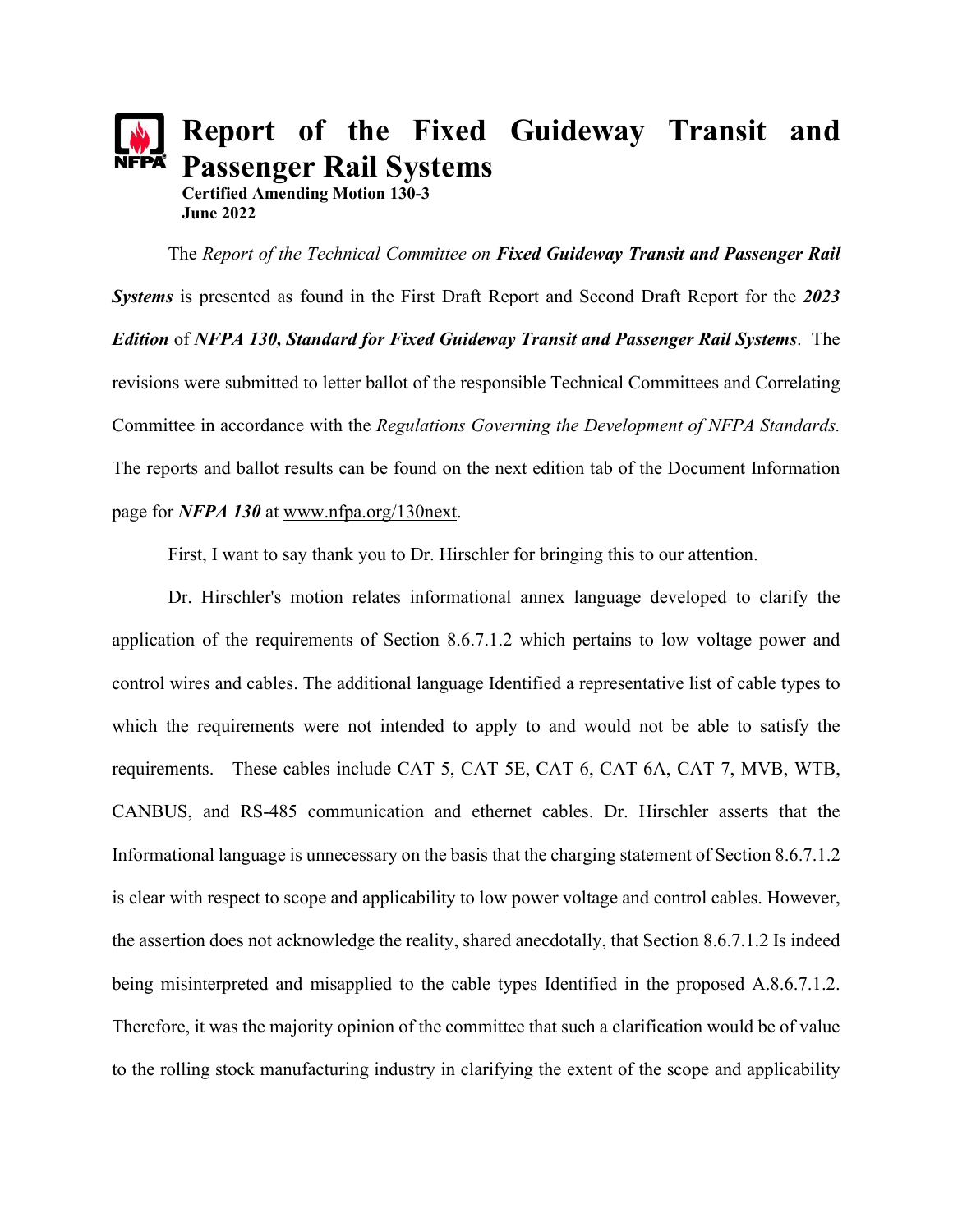# Report of the Fixed Guideway Transit and Passenger Rail Systems

**Certified Amending Motion 130-3**
**June 2022**

The *Report of the Technical Committee on **Fixed Guideway Transit and Passenger Rail Systems*** is presented as found in the First Draft Report and Second Draft Report for the ***2023 Edition*** of ***NFPA 130, Standard for Fixed Guideway Transit and Passenger Rail Systems***. The revisions were submitted to letter ballot of the responsible Technical Committees and Correlating Committee in accordance with the *Regulations Governing the Development of NFPA Standards.* The reports and ballot results can be found on the next edition tab of the Document Information page for ***NFPA 130*** at www.nfpa.org/130next.

First, I want to say thank you to Dr. Hirschler for bringing this to our attention.

Dr. Hirschler's motion relates informational annex language developed to clarify the application of the requirements of Section 8.6.7.1.2 which pertains to low voltage power and control wires and cables. The additional language Identified a representative list of cable types to which the requirements were not intended to apply to and would not be able to satisfy the requirements. These cables include CAT 5, CAT 5E, CAT 6, CAT 6A, CAT 7, MVB, WTB, CANBUS, and RS-485 communication and ethernet cables. Dr. Hirschler asserts that the Informational language is unnecessary on the basis that the charging statement of Section 8.6.7.1.2 is clear with respect to scope and applicability to low power voltage and control cables. However, the assertion does not acknowledge the reality, shared anecdotally, that Section 8.6.7.1.2 Is indeed being misinterpreted and misapplied to the cable types Identified in the proposed A.8.6.7.1.2. Therefore, it was the majority opinion of the committee that such a clarification would be of value to the rolling stock manufacturing industry in clarifying the extent of the scope and applicability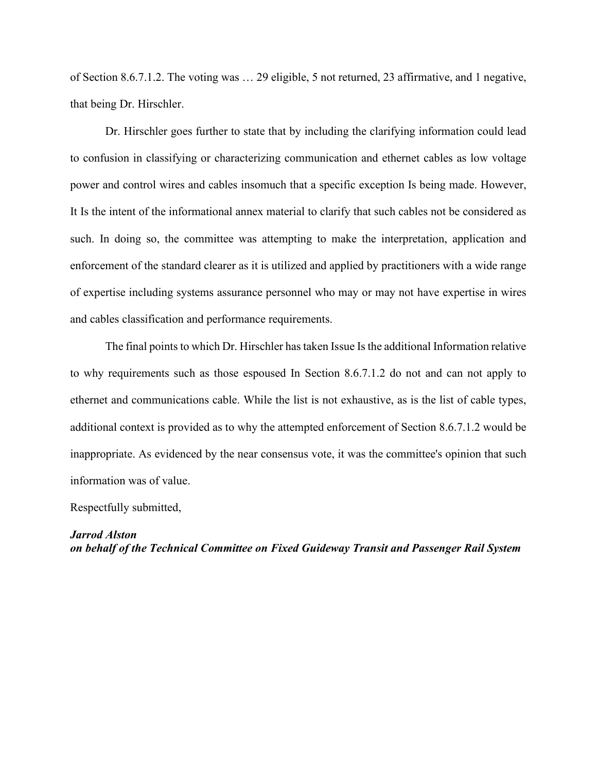of Section 8.6.7.1.2. The voting was … 29 eligible, 5 not returned, 23 affirmative, and 1 negative, that being Dr. Hirschler.

Dr. Hirschler goes further to state that by including the clarifying information could lead to confusion in classifying or characterizing communication and ethernet cables as low voltage power and control wires and cables insomuch that a specific exception Is being made. However, It Is the intent of the informational annex material to clarify that such cables not be considered as such. In doing so, the committee was attempting to make the interpretation, application and enforcement of the standard clearer as it is utilized and applied by practitioners with a wide range of expertise including systems assurance personnel who may or may not have expertise in wires and cables classification and performance requirements.

The final points to which Dr. Hirschler has taken Issue Is the additional Information relative to why requirements such as those espoused In Section 8.6.7.1.2 do not and can not apply to ethernet and communications cable. While the list is not exhaustive, as is the list of cable types, additional context is provided as to why the attempted enforcement of Section 8.6.7.1.2 would be inappropriate. As evidenced by the near consensus vote, it was the committee's opinion that such information was of value.

Respectfully submitted,

***Jarrod Alston***
***on behalf of the Technical Committee on Fixed Guideway Transit and Passenger Rail System***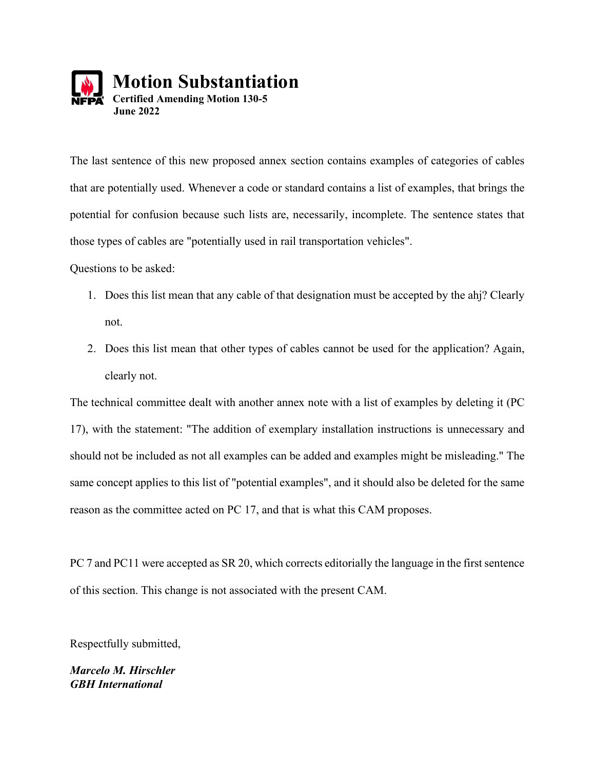# Motion Substantiation

**Certified Amending Motion 130-5**
**June 2022**

The last sentence of this new proposed annex section contains examples of categories of cables that are potentially used. Whenever a code or standard contains a list of examples, that brings the potential for confusion because such lists are, necessarily, incomplete. The sentence states that those types of cables are "potentially used in rail transportation vehicles".

Questions to be asked:

1. Does this list mean that any cable of that designation must be accepted by the ahj? Clearly not.
2. Does this list mean that other types of cables cannot be used for the application? Again, clearly not.

The technical committee dealt with another annex note with a list of examples by deleting it (PC 17), with the statement: "The addition of exemplary installation instructions is unnecessary and should not be included as not all examples can be added and examples might be misleading." The same concept applies to this list of "potential examples", and it should also be deleted for the same reason as the committee acted on PC 17, and that is what this CAM proposes.

PC 7 and PC11 were accepted as SR 20, which corrects editorially the language in the first sentence of this section. This change is not associated with the present CAM.

Respectfully submitted,

***Marcelo M. Hirschler***
***GBH International***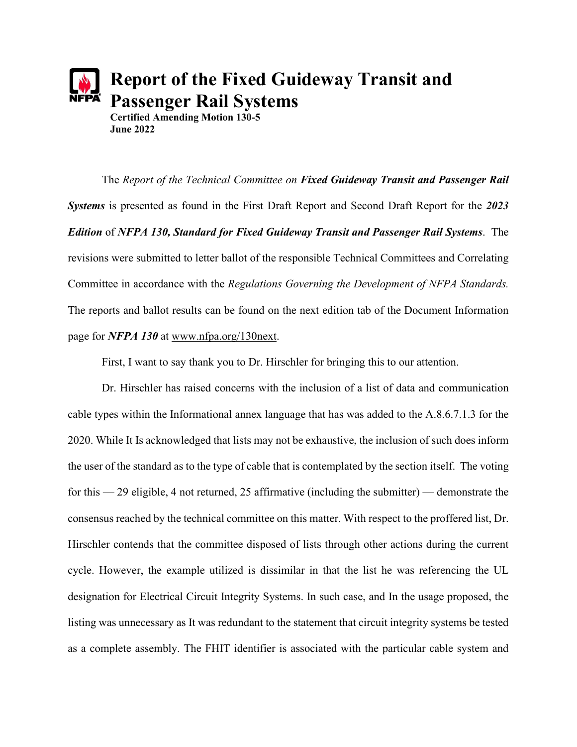# Report of the Fixed Guideway Transit and Passenger Rail Systems

**Certified Amending Motion 130-5**
**June 2022**

The *Report of the Technical Committee on **Fixed Guideway Transit and Passenger Rail Systems*** is presented as found in the First Draft Report and Second Draft Report for the ***2023 Edition*** of ***NFPA 130, Standard for Fixed Guideway Transit and Passenger Rail Systems***. The revisions were submitted to letter ballot of the responsible Technical Committees and Correlating Committee in accordance with the *Regulations Governing the Development of NFPA Standards.* The reports and ballot results can be found on the next edition tab of the Document Information page for ***NFPA 130*** at www.nfpa.org/130next.

First, I want to say thank you to Dr. Hirschler for bringing this to our attention.

Dr. Hirschler has raised concerns with the inclusion of a list of data and communication cable types within the Informational annex language that has was added to the A.8.6.7.1.3 for the 2020. While It Is acknowledged that lists may not be exhaustive, the inclusion of such does inform the user of the standard as to the type of cable that is contemplated by the section itself. The voting for this — 29 eligible, 4 not returned, 25 affirmative (including the submitter) — demonstrate the consensus reached by the technical committee on this matter. With respect to the proffered list, Dr. Hirschler contends that the committee disposed of lists through other actions during the current cycle. However, the example utilized is dissimilar in that the list he was referencing the UL designation for Electrical Circuit Integrity Systems. In such case, and In the usage proposed, the listing was unnecessary as It was redundant to the statement that circuit integrity systems be tested as a complete assembly. The FHIT identifier is associated with the particular cable system and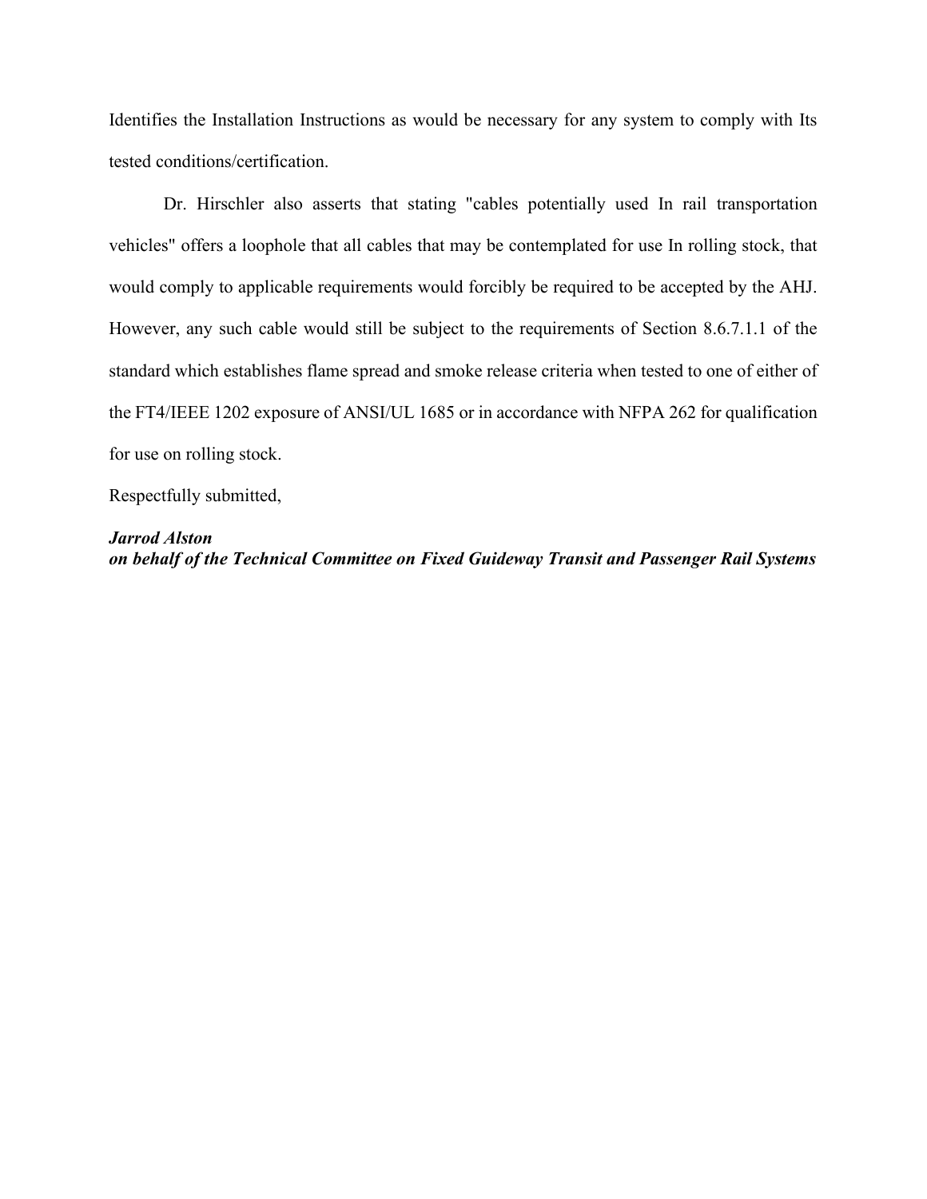Identifies the Installation Instructions as would be necessary for any system to comply with Its tested conditions/certification.

Dr. Hirschler also asserts that stating "cables potentially used In rail transportation vehicles" offers a loophole that all cables that may be contemplated for use In rolling stock, that would comply to applicable requirements would forcibly be required to be accepted by the AHJ. However, any such cable would still be subject to the requirements of Section 8.6.7.1.1 of the standard which establishes flame spread and smoke release criteria when tested to one of either of the FT4/IEEE 1202 exposure of ANSI/UL 1685 or in accordance with NFPA 262 for qualification for use on rolling stock.

Respectfully submitted,

***Jarrod Alston***
***on behalf of the Technical Committee on Fixed Guideway Transit and Passenger Rail Systems***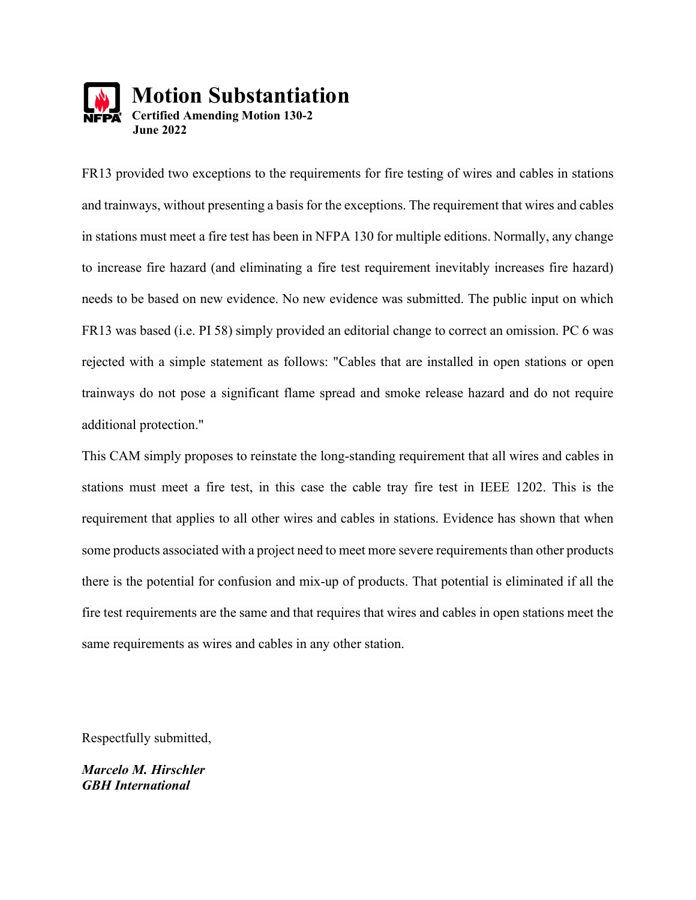# Motion Substantiation

**Certified Amending Motion 130-2**
**June 2022**

FR13 provided two exceptions to the requirements for fire testing of wires and cables in stations and trainways, without presenting a basis for the exceptions. The requirement that wires and cables in stations must meet a fire test has been in NFPA 130 for multiple editions. Normally, any change to increase fire hazard (and eliminating a fire test requirement inevitably increases fire hazard) needs to be based on new evidence. No new evidence was submitted. The public input on which FR13 was based (i.e. PI 58) simply provided an editorial change to correct an omission. PC 6 was rejected with a simple statement as follows: "Cables that are installed in open stations or open trainways do not pose a significant flame spread and smoke release hazard and do not require additional protection."

This CAM simply proposes to reinstate the long-standing requirement that all wires and cables in stations must meet a fire test, in this case the cable tray fire test in IEEE 1202. This is the requirement that applies to all other wires and cables in stations. Evidence has shown that when some products associated with a project need to meet more severe requirements than other products there is the potential for confusion and mix-up of products. That potential is eliminated if all the fire test requirements are the same and that requires that wires and cables in open stations meet the same requirements as wires and cables in any other station.

Respectfully submitted,

***Marcelo M. Hirschler***
***GBH International***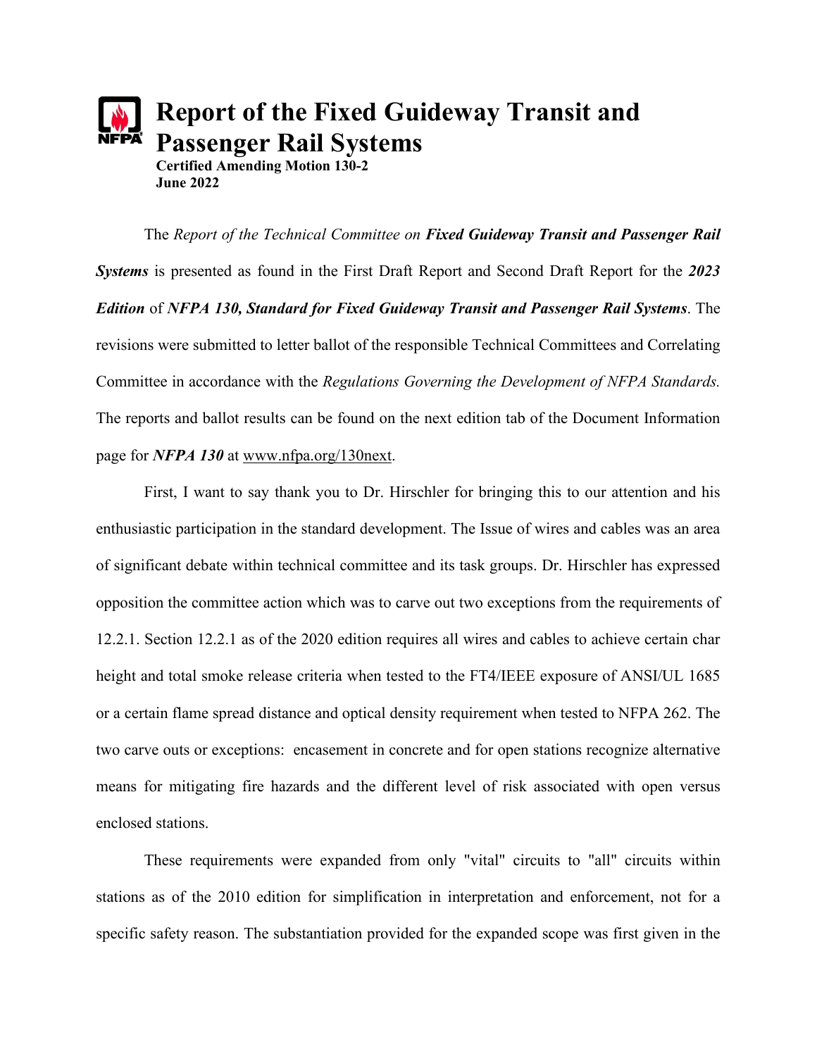# Report of the Fixed Guideway Transit and Passenger Rail Systems

**Certified Amending Motion 130-2**
**June 2022**

The *Report of the Technical Committee on **Fixed Guideway Transit and Passenger Rail Systems*** is presented as found in the First Draft Report and Second Draft Report for the ***2023 Edition*** of ***NFPA 130, Standard for Fixed Guideway Transit and Passenger Rail Systems***. The revisions were submitted to letter ballot of the responsible Technical Committees and Correlating Committee in accordance with the *Regulations Governing the Development of NFPA Standards.* The reports and ballot results can be found on the next edition tab of the Document Information page for ***NFPA 130*** at www.nfpa.org/130next.

First, I want to say thank you to Dr. Hirschler for bringing this to our attention and his enthusiastic participation in the standard development. The Issue of wires and cables was an area of significant debate within technical committee and its task groups. Dr. Hirschler has expressed opposition the committee action which was to carve out two exceptions from the requirements of 12.2.1. Section 12.2.1 as of the 2020 edition requires all wires and cables to achieve certain char height and total smoke release criteria when tested to the FT4/IEEE exposure of ANSI/UL 1685 or a certain flame spread distance and optical density requirement when tested to NFPA 262. The two carve outs or exceptions: encasement in concrete and for open stations recognize alternative means for mitigating fire hazards and the different level of risk associated with open versus enclosed stations.

These requirements were expanded from only "vital" circuits to "all" circuits within stations as of the 2010 edition for simplification in interpretation and enforcement, not for a specific safety reason. The substantiation provided for the expanded scope was first given in the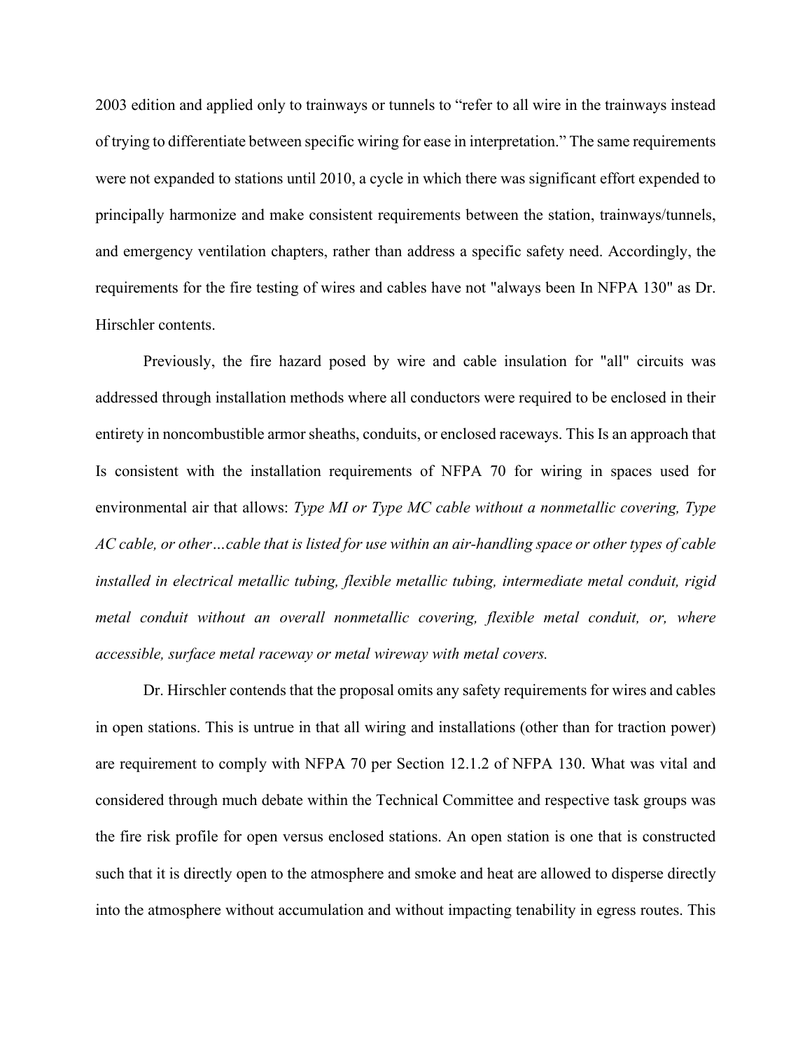2003 edition and applied only to trainways or tunnels to "refer to all wire in the trainways instead of trying to differentiate between specific wiring for ease in interpretation." The same requirements were not expanded to stations until 2010, a cycle in which there was significant effort expended to principally harmonize and make consistent requirements between the station, trainways/tunnels, and emergency ventilation chapters, rather than address a specific safety need. Accordingly, the requirements for the fire testing of wires and cables have not "always been In NFPA 130" as Dr. Hirschler contents.

Previously, the fire hazard posed by wire and cable insulation for "all" circuits was addressed through installation methods where all conductors were required to be enclosed in their entirety in noncombustible armor sheaths, conduits, or enclosed raceways. This Is an approach that Is consistent with the installation requirements of NFPA 70 for wiring in spaces used for environmental air that allows: *Type MI or Type MC cable without a nonmetallic covering, Type AC cable, or other…cable that is listed for use within an air-handling space or other types of cable installed in electrical metallic tubing, flexible metallic tubing, intermediate metal conduit, rigid metal conduit without an overall nonmetallic covering, flexible metal conduit, or, where accessible, surface metal raceway or metal wireway with metal covers.*

Dr. Hirschler contends that the proposal omits any safety requirements for wires and cables in open stations. This is untrue in that all wiring and installations (other than for traction power) are requirement to comply with NFPA 70 per Section 12.1.2 of NFPA 130. What was vital and considered through much debate within the Technical Committee and respective task groups was the fire risk profile for open versus enclosed stations. An open station is one that is constructed such that it is directly open to the atmosphere and smoke and heat are allowed to disperse directly into the atmosphere without accumulation and without impacting tenability in egress routes. This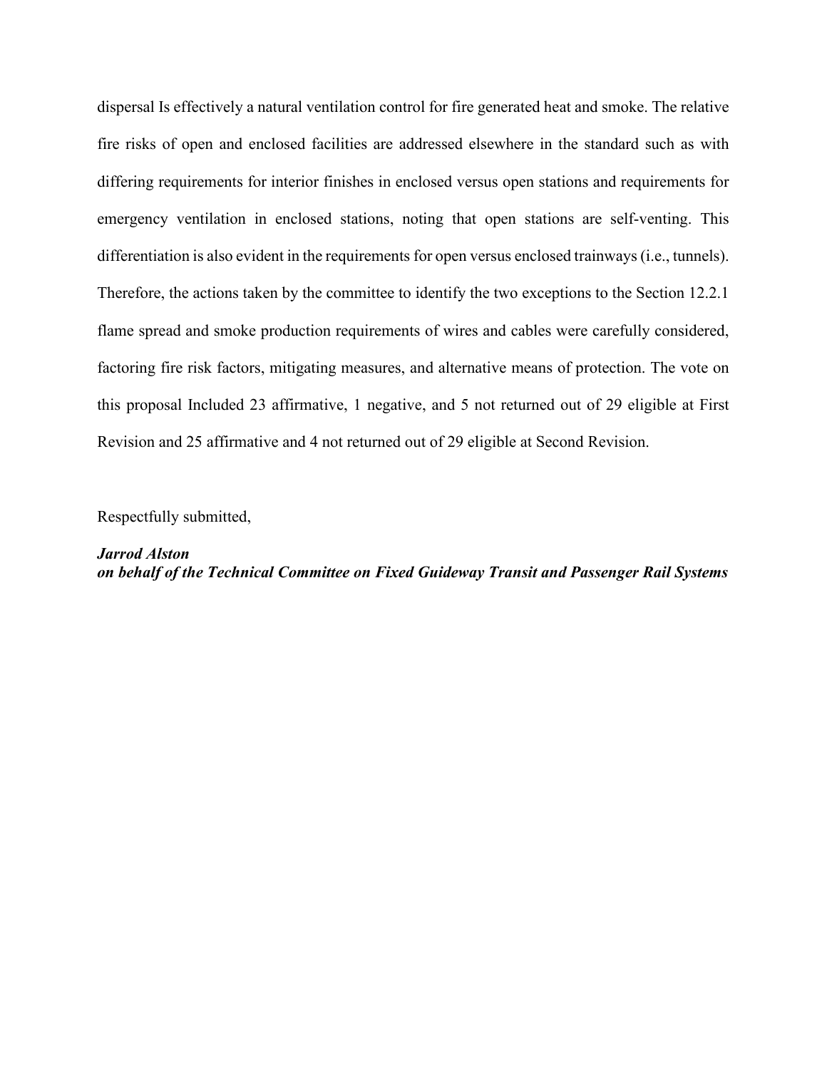dispersal Is effectively a natural ventilation control for fire generated heat and smoke. The relative fire risks of open and enclosed facilities are addressed elsewhere in the standard such as with differing requirements for interior finishes in enclosed versus open stations and requirements for emergency ventilation in enclosed stations, noting that open stations are self-venting. This differentiation is also evident in the requirements for open versus enclosed trainways (i.e., tunnels). Therefore, the actions taken by the committee to identify the two exceptions to the Section 12.2.1 flame spread and smoke production requirements of wires and cables were carefully considered, factoring fire risk factors, mitigating measures, and alternative means of protection. The vote on this proposal Included 23 affirmative, 1 negative, and 5 not returned out of 29 eligible at First Revision and 25 affirmative and 4 not returned out of 29 eligible at Second Revision.

Respectfully submitted,

***Jarrod Alston***
***on behalf of the Technical Committee on Fixed Guideway Transit and Passenger Rail Systems***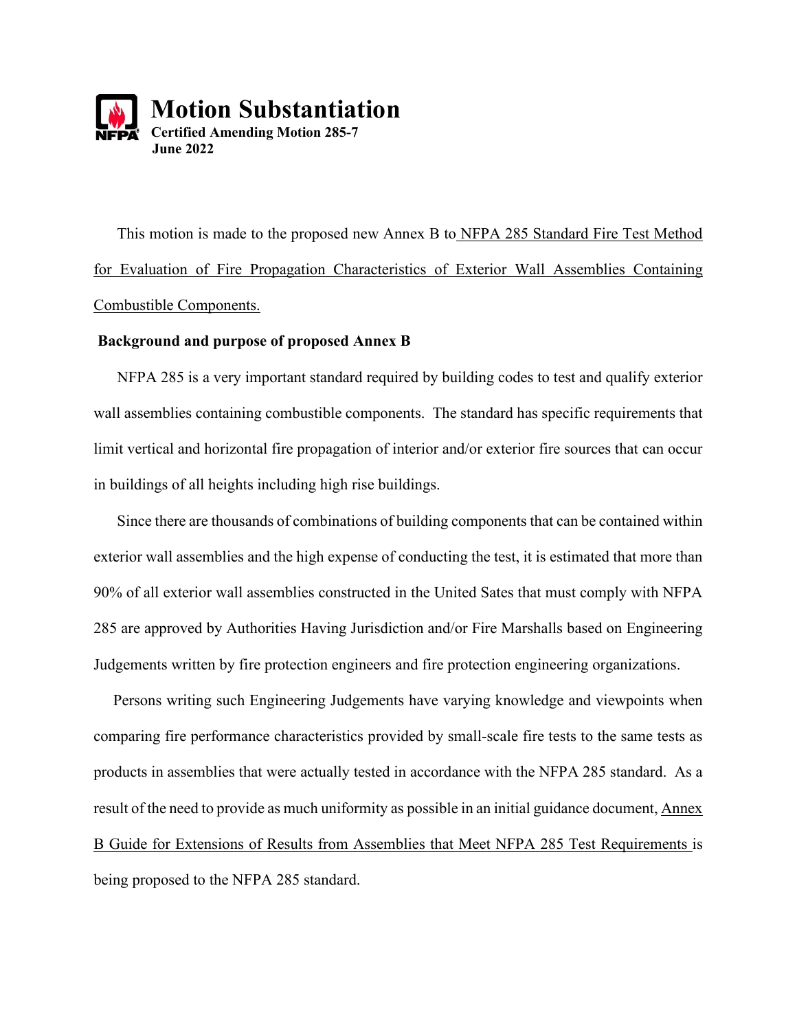# Motion Substantiation

**Certified Amending Motion 285-7**
**June 2022**

This motion is made to the proposed new Annex B to NFPA 285 Standard Fire Test Method for Evaluation of Fire Propagation Characteristics of Exterior Wall Assemblies Containing Combustible Components.

**Background and purpose of proposed Annex B**

NFPA 285 is a very important standard required by building codes to test and qualify exterior wall assemblies containing combustible components. The standard has specific requirements that limit vertical and horizontal fire propagation of interior and/or exterior fire sources that can occur in buildings of all heights including high rise buildings.

Since there are thousands of combinations of building components that can be contained within exterior wall assemblies and the high expense of conducting the test, it is estimated that more than 90% of all exterior wall assemblies constructed in the United Sates that must comply with NFPA 285 are approved by Authorities Having Jurisdiction and/or Fire Marshalls based on Engineering Judgements written by fire protection engineers and fire protection engineering organizations.

Persons writing such Engineering Judgements have varying knowledge and viewpoints when comparing fire performance characteristics provided by small-scale fire tests to the same tests as products in assemblies that were actually tested in accordance with the NFPA 285 standard. As a result of the need to provide as much uniformity as possible in an initial guidance document, Annex B Guide for Extensions of Results from Assemblies that Meet NFPA 285 Test Requirements is being proposed to the NFPA 285 standard.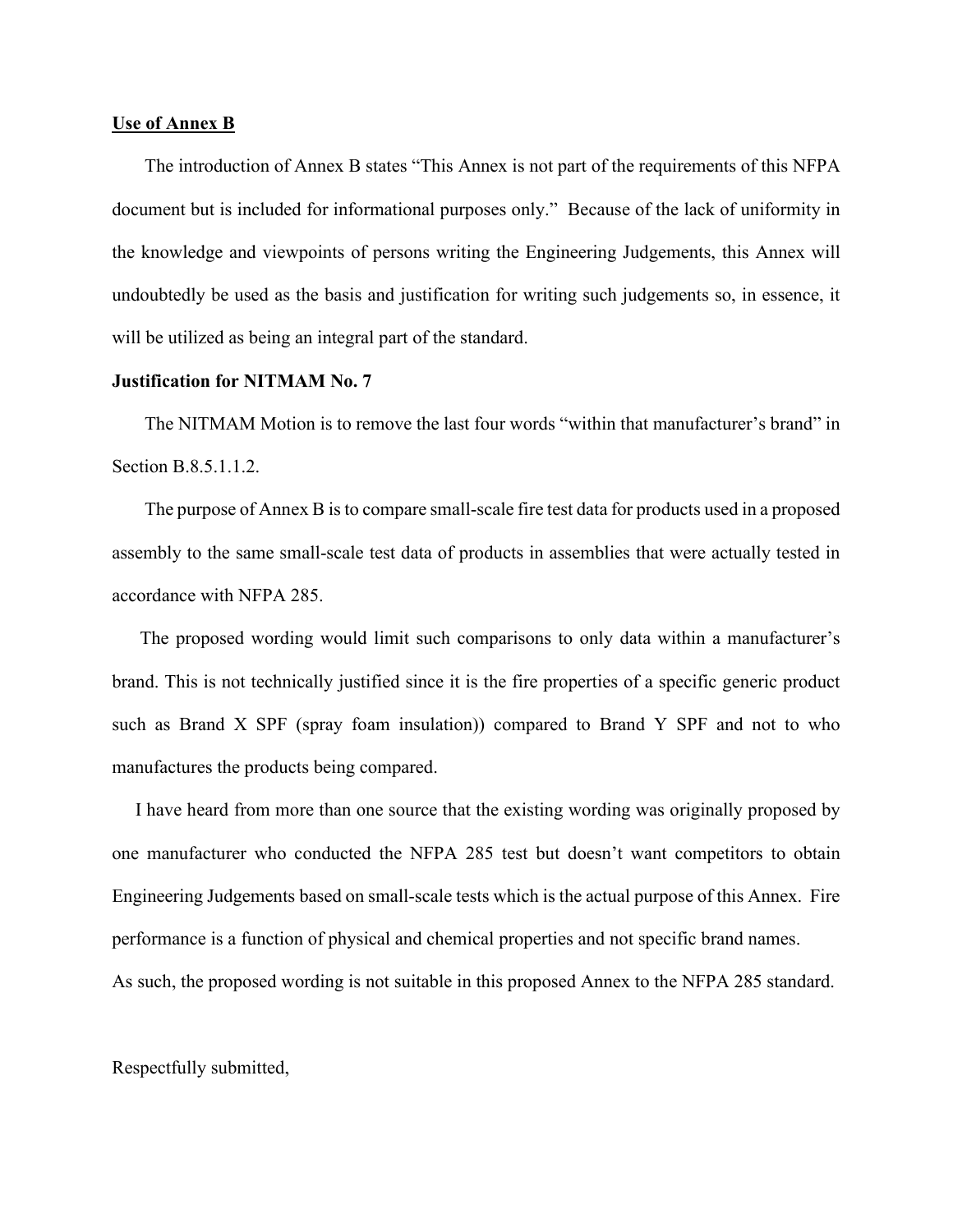<u>**Use of Annex B**</u>

The introduction of Annex B states "This Annex is not part of the requirements of this NFPA document but is included for informational purposes only." Because of the lack of uniformity in the knowledge and viewpoints of persons writing the Engineering Judgements, this Annex will undoubtedly be used as the basis and justification for writing such judgements so, in essence, it will be utilized as being an integral part of the standard.

**Justification for NITMAM No. 7**

The NITMAM Motion is to remove the last four words "within that manufacturer's brand" in Section B.8.5.1.1.2.

The purpose of Annex B is to compare small-scale fire test data for products used in a proposed assembly to the same small-scale test data of products in assemblies that were actually tested in accordance with NFPA 285.

The proposed wording would limit such comparisons to only data within a manufacturer's brand. This is not technically justified since it is the fire properties of a specific generic product such as Brand X SPF (spray foam insulation)) compared to Brand Y SPF and not to who manufactures the products being compared.

I have heard from more than one source that the existing wording was originally proposed by one manufacturer who conducted the NFPA 285 test but doesn't want competitors to obtain Engineering Judgements based on small-scale tests which is the actual purpose of this Annex. Fire performance is a function of physical and chemical properties and not specific brand names.
As such, the proposed wording is not suitable in this proposed Annex to the NFPA 285 standard.

Respectfully submitted,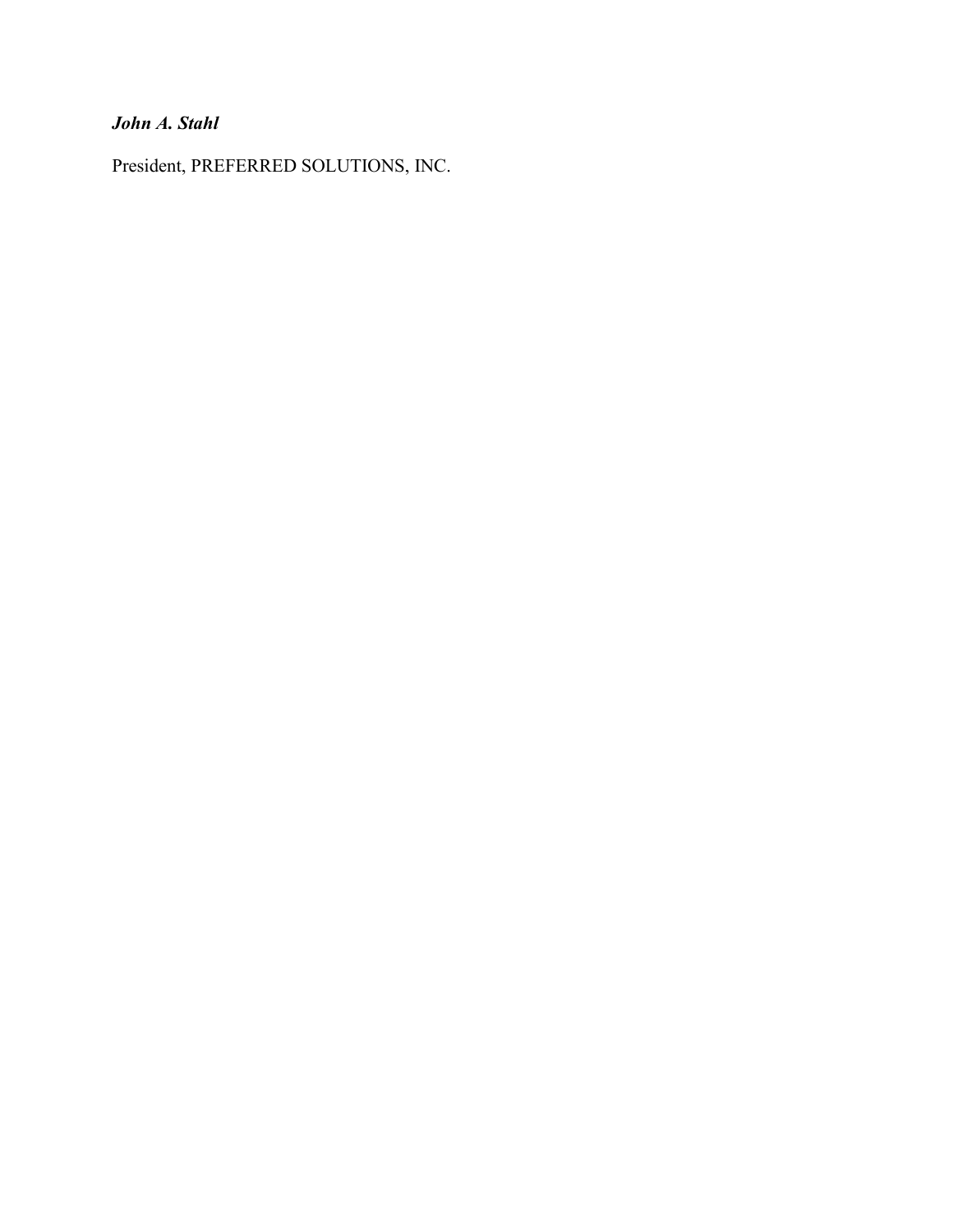***John A. Stahl***

President, PREFERRED SOLUTIONS, INC.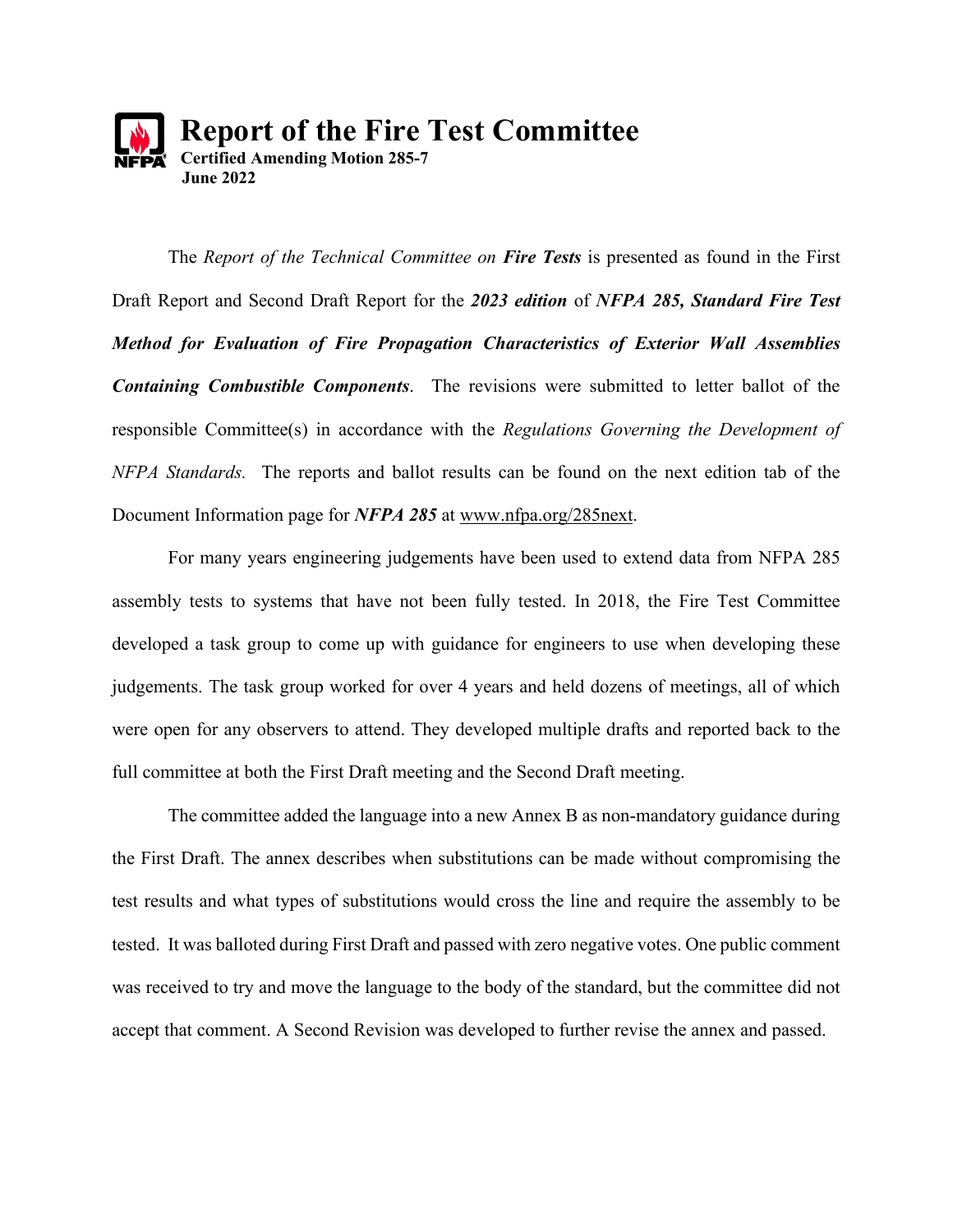# Report of the Fire Test Committee

**Certified Amending Motion 285-7**
**June 2022**

The *Report of the Technical Committee on **Fire Tests*** is presented as found in the First Draft Report and Second Draft Report for the ***2023 edition*** of ***NFPA 285, Standard Fire Test Method for Evaluation of Fire Propagation Characteristics of Exterior Wall Assemblies Containing Combustible Components***. The revisions were submitted to letter ballot of the responsible Committee(s) in accordance with the *Regulations Governing the Development of NFPA Standards.* The reports and ballot results can be found on the next edition tab of the Document Information page for ***NFPA 285*** at www.nfpa.org/285next.

For many years engineering judgements have been used to extend data from NFPA 285 assembly tests to systems that have not been fully tested. In 2018, the Fire Test Committee developed a task group to come up with guidance for engineers to use when developing these judgements. The task group worked for over 4 years and held dozens of meetings, all of which were open for any observers to attend. They developed multiple drafts and reported back to the full committee at both the First Draft meeting and the Second Draft meeting.

The committee added the language into a new Annex B as non-mandatory guidance during the First Draft. The annex describes when substitutions can be made without compromising the test results and what types of substitutions would cross the line and require the assembly to be tested. It was balloted during First Draft and passed with zero negative votes. One public comment was received to try and move the language to the body of the standard, but the committee did not accept that comment. A Second Revision was developed to further revise the annex and passed.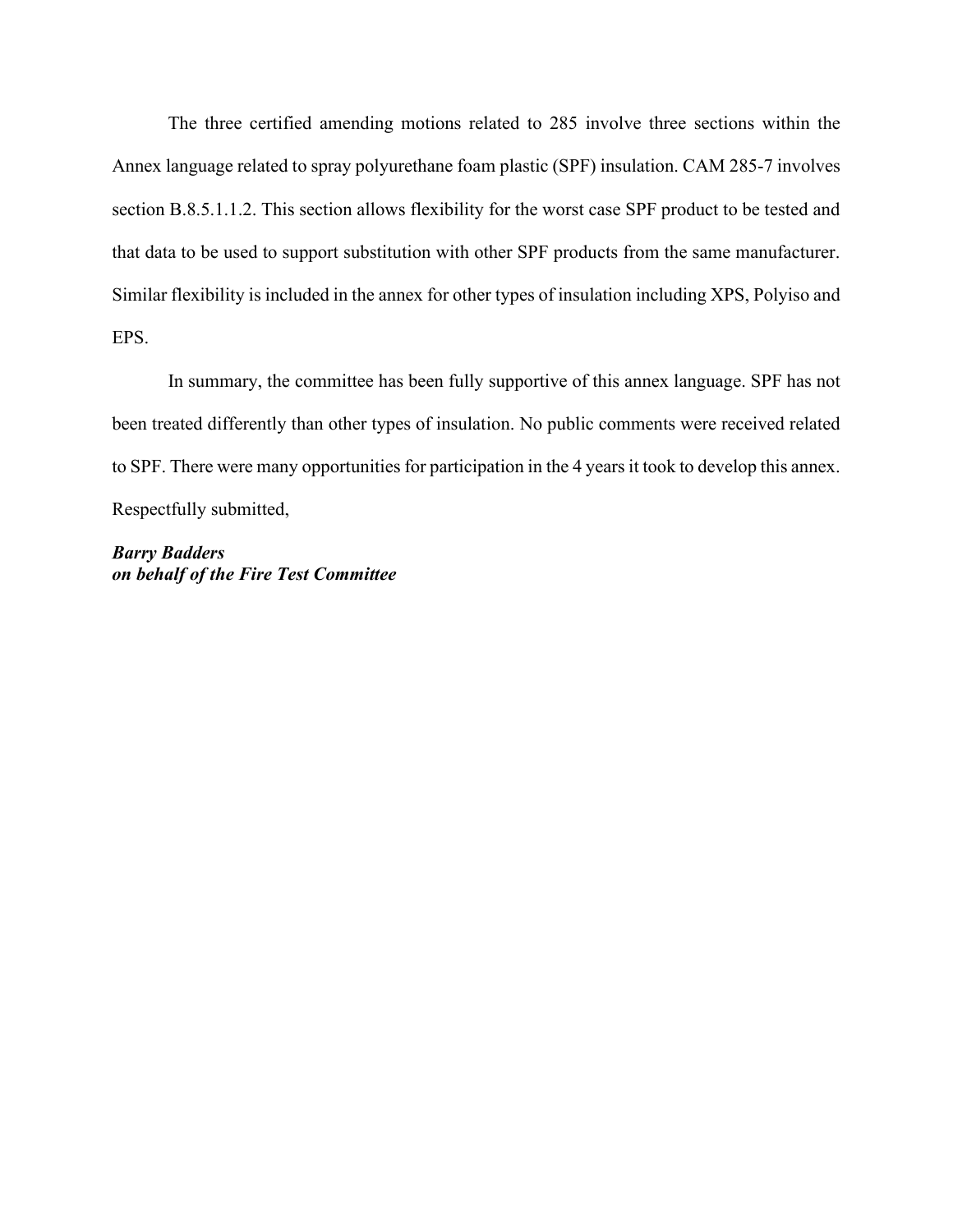The three certified amending motions related to 285 involve three sections within the Annex language related to spray polyurethane foam plastic (SPF) insulation. CAM 285-7 involves section B.8.5.1.1.2. This section allows flexibility for the worst case SPF product to be tested and that data to be used to support substitution with other SPF products from the same manufacturer. Similar flexibility is included in the annex for other types of insulation including XPS, Polyiso and EPS.

In summary, the committee has been fully supportive of this annex language. SPF has not been treated differently than other types of insulation. No public comments were received related to SPF. There were many opportunities for participation in the 4 years it took to develop this annex.

Respectfully submitted,

***Barry Badders***
***on behalf of the Fire Test Committee***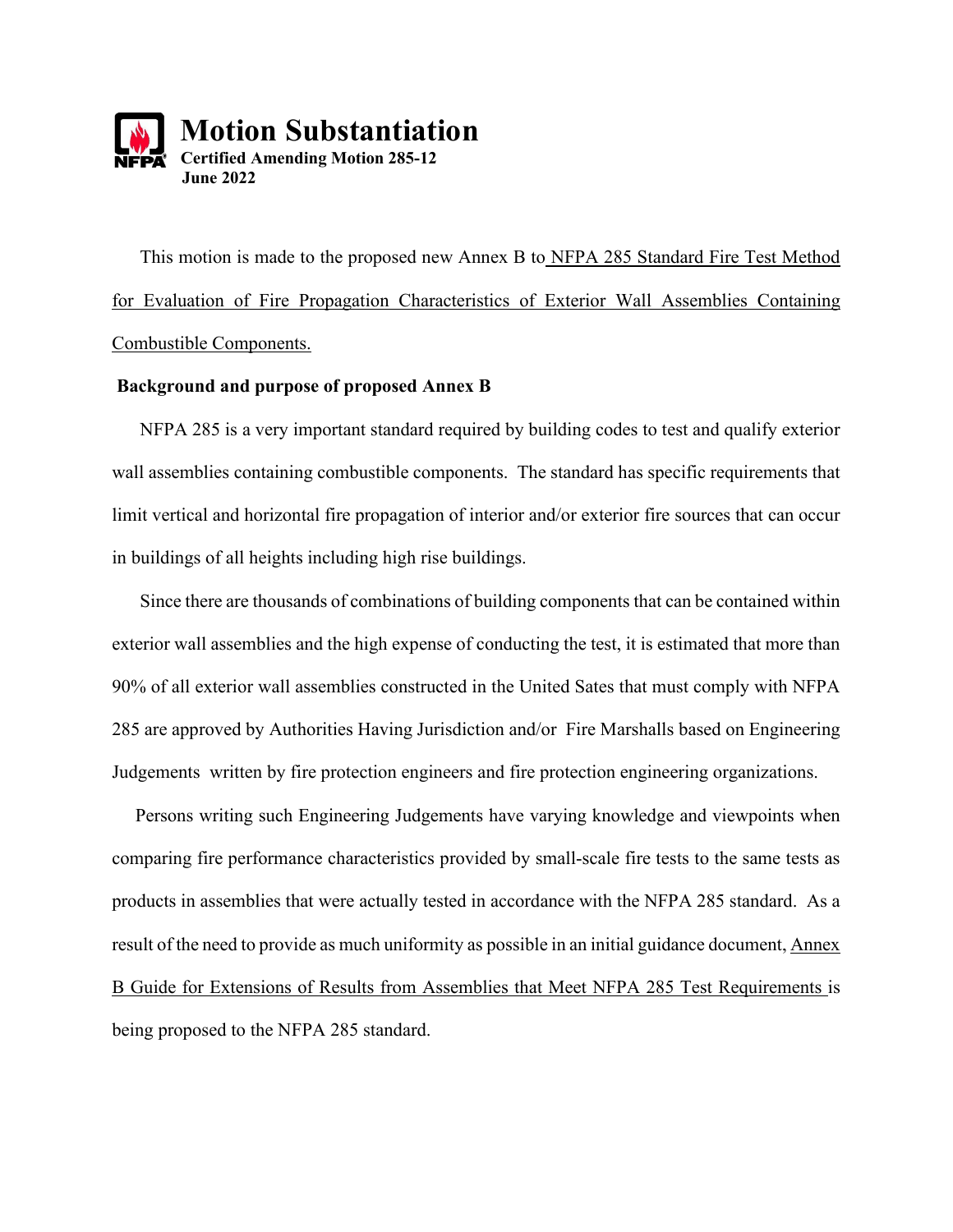# Motion Substantiation

**Certified Amending Motion 285-12**
**June 2022**

This motion is made to the proposed new Annex B to NFPA 285 Standard Fire Test Method for Evaluation of Fire Propagation Characteristics of Exterior Wall Assemblies Containing Combustible Components.

**Background and purpose of proposed Annex B**

NFPA 285 is a very important standard required by building codes to test and qualify exterior wall assemblies containing combustible components. The standard has specific requirements that limit vertical and horizontal fire propagation of interior and/or exterior fire sources that can occur in buildings of all heights including high rise buildings.

Since there are thousands of combinations of building components that can be contained within exterior wall assemblies and the high expense of conducting the test, it is estimated that more than 90% of all exterior wall assemblies constructed in the United Sates that must comply with NFPA 285 are approved by Authorities Having Jurisdiction and/or Fire Marshalls based on Engineering Judgements written by fire protection engineers and fire protection engineering organizations.

Persons writing such Engineering Judgements have varying knowledge and viewpoints when comparing fire performance characteristics provided by small-scale fire tests to the same tests as products in assemblies that were actually tested in accordance with the NFPA 285 standard. As a result of the need to provide as much uniformity as possible in an initial guidance document, Annex B Guide for Extensions of Results from Assemblies that Meet NFPA 285 Test Requirements is being proposed to the NFPA 285 standard.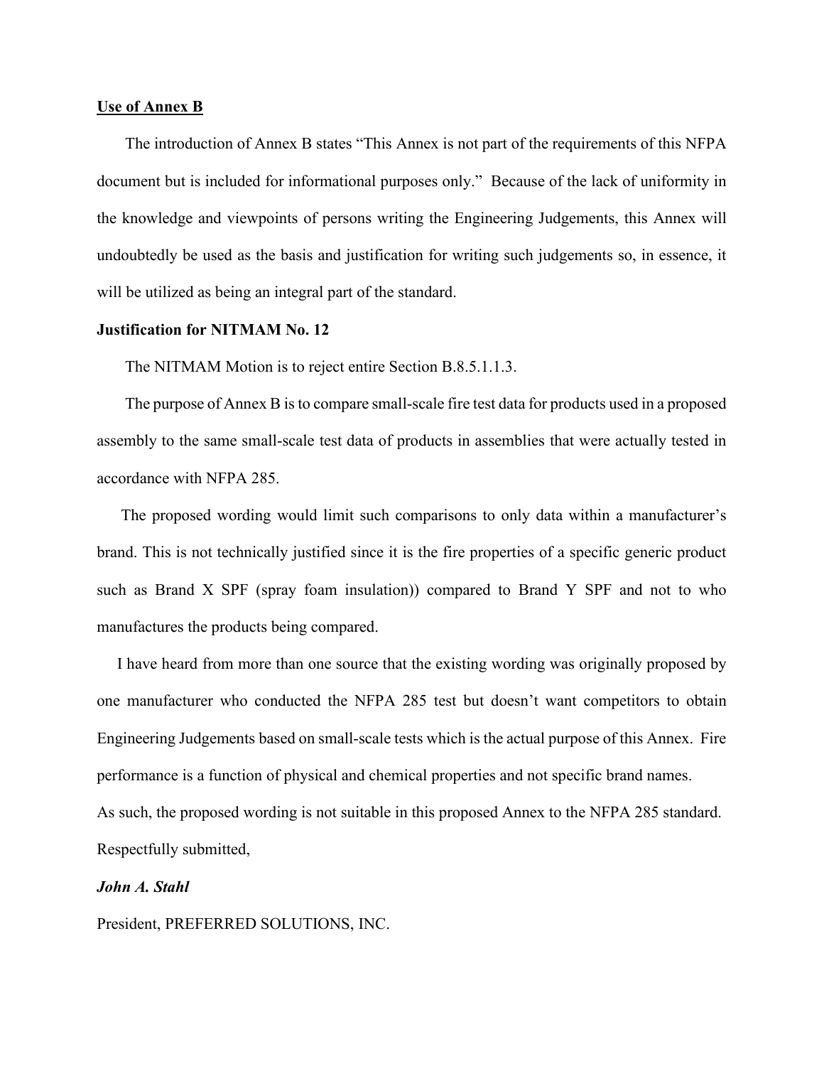<u>**Use of Annex B**</u>

The introduction of Annex B states "This Annex is not part of the requirements of this NFPA document but is included for informational purposes only." Because of the lack of uniformity in the knowledge and viewpoints of persons writing the Engineering Judgements, this Annex will undoubtedly be used as the basis and justification for writing such judgements so, in essence, it will be utilized as being an integral part of the standard.

**Justification for NITMAM No. 12**

The NITMAM Motion is to reject entire Section B.8.5.1.1.3.

The purpose of Annex B is to compare small-scale fire test data for products used in a proposed assembly to the same small-scale test data of products in assemblies that were actually tested in accordance with NFPA 285.

The proposed wording would limit such comparisons to only data within a manufacturer's brand. This is not technically justified since it is the fire properties of a specific generic product such as Brand X SPF (spray foam insulation)) compared to Brand Y SPF and not to who manufactures the products being compared.

I have heard from more than one source that the existing wording was originally proposed by one manufacturer who conducted the NFPA 285 test but doesn't want competitors to obtain Engineering Judgements based on small-scale tests which is the actual purpose of this Annex. Fire performance is a function of physical and chemical properties and not specific brand names.

As such, the proposed wording is not suitable in this proposed Annex to the NFPA 285 standard.

Respectfully submitted,

***John A. Stahl***

President, PREFERRED SOLUTIONS, INC.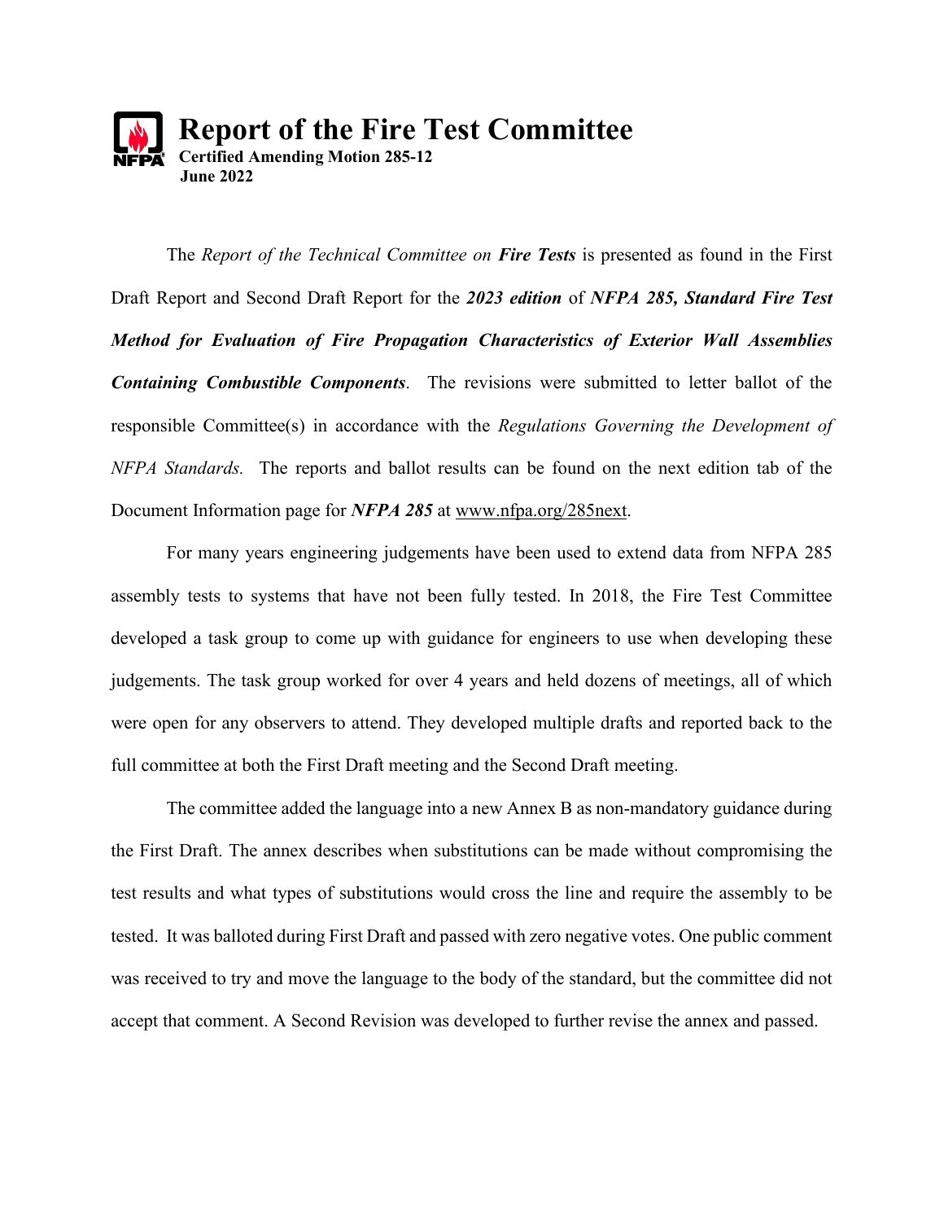# Report of the Fire Test Committee

**Certified Amending Motion 285-12**
**June 2022**

The *Report of the Technical Committee on* ***Fire Tests*** is presented as found in the First Draft Report and Second Draft Report for the ***2023 edition*** of ***NFPA 285, Standard Fire Test Method for Evaluation of Fire Propagation Characteristics of Exterior Wall Assemblies Containing Combustible Components***. The revisions were submitted to letter ballot of the responsible Committee(s) in accordance with the *Regulations Governing the Development of NFPA Standards.* The reports and ballot results can be found on the next edition tab of the Document Information page for ***NFPA 285*** at www.nfpa.org/285next.

For many years engineering judgements have been used to extend data from NFPA 285 assembly tests to systems that have not been fully tested. In 2018, the Fire Test Committee developed a task group to come up with guidance for engineers to use when developing these judgements. The task group worked for over 4 years and held dozens of meetings, all of which were open for any observers to attend. They developed multiple drafts and reported back to the full committee at both the First Draft meeting and the Second Draft meeting.

The committee added the language into a new Annex B as non-mandatory guidance during the First Draft. The annex describes when substitutions can be made without compromising the test results and what types of substitutions would cross the line and require the assembly to be tested. It was balloted during First Draft and passed with zero negative votes. One public comment was received to try and move the language to the body of the standard, but the committee did not accept that comment. A Second Revision was developed to further revise the annex and passed.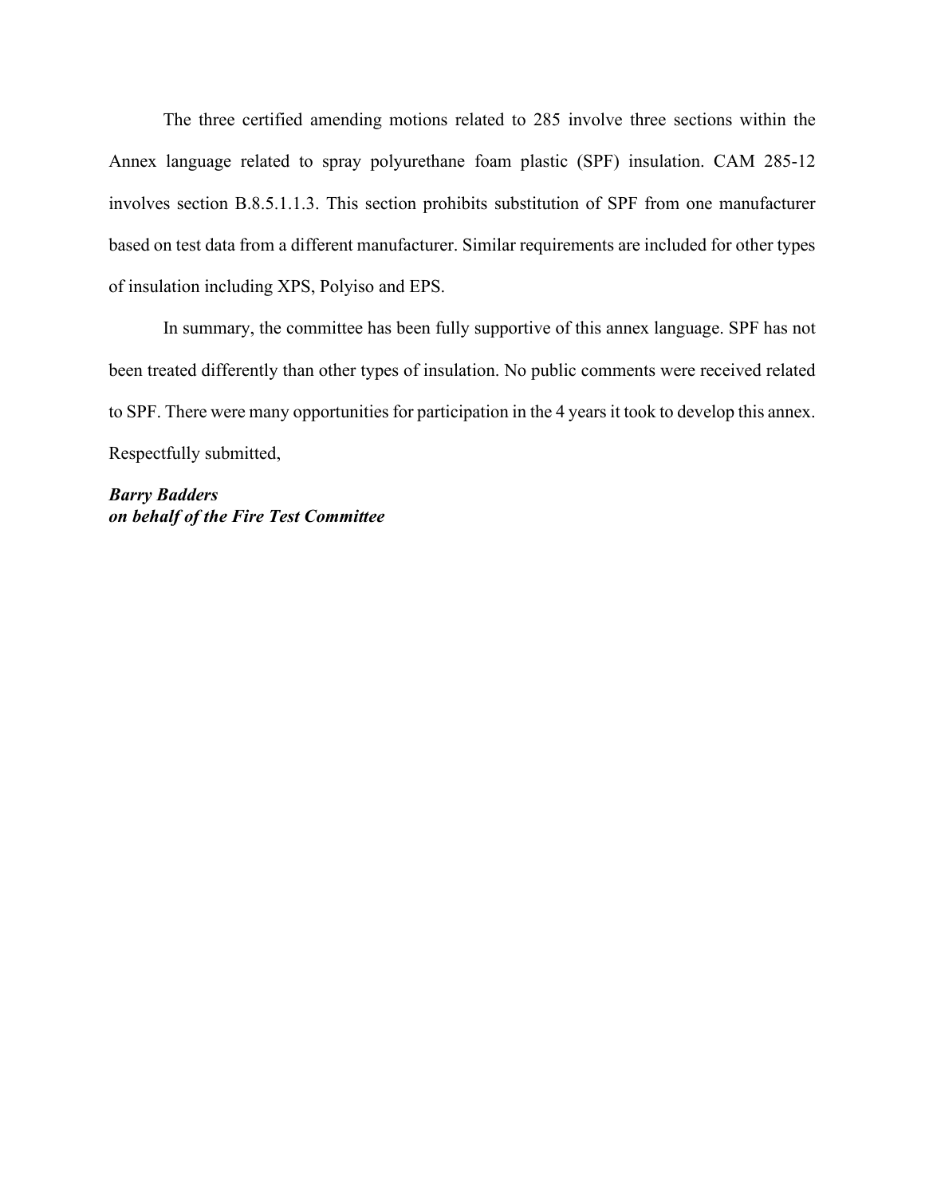The three certified amending motions related to 285 involve three sections within the Annex language related to spray polyurethane foam plastic (SPF) insulation. CAM 285-12 involves section B.8.5.1.1.3. This section prohibits substitution of SPF from one manufacturer based on test data from a different manufacturer. Similar requirements are included for other types of insulation including XPS, Polyiso and EPS.

In summary, the committee has been fully supportive of this annex language. SPF has not been treated differently than other types of insulation. No public comments were received related to SPF. There were many opportunities for participation in the 4 years it took to develop this annex.

Respectfully submitted,

***Barry Badders***
***on behalf of the Fire Test Committee***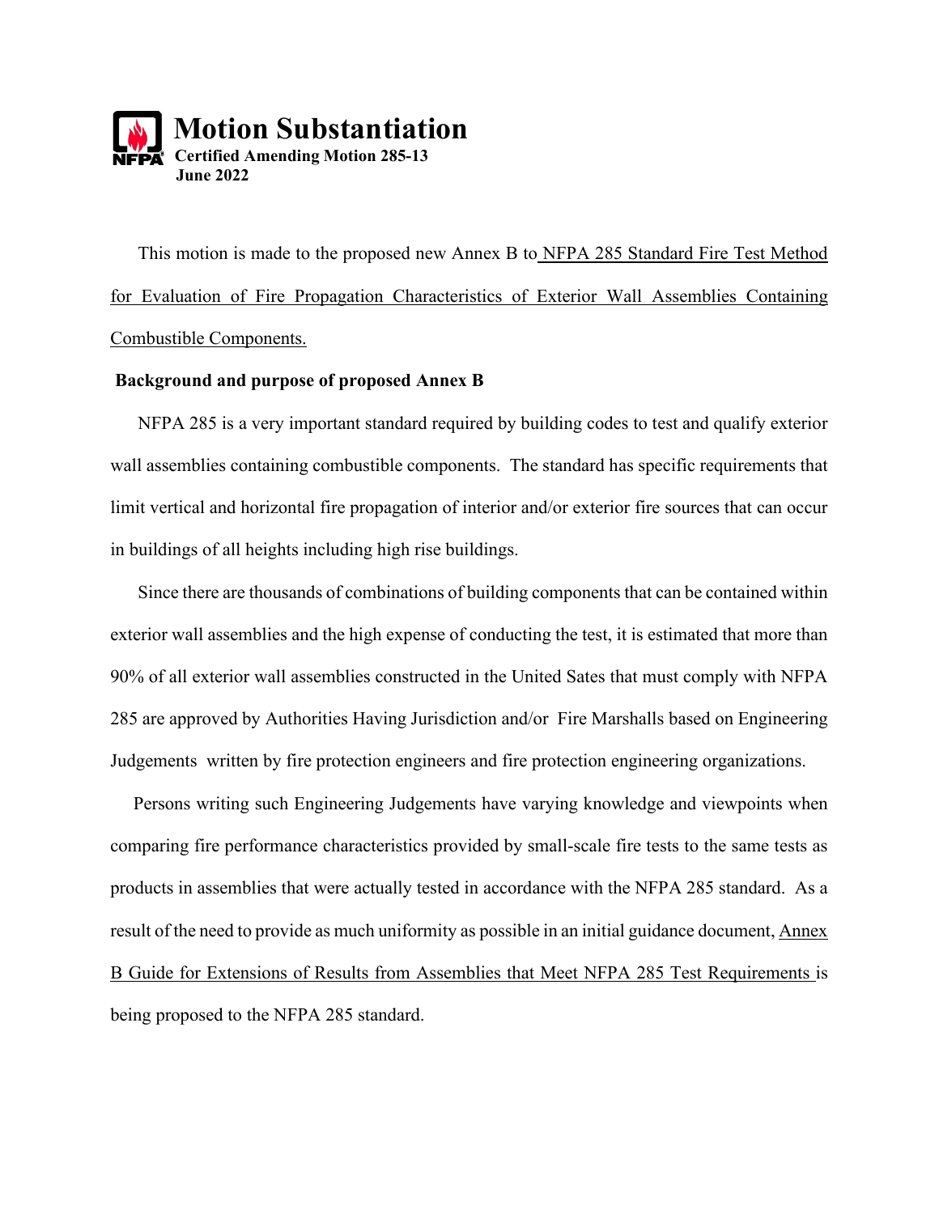# Motion Substantiation

**Certified Amending Motion 285-13**
**June 2022**

This motion is made to the proposed new Annex B to NFPA 285 Standard Fire Test Method for Evaluation of Fire Propagation Characteristics of Exterior Wall Assemblies Containing Combustible Components.

**Background and purpose of proposed Annex B**

NFPA 285 is a very important standard required by building codes to test and qualify exterior wall assemblies containing combustible components. The standard has specific requirements that limit vertical and horizontal fire propagation of interior and/or exterior fire sources that can occur in buildings of all heights including high rise buildings.

Since there are thousands of combinations of building components that can be contained within exterior wall assemblies and the high expense of conducting the test, it is estimated that more than 90% of all exterior wall assemblies constructed in the United Sates that must comply with NFPA 285 are approved by Authorities Having Jurisdiction and/or Fire Marshalls based on Engineering Judgements written by fire protection engineers and fire protection engineering organizations.

Persons writing such Engineering Judgements have varying knowledge and viewpoints when comparing fire performance characteristics provided by small-scale fire tests to the same tests as products in assemblies that were actually tested in accordance with the NFPA 285 standard. As a result of the need to provide as much uniformity as possible in an initial guidance document, Annex B Guide for Extensions of Results from Assemblies that Meet NFPA 285 Test Requirements is being proposed to the NFPA 285 standard.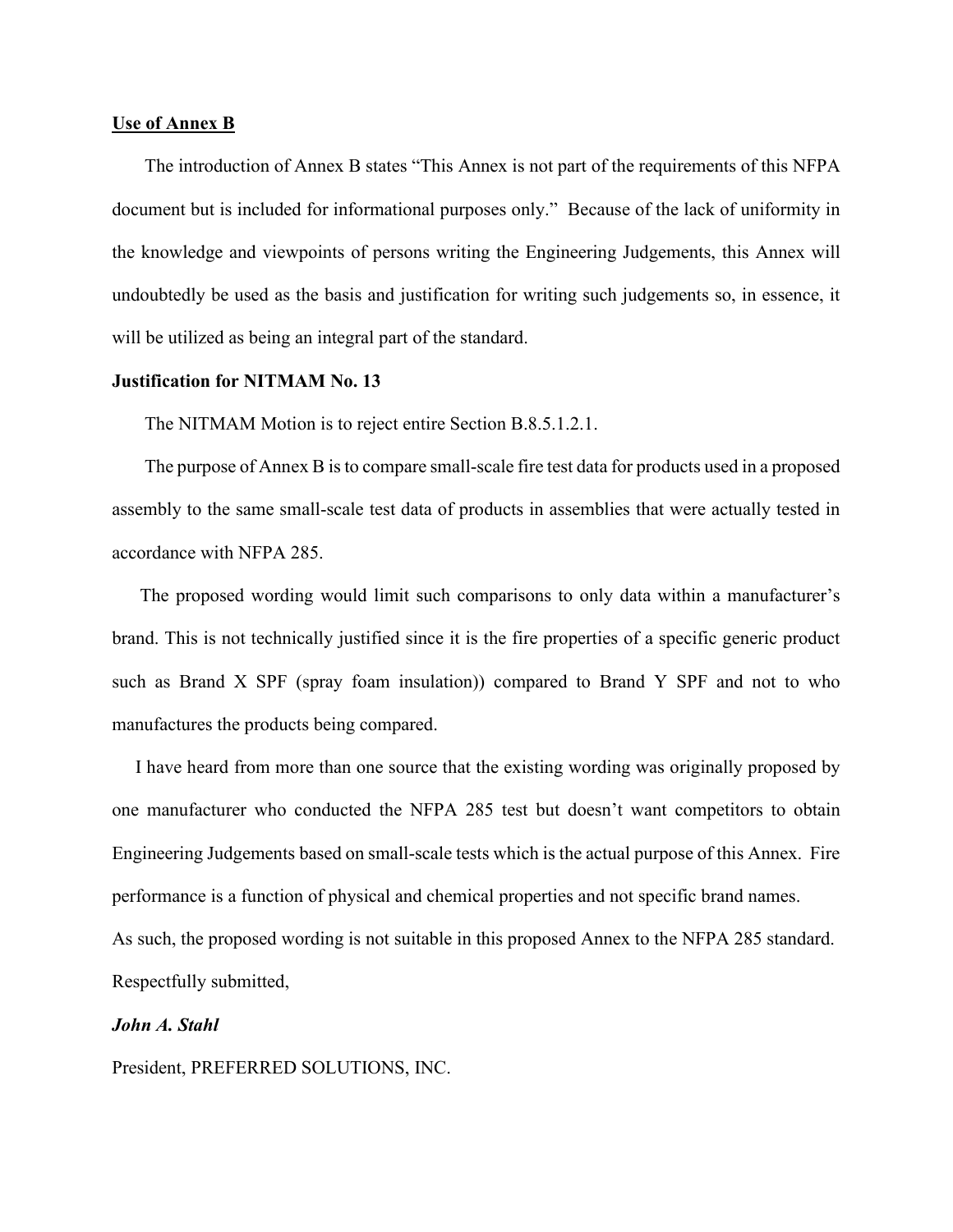__Use of Annex B__

The introduction of Annex B states "This Annex is not part of the requirements of this NFPA document but is included for informational purposes only." Because of the lack of uniformity in the knowledge and viewpoints of persons writing the Engineering Judgements, this Annex will undoubtedly be used as the basis and justification for writing such judgements so, in essence, it will be utilized as being an integral part of the standard.

**Justification for NITMAM No. 13**

The NITMAM Motion is to reject entire Section B.8.5.1.2.1.

The purpose of Annex B is to compare small-scale fire test data for products used in a proposed assembly to the same small-scale test data of products in assemblies that were actually tested in accordance with NFPA 285.

The proposed wording would limit such comparisons to only data within a manufacturer's brand. This is not technically justified since it is the fire properties of a specific generic product such as Brand X SPF (spray foam insulation)) compared to Brand Y SPF and not to who manufactures the products being compared.

I have heard from more than one source that the existing wording was originally proposed by one manufacturer who conducted the NFPA 285 test but doesn't want competitors to obtain Engineering Judgements based on small-scale tests which is the actual purpose of this Annex. Fire performance is a function of physical and chemical properties and not specific brand names.

As such, the proposed wording is not suitable in this proposed Annex to the NFPA 285 standard.

Respectfully submitted,

***John A. Stahl***

President, PREFERRED SOLUTIONS, INC.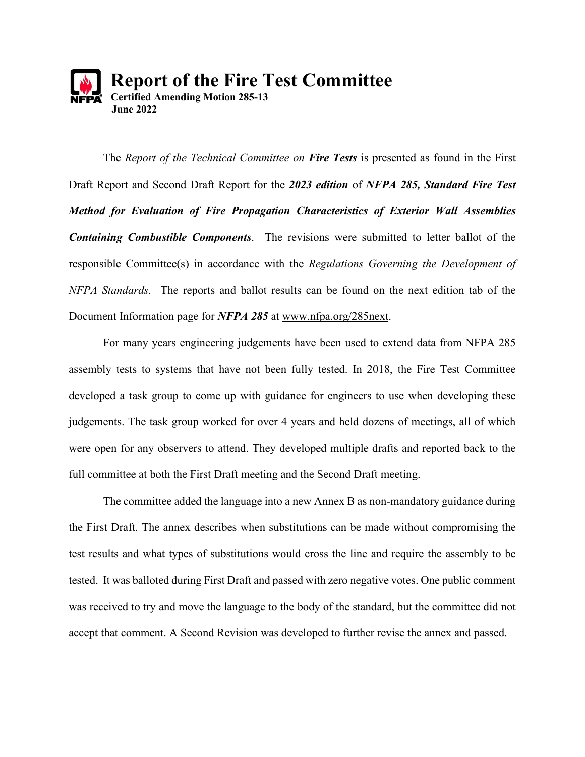# Report of the Fire Test Committee

**Certified Amending Motion 285-13**
**June 2022**

The *Report of the Technical Committee on* ***Fire Tests*** is presented as found in the First Draft Report and Second Draft Report for the ***2023 edition*** of ***NFPA 285, Standard Fire Test Method for Evaluation of Fire Propagation Characteristics of Exterior Wall Assemblies Containing Combustible Components***. The revisions were submitted to letter ballot of the responsible Committee(s) in accordance with the *Regulations Governing the Development of NFPA Standards.* The reports and ballot results can be found on the next edition tab of the Document Information page for ***NFPA 285*** at www.nfpa.org/285next.

For many years engineering judgements have been used to extend data from NFPA 285 assembly tests to systems that have not been fully tested. In 2018, the Fire Test Committee developed a task group to come up with guidance for engineers to use when developing these judgements. The task group worked for over 4 years and held dozens of meetings, all of which were open for any observers to attend. They developed multiple drafts and reported back to the full committee at both the First Draft meeting and the Second Draft meeting.

The committee added the language into a new Annex B as non-mandatory guidance during the First Draft. The annex describes when substitutions can be made without compromising the test results and what types of substitutions would cross the line and require the assembly to be tested. It was balloted during First Draft and passed with zero negative votes. One public comment was received to try and move the language to the body of the standard, but the committee did not accept that comment. A Second Revision was developed to further revise the annex and passed.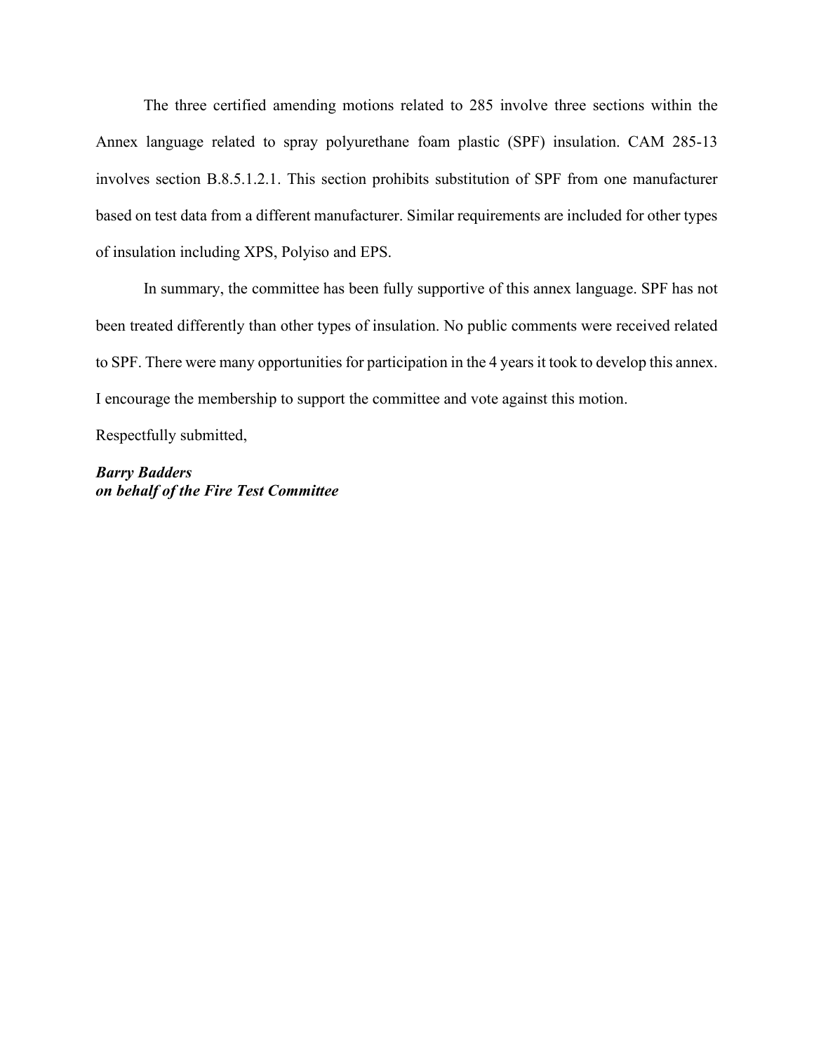The three certified amending motions related to 285 involve three sections within the Annex language related to spray polyurethane foam plastic (SPF) insulation. CAM 285-13 involves section B.8.5.1.2.1. This section prohibits substitution of SPF from one manufacturer based on test data from a different manufacturer. Similar requirements are included for other types of insulation including XPS, Polyiso and EPS.

In summary, the committee has been fully supportive of this annex language. SPF has not been treated differently than other types of insulation. No public comments were received related to SPF. There were many opportunities for participation in the 4 years it took to develop this annex. I encourage the membership to support the committee and vote against this motion.

Respectfully submitted,

***Barry Badders***
***on behalf of the Fire Test Committee***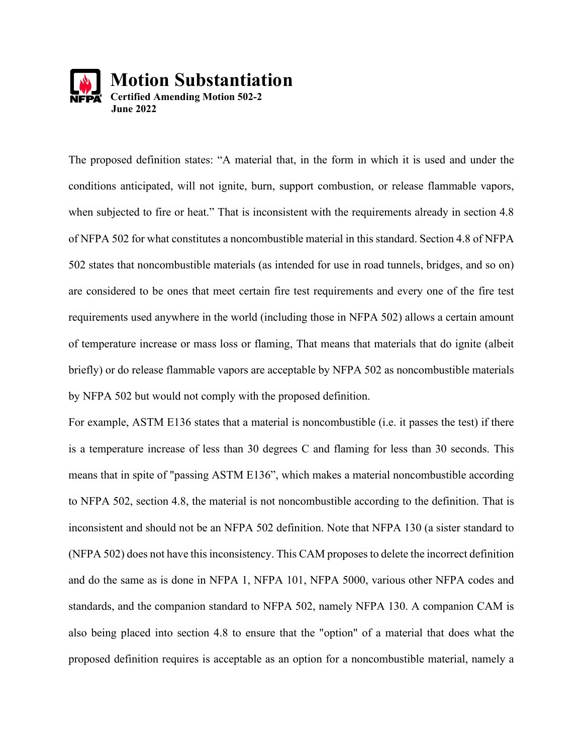# Motion Substantiation

**Certified Amending Motion 502-2**
**June 2022**

The proposed definition states: "A material that, in the form in which it is used and under the conditions anticipated, will not ignite, burn, support combustion, or release flammable vapors, when subjected to fire or heat." That is inconsistent with the requirements already in section 4.8 of NFPA 502 for what constitutes a noncombustible material in this standard. Section 4.8 of NFPA 502 states that noncombustible materials (as intended for use in road tunnels, bridges, and so on) are considered to be ones that meet certain fire test requirements and every one of the fire test requirements used anywhere in the world (including those in NFPA 502) allows a certain amount of temperature increase or mass loss or flaming, That means that materials that do ignite (albeit briefly) or do release flammable vapors are acceptable by NFPA 502 as noncombustible materials by NFPA 502 but would not comply with the proposed definition.

For example, ASTM E136 states that a material is noncombustible (i.e. it passes the test) if there is a temperature increase of less than 30 degrees C and flaming for less than 30 seconds. This means that in spite of "passing ASTM E136", which makes a material noncombustible according to NFPA 502, section 4.8, the material is not noncombustible according to the definition. That is inconsistent and should not be an NFPA 502 definition. Note that NFPA 130 (a sister standard to (NFPA 502) does not have this inconsistency. This CAM proposes to delete the incorrect definition and do the same as is done in NFPA 1, NFPA 101, NFPA 5000, various other NFPA codes and standards, and the companion standard to NFPA 502, namely NFPA 130. A companion CAM is also being placed into section 4.8 to ensure that the "option" of a material that does what the proposed definition requires is acceptable as an option for a noncombustible material, namely a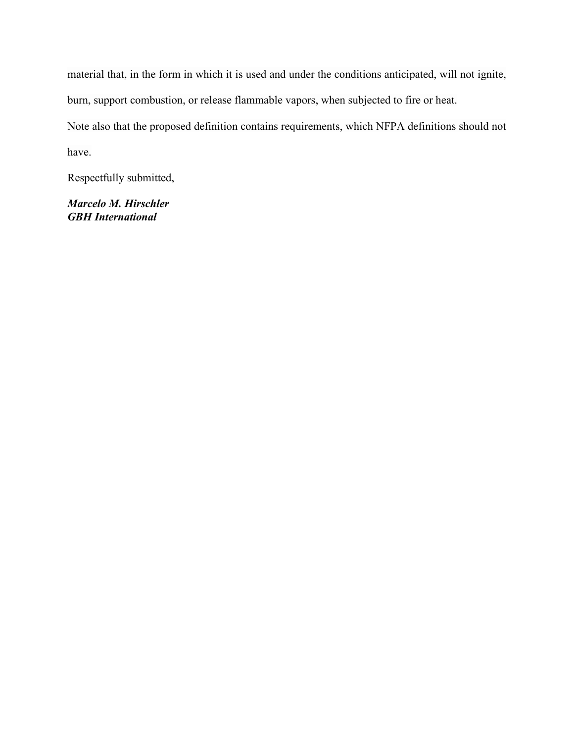material that, in the form in which it is used and under the conditions anticipated, will not ignite, burn, support combustion, or release flammable vapors, when subjected to fire or heat.

Note also that the proposed definition contains requirements, which NFPA definitions should not have.

Respectfully submitted,

***Marcelo M. Hirschler***
***GBH International***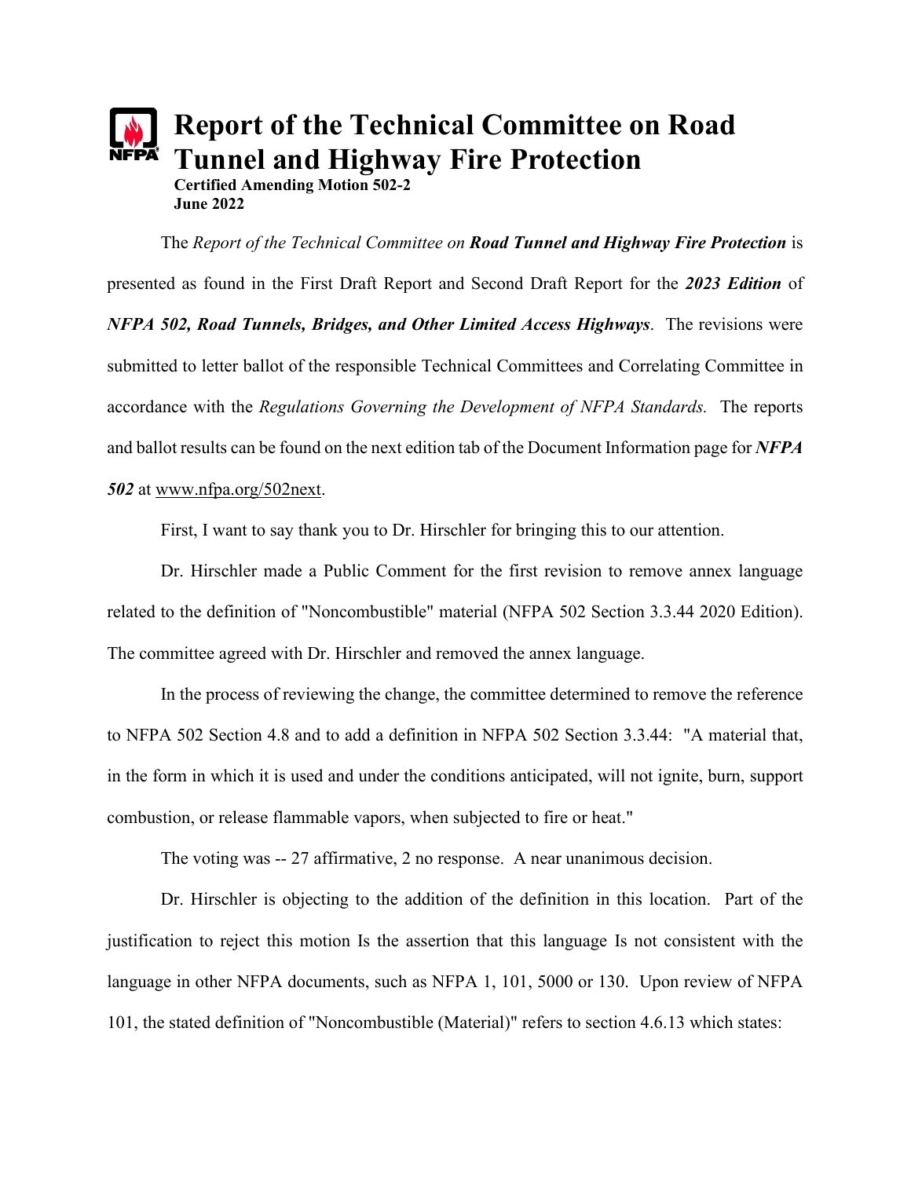# Report of the Technical Committee on Road Tunnel and Highway Fire Protection

**Certified Amending Motion 502-2**
**June 2022**

The *Report of the Technical Committee on* ***Road Tunnel and Highway Fire Protection*** is presented as found in the First Draft Report and Second Draft Report for the ***2023 Edition*** of ***NFPA 502, Road Tunnels, Bridges, and Other Limited Access Highways***. The revisions were submitted to letter ballot of the responsible Technical Committees and Correlating Committee in accordance with the *Regulations Governing the Development of NFPA Standards.* The reports and ballot results can be found on the next edition tab of the Document Information page for ***NFPA 502*** at www.nfpa.org/502next.

First, I want to say thank you to Dr. Hirschler for bringing this to our attention.

Dr. Hirschler made a Public Comment for the first revision to remove annex language related to the definition of "Noncombustible" material (NFPA 502 Section 3.3.44 2020 Edition). The committee agreed with Dr. Hirschler and removed the annex language.

In the process of reviewing the change, the committee determined to remove the reference to NFPA 502 Section 4.8 and to add a definition in NFPA 502 Section 3.3.44: "A material that, in the form in which it is used and under the conditions anticipated, will not ignite, burn, support combustion, or release flammable vapors, when subjected to fire or heat."

The voting was -- 27 affirmative, 2 no response. A near unanimous decision.

Dr. Hirschler is objecting to the addition of the definition in this location. Part of the justification to reject this motion Is the assertion that this language Is not consistent with the language in other NFPA documents, such as NFPA 1, 101, 5000 or 130. Upon review of NFPA 101, the stated definition of "Noncombustible (Material)" refers to section 4.6.13 which states: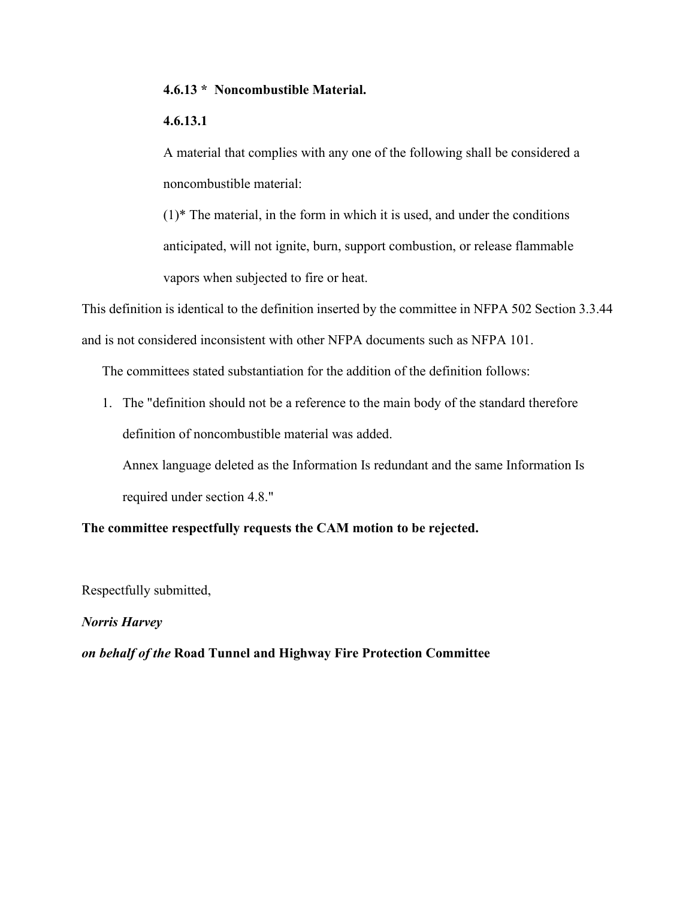**4.6.13 * Noncombustible Material.**

**4.6.13.1**

A material that complies with any one of the following shall be considered a noncombustible material:

(1)* The material, in the form in which it is used, and under the conditions anticipated, will not ignite, burn, support combustion, or release flammable vapors when subjected to fire or heat.

This definition is identical to the definition inserted by the committee in NFPA 502 Section 3.3.44 and is not considered inconsistent with other NFPA documents such as NFPA 101.

The committees stated substantiation for the addition of the definition follows:

1. The "definition should not be a reference to the main body of the standard therefore definition of noncombustible material was added.

   Annex language deleted as the Information Is redundant and the same Information Is required under section 4.8."

**The committee respectfully requests the CAM motion to be rejected.**

Respectfully submitted,

***Norris Harvey***

***on behalf of the*** **Road Tunnel and Highway Fire Protection Committee**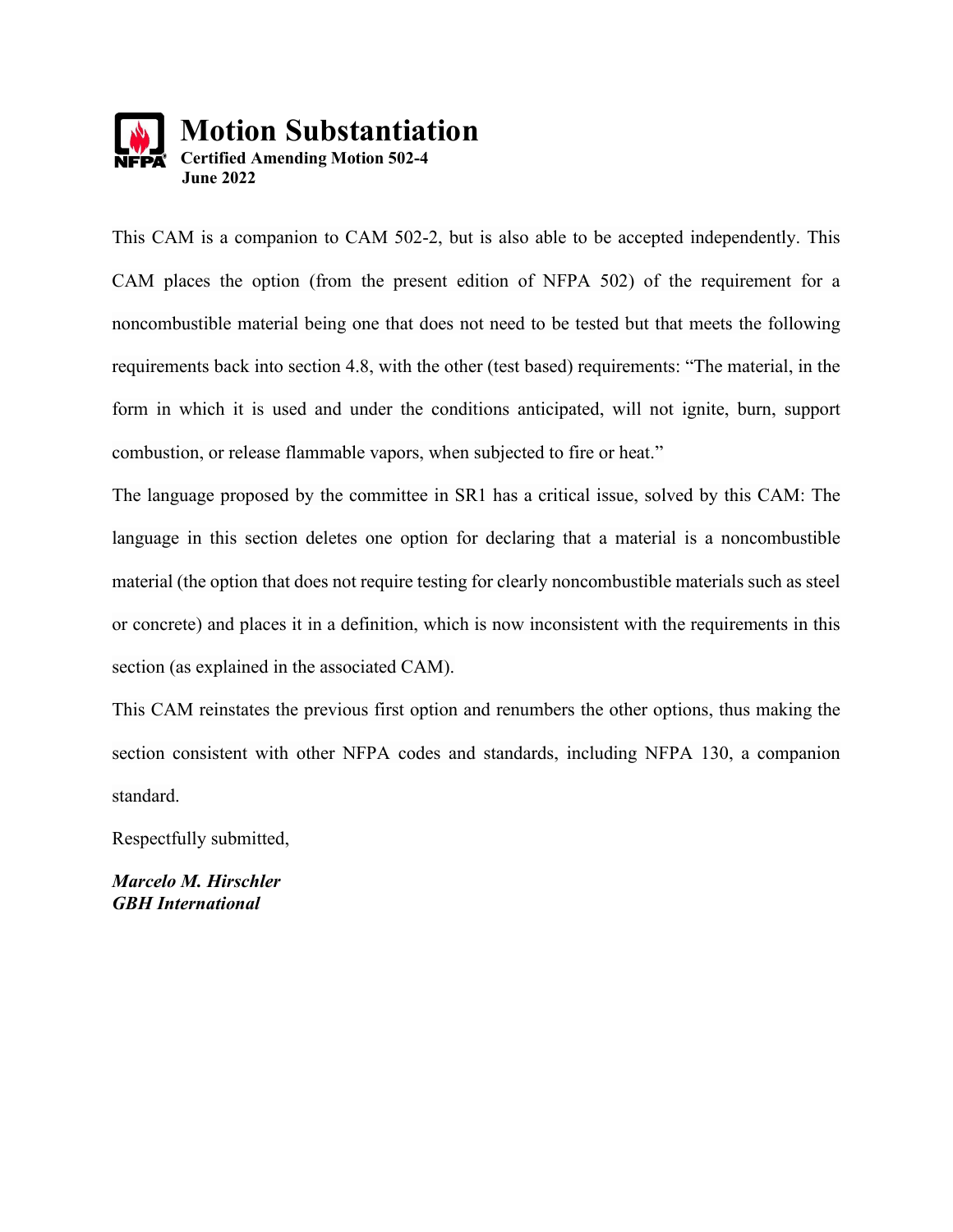# Motion Substantiation

**Certified Amending Motion 502-4**
**June 2022**

This CAM is a companion to CAM 502-2, but is also able to be accepted independently. This CAM places the option (from the present edition of NFPA 502) of the requirement for a noncombustible material being one that does not need to be tested but that meets the following requirements back into section 4.8, with the other (test based) requirements: “The material, in the form in which it is used and under the conditions anticipated, will not ignite, burn, support combustion, or release flammable vapors, when subjected to fire or heat.”

The language proposed by the committee in SR1 has a critical issue, solved by this CAM: The language in this section deletes one option for declaring that a material is a noncombustible material (the option that does not require testing for clearly noncombustible materials such as steel or concrete) and places it in a definition, which is now inconsistent with the requirements in this section (as explained in the associated CAM).

This CAM reinstates the previous first option and renumbers the other options, thus making the section consistent with other NFPA codes and standards, including NFPA 130, a companion standard.

Respectfully submitted,

***Marcelo M. Hirschler***
***GBH International***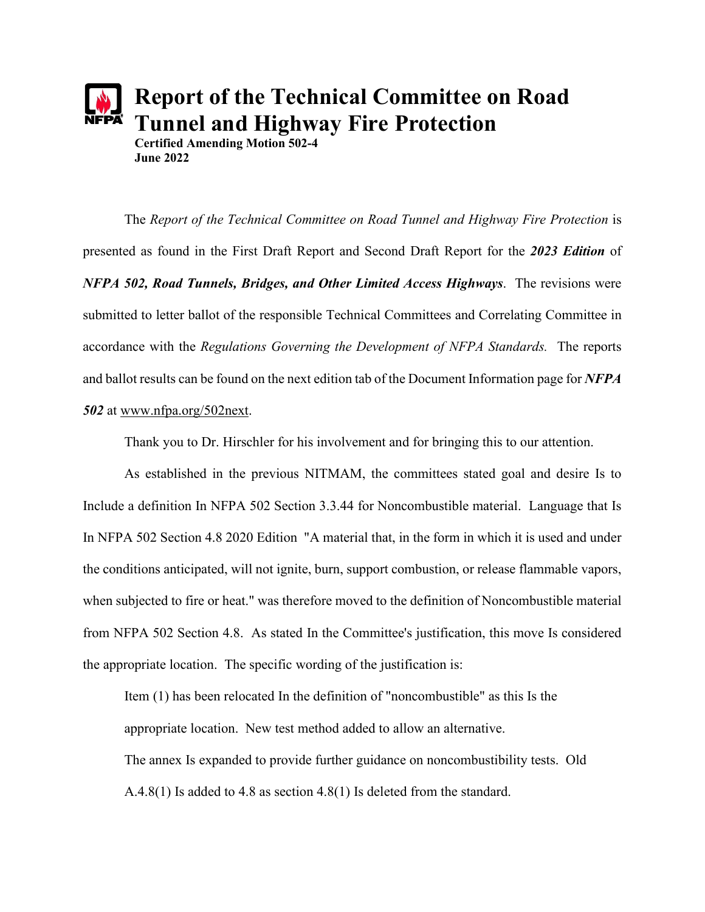# Report of the Technical Committee on Road Tunnel and Highway Fire Protection

**Certified Amending Motion 502-4**
**June 2022**

The *Report of the Technical Committee on Road Tunnel and Highway Fire Protection* is presented as found in the First Draft Report and Second Draft Report for the ***2023 Edition*** of ***NFPA 502, Road Tunnels, Bridges, and Other Limited Access Highways***. The revisions were submitted to letter ballot of the responsible Technical Committees and Correlating Committee in accordance with the *Regulations Governing the Development of NFPA Standards.* The reports and ballot results can be found on the next edition tab of the Document Information page for ***NFPA 502*** at www.nfpa.org/502next.

Thank you to Dr. Hirschler for his involvement and for bringing this to our attention.

As established in the previous NITMAM, the committees stated goal and desire Is to Include a definition In NFPA 502 Section 3.3.44 for Noncombustible material. Language that Is In NFPA 502 Section 4.8 2020 Edition "A material that, in the form in which it is used and under the conditions anticipated, will not ignite, burn, support combustion, or release flammable vapors, when subjected to fire or heat." was therefore moved to the definition of Noncombustible material from NFPA 502 Section 4.8. As stated In the Committee's justification, this move Is considered the appropriate location. The specific wording of the justification is:

> Item (1) has been relocated In the definition of "noncombustible" as this Is the appropriate location. New test method added to allow an alternative.
>
> The annex Is expanded to provide further guidance on noncombustibility tests. Old A.4.8(1) Is added to 4.8 as section 4.8(1) Is deleted from the standard.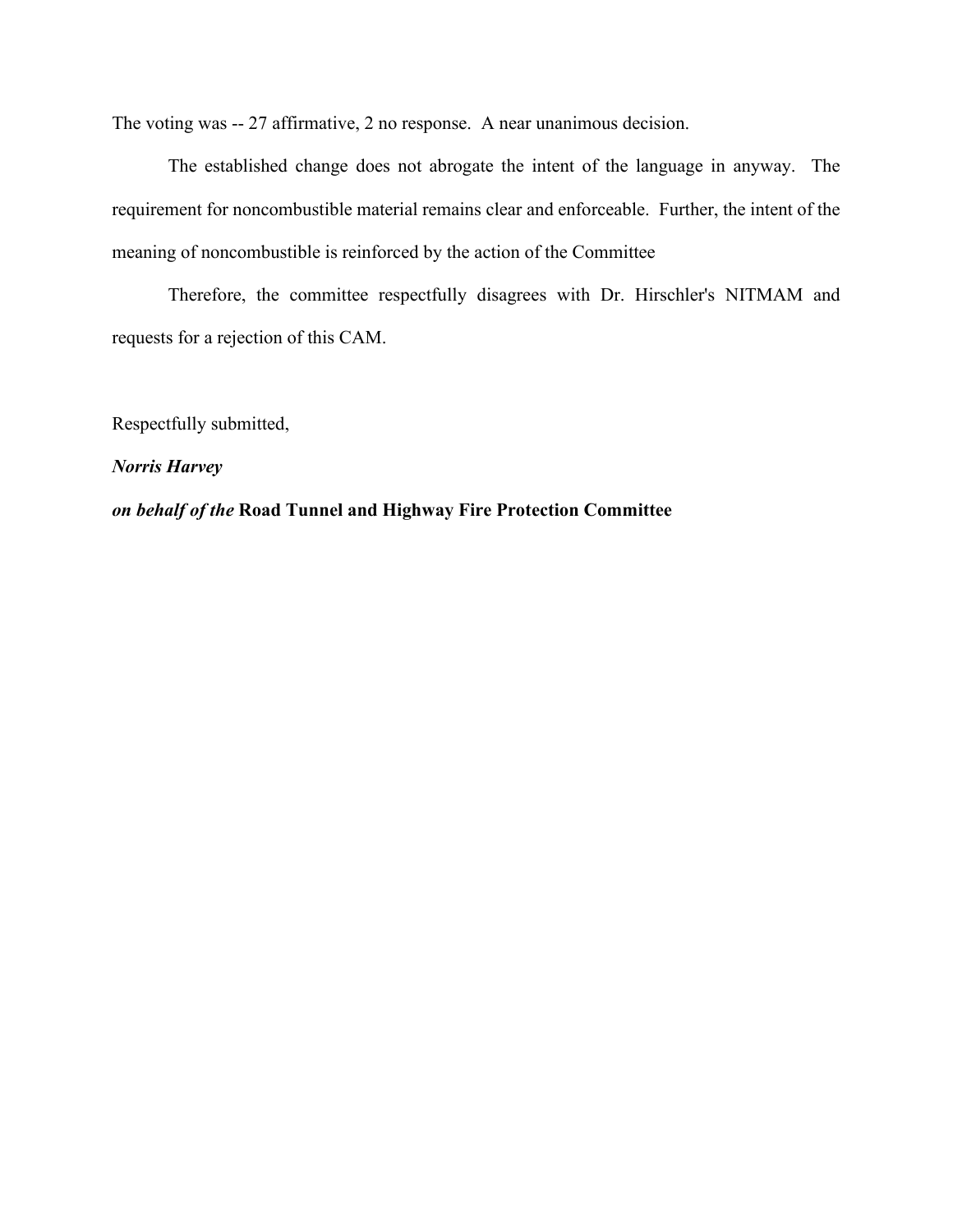The voting was -- 27 affirmative, 2 no response.  A near unanimous decision.

The established change does not abrogate the intent of the language in anyway.  The requirement for noncombustible material remains clear and enforceable.  Further, the intent of the meaning of noncombustible is reinforced by the action of the Committee

Therefore, the committee respectfully disagrees with Dr. Hirschler's NITMAM and requests for a rejection of this CAM.

Respectfully submitted,

***Norris Harvey***

***on behalf of the*** **Road Tunnel and Highway Fire Protection Committee**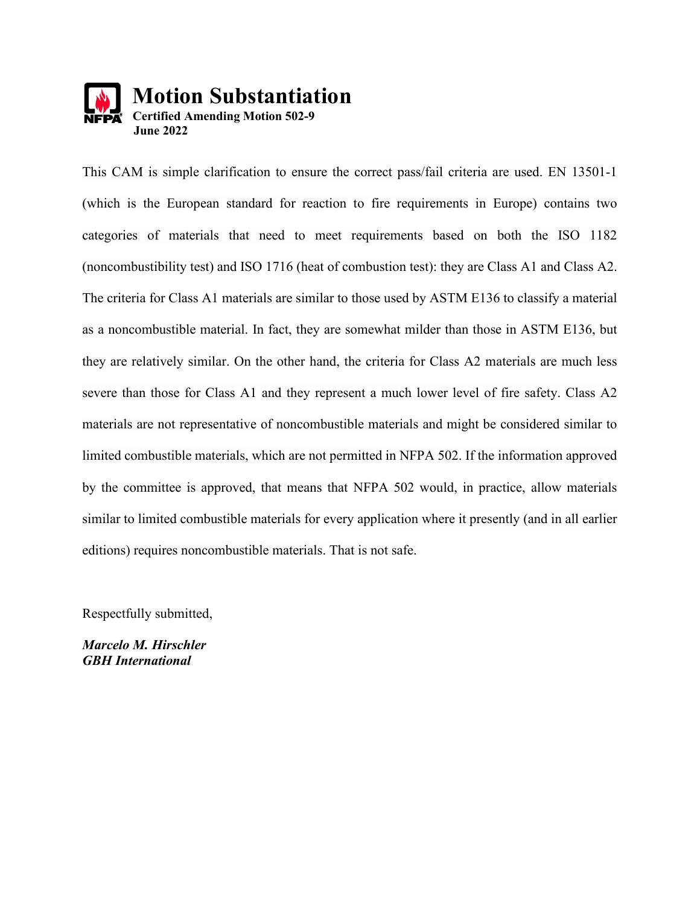# Motion Substantiation

**Certified Amending Motion 502-9**
**June 2022**

This CAM is simple clarification to ensure the correct pass/fail criteria are used. EN 13501-1 (which is the European standard for reaction to fire requirements in Europe) contains two categories of materials that need to meet requirements based on both the ISO 1182 (noncombustibility test) and ISO 1716 (heat of combustion test): they are Class A1 and Class A2. The criteria for Class A1 materials are similar to those used by ASTM E136 to classify a material as a noncombustible material. In fact, they are somewhat milder than those in ASTM E136, but they are relatively similar. On the other hand, the criteria for Class A2 materials are much less severe than those for Class A1 and they represent a much lower level of fire safety. Class A2 materials are not representative of noncombustible materials and might be considered similar to limited combustible materials, which are not permitted in NFPA 502. If the information approved by the committee is approved, that means that NFPA 502 would, in practice, allow materials similar to limited combustible materials for every application where it presently (and in all earlier editions) requires noncombustible materials. That is not safe.

Respectfully submitted,

***Marcelo M. Hirschler***
***GBH International***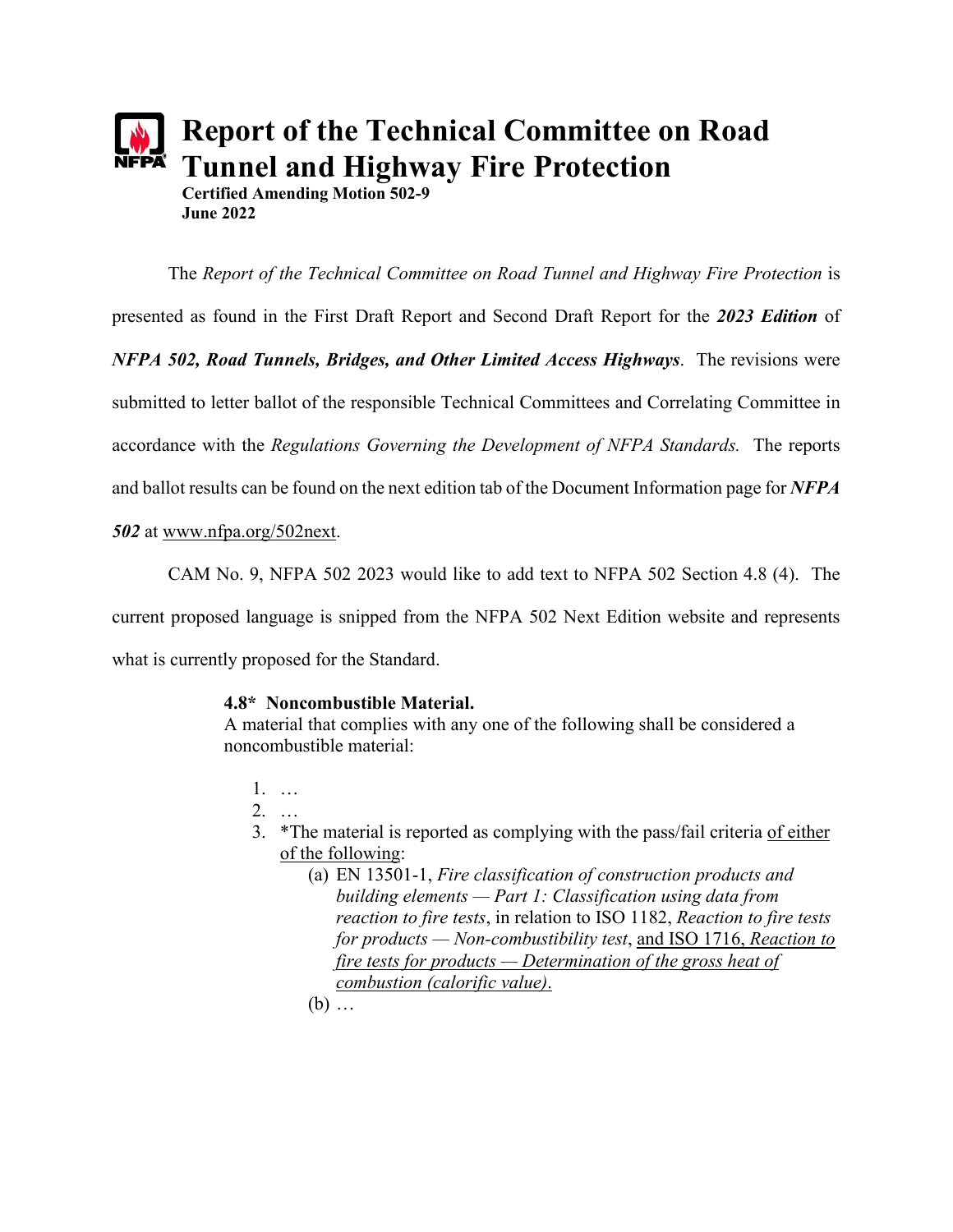# Report of the Technical Committee on Road Tunnel and Highway Fire Protection

**Certified Amending Motion 502-9**
**June 2022**

The *Report of the Technical Committee on Road Tunnel and Highway Fire Protection* is presented as found in the First Draft Report and Second Draft Report for the ***2023 Edition*** of ***NFPA 502, Road Tunnels, Bridges, and Other Limited Access Highways***. The revisions were submitted to letter ballot of the responsible Technical Committees and Correlating Committee in accordance with the *Regulations Governing the Development of NFPA Standards.* The reports and ballot results can be found on the next edition tab of the Document Information page for ***NFPA 502*** at www.nfpa.org/502next.

CAM No. 9, NFPA 502 2023 would like to add text to NFPA 502 Section 4.8 (4). The current proposed language is snipped from the NFPA 502 Next Edition website and represents what is currently proposed for the Standard.

**4.8\* Noncombustible Material.**
A material that complies with any one of the following shall be considered a noncombustible material:

1. …
2. …
3. *The material is reported as complying with the pass/fail criteria <u>of either of the following</u>:
   (a) EN 13501-1, *Fire classification of construction products and building elements — Part 1: Classification using data from reaction to fire tests*, in relation to ISO 1182, *Reaction to fire tests for products — Non-combustibility test*, <u>and ISO 1716, *Reaction to fire tests for products — Determination of the gross heat of combustion (calorific value)*.</u>
   (b) …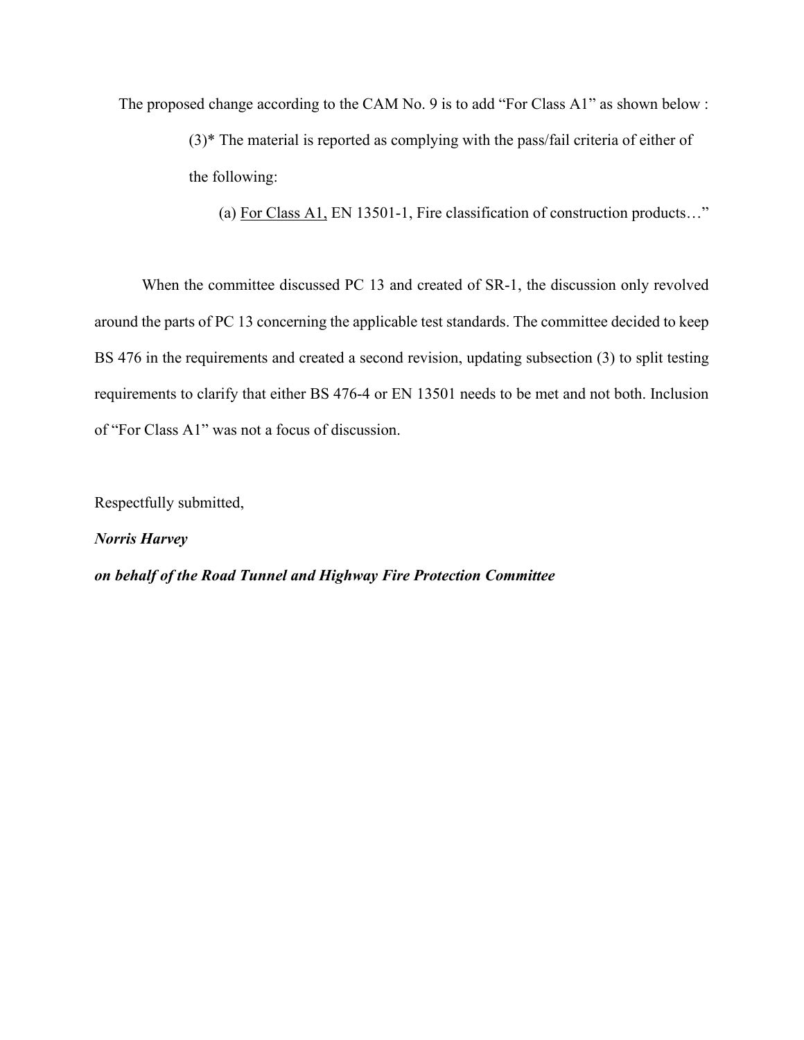The proposed change according to the CAM No. 9 is to add "For Class A1" as shown below :

> (3)* The material is reported as complying with the pass/fail criteria of either of the following:
>
> (a) <u>For Class A1,</u> EN 13501-1, Fire classification of construction products…"

When the committee discussed PC 13 and created of SR-1, the discussion only revolved around the parts of PC 13 concerning the applicable test standards. The committee decided to keep BS 476 in the requirements and created a second revision, updating subsection (3) to split testing requirements to clarify that either BS 476-4 or EN 13501 needs to be met and not both. Inclusion of "For Class A1" was not a focus of discussion.

Respectfully submitted,

***Norris Harvey***

***on behalf of the Road Tunnel and Highway Fire Protection Committee***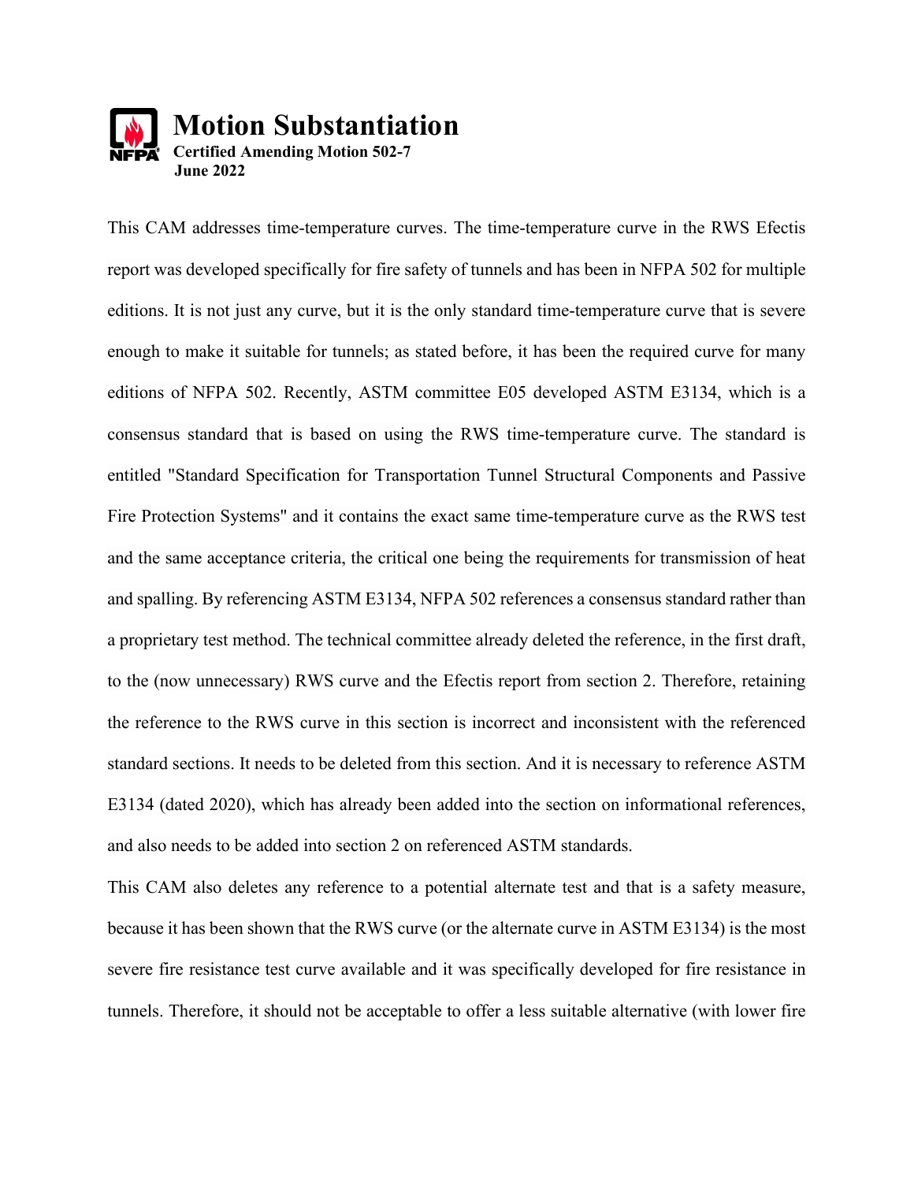# Motion Substantiation

**Certified Amending Motion 502-7**
**June 2022**

This CAM addresses time-temperature curves. The time-temperature curve in the RWS Efectis report was developed specifically for fire safety of tunnels and has been in NFPA 502 for multiple editions. It is not just any curve, but it is the only standard time-temperature curve that is severe enough to make it suitable for tunnels; as stated before, it has been the required curve for many editions of NFPA 502. Recently, ASTM committee E05 developed ASTM E3134, which is a consensus standard that is based on using the RWS time-temperature curve. The standard is entitled "Standard Specification for Transportation Tunnel Structural Components and Passive Fire Protection Systems" and it contains the exact same time-temperature curve as the RWS test and the same acceptance criteria, the critical one being the requirements for transmission of heat and spalling. By referencing ASTM E3134, NFPA 502 references a consensus standard rather than a proprietary test method. The technical committee already deleted the reference, in the first draft, to the (now unnecessary) RWS curve and the Efectis report from section 2. Therefore, retaining the reference to the RWS curve in this section is incorrect and inconsistent with the referenced standard sections. It needs to be deleted from this section. And it is necessary to reference ASTM E3134 (dated 2020), which has already been added into the section on informational references, and also needs to be added into section 2 on referenced ASTM standards.

This CAM also deletes any reference to a potential alternate test and that is a safety measure, because it has been shown that the RWS curve (or the alternate curve in ASTM E3134) is the most severe fire resistance test curve available and it was specifically developed for fire resistance in tunnels. Therefore, it should not be acceptable to offer a less suitable alternative (with lower fire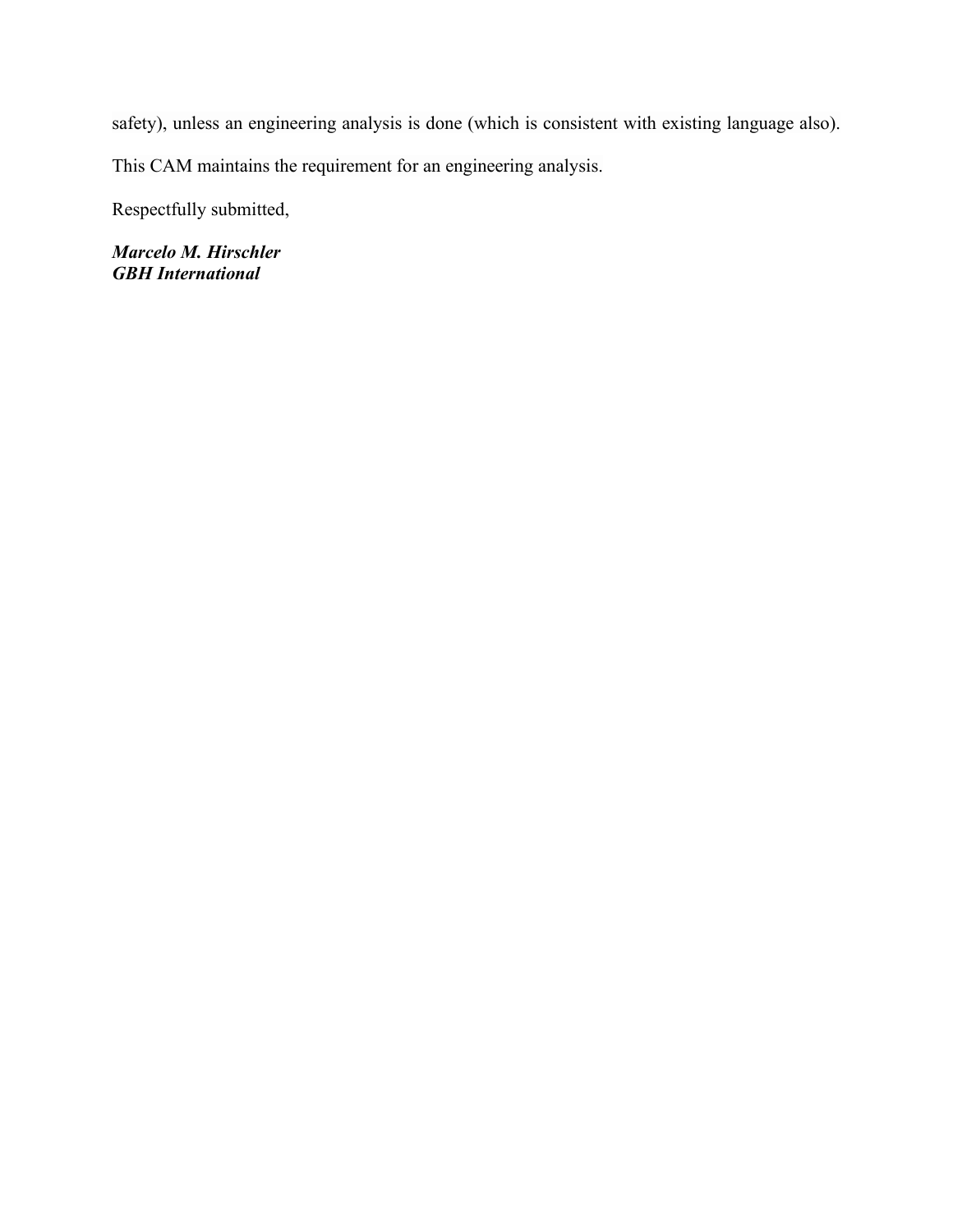safety), unless an engineering analysis is done (which is consistent with existing language also).

This CAM maintains the requirement for an engineering analysis.

Respectfully submitted,

***Marcelo M. Hirschler***
***GBH International***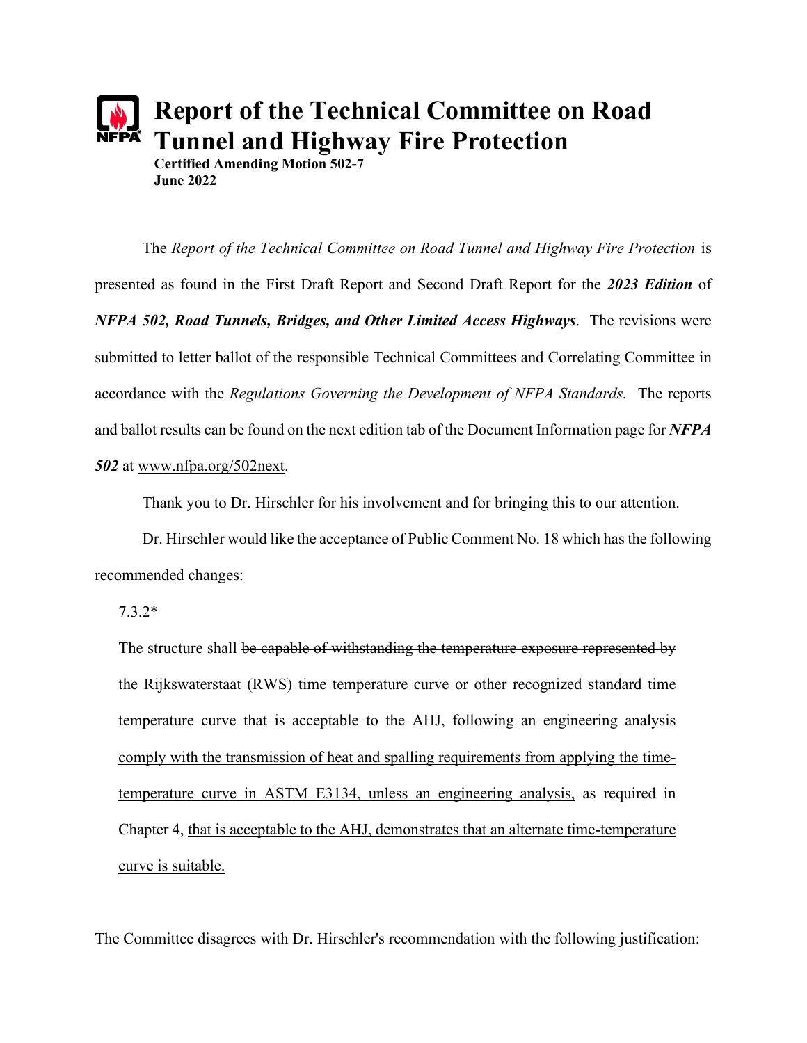# Report of the Technical Committee on Road Tunnel and Highway Fire Protection

**Certified Amending Motion 502-7**
**June 2022**

The *Report of the Technical Committee on Road Tunnel and Highway Fire Protection* is presented as found in the First Draft Report and Second Draft Report for the ***2023 Edition*** of ***NFPA 502, Road Tunnels, Bridges, and Other Limited Access Highways***. The revisions were submitted to letter ballot of the responsible Technical Committees and Correlating Committee in accordance with the *Regulations Governing the Development of NFPA Standards.* The reports and ballot results can be found on the next edition tab of the Document Information page for ***NFPA 502*** at www.nfpa.org/502next.

Thank you to Dr. Hirschler for his involvement and for bringing this to our attention.

Dr. Hirschler would like the acceptance of Public Comment No. 18 which has the following recommended changes:

7.3.2*

The structure shall ~~be capable of withstanding the temperature exposure represented by the Rijkswaterstaat (RWS) time temperature curve or other recognized standard time temperature curve that is acceptable to the AHJ, following an engineering analysis~~ <u>comply with the transmission of heat and spalling requirements from applying the time-temperature curve in ASTM E3134, unless an engineering analysis,</u> as required in Chapter 4, <u>that is acceptable to the AHJ, demonstrates that an alternate time-temperature curve is suitable.</u>

The Committee disagrees with Dr. Hirschler's recommendation with the following justification: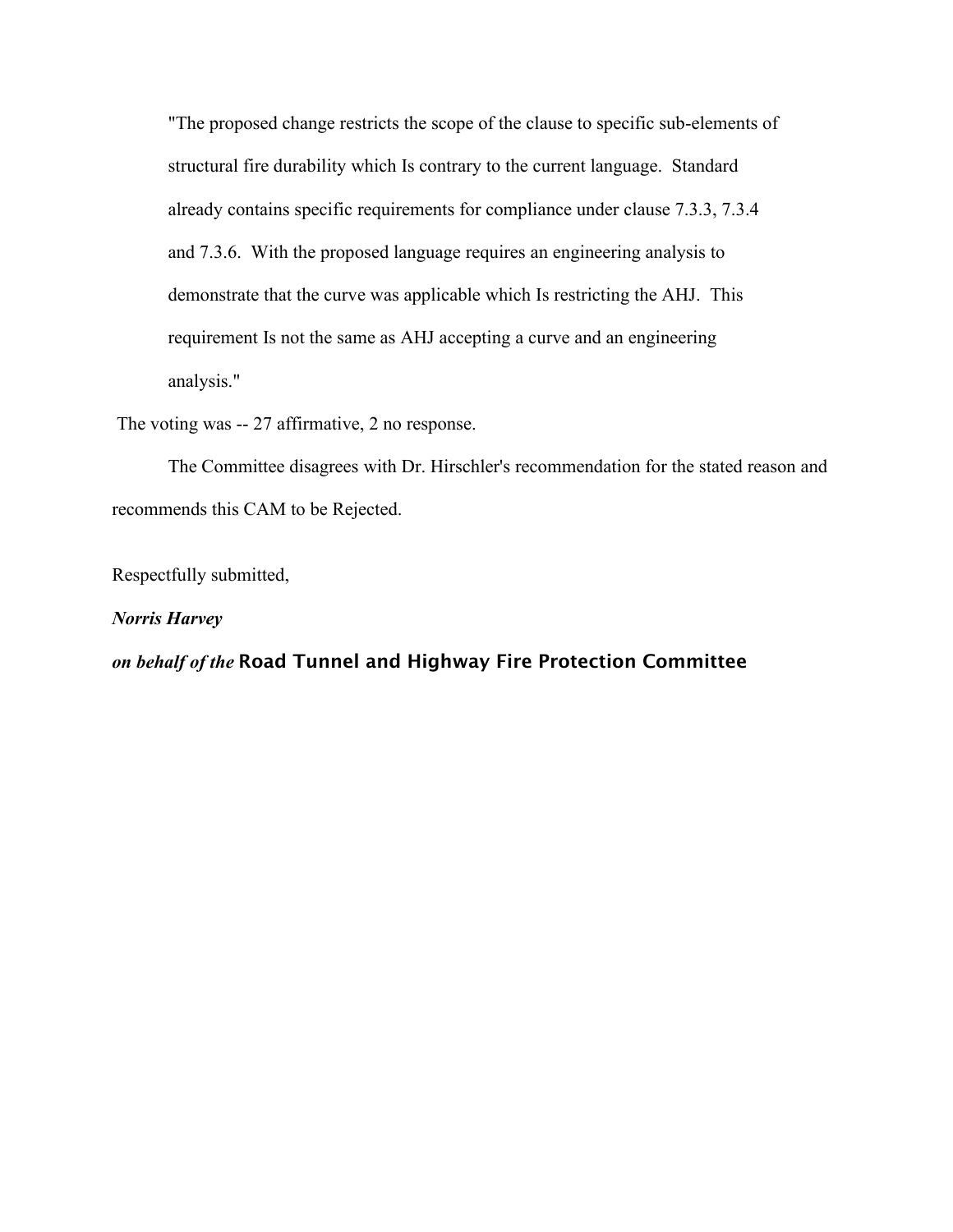> "The proposed change restricts the scope of the clause to specific sub-elements of structural fire durability which Is contrary to the current language. Standard already contains specific requirements for compliance under clause 7.3.3, 7.3.4 and 7.3.6. With the proposed language requires an engineering analysis to demonstrate that the curve was applicable which Is restricting the AHJ. This requirement Is not the same as AHJ accepting a curve and an engineering analysis."

The voting was -- 27 affirmative, 2 no response.

The Committee disagrees with Dr. Hirschler's recommendation for the stated reason and recommends this CAM to be Rejected.

Respectfully submitted,

***Norris Harvey***

***on behalf of the*** **Road Tunnel and Highway Fire Protection Committee**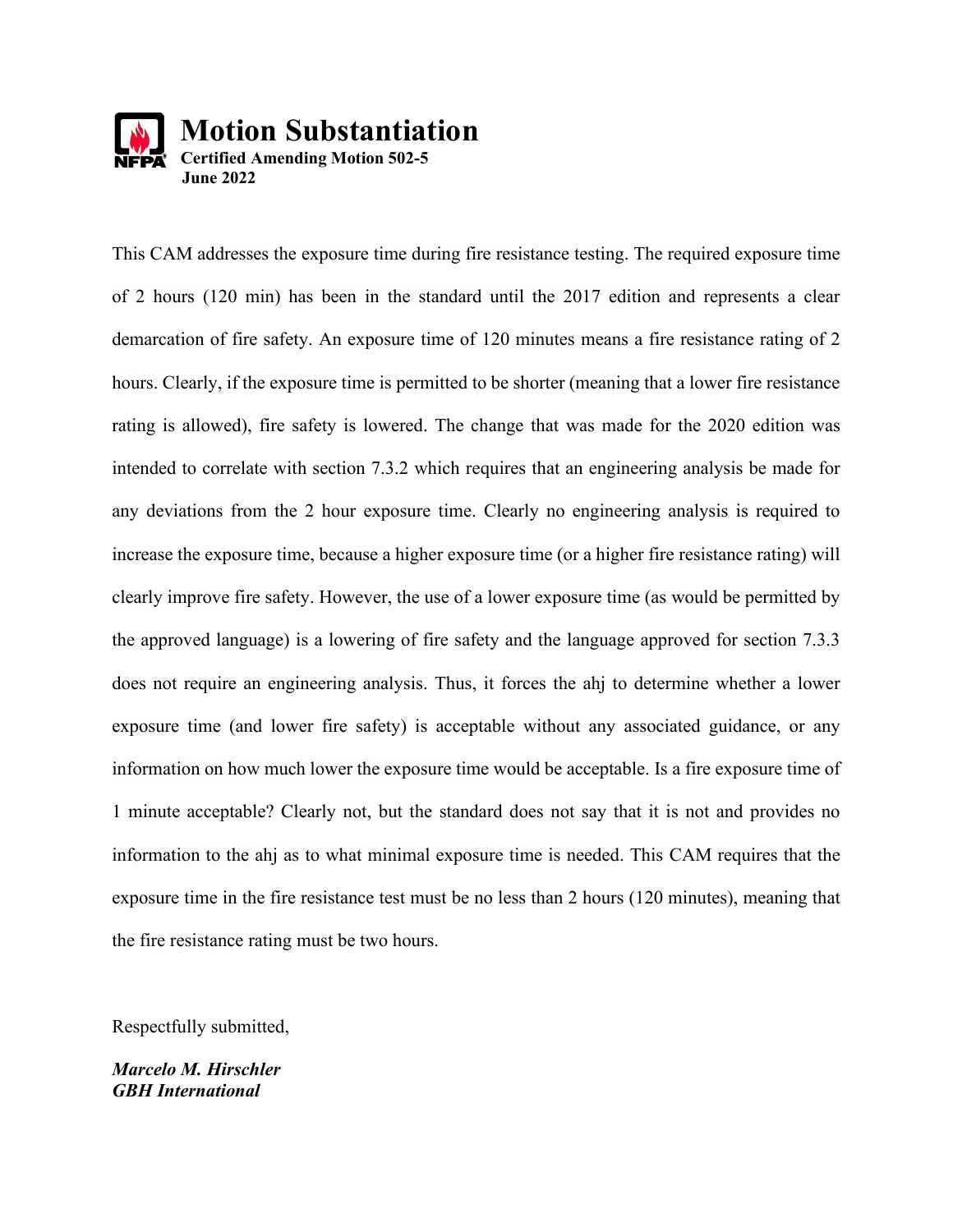# Motion Substantiation

**Certified Amending Motion 502-5**
**June 2022**

This CAM addresses the exposure time during fire resistance testing. The required exposure time of 2 hours (120 min) has been in the standard until the 2017 edition and represents a clear demarcation of fire safety. An exposure time of 120 minutes means a fire resistance rating of 2 hours. Clearly, if the exposure time is permitted to be shorter (meaning that a lower fire resistance rating is allowed), fire safety is lowered. The change that was made for the 2020 edition was intended to correlate with section 7.3.2 which requires that an engineering analysis be made for any deviations from the 2 hour exposure time. Clearly no engineering analysis is required to increase the exposure time, because a higher exposure time (or a higher fire resistance rating) will clearly improve fire safety. However, the use of a lower exposure time (as would be permitted by the approved language) is a lowering of fire safety and the language approved for section 7.3.3 does not require an engineering analysis. Thus, it forces the ahj to determine whether a lower exposure time (and lower fire safety) is acceptable without any associated guidance, or any information on how much lower the exposure time would be acceptable. Is a fire exposure time of 1 minute acceptable? Clearly not, but the standard does not say that it is not and provides no information to the ahj as to what minimal exposure time is needed. This CAM requires that the exposure time in the fire resistance test must be no less than 2 hours (120 minutes), meaning that the fire resistance rating must be two hours.

Respectfully submitted,

***Marcelo M. Hirschler***
***GBH International***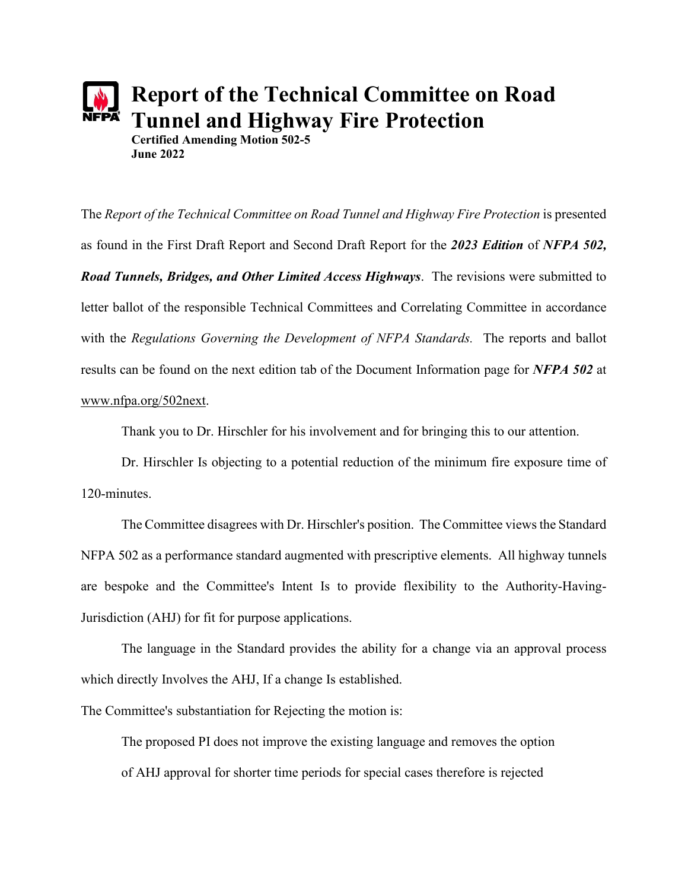# Report of the Technical Committee on Road Tunnel and Highway Fire Protection

**Certified Amending Motion 502-5**
**June 2022**

The *Report of the Technical Committee on Road Tunnel and Highway Fire Protection* is presented as found in the First Draft Report and Second Draft Report for the ***2023 Edition*** of ***NFPA 502, Road Tunnels, Bridges, and Other Limited Access Highways***. The revisions were submitted to letter ballot of the responsible Technical Committees and Correlating Committee in accordance with the *Regulations Governing the Development of NFPA Standards.* The reports and ballot results can be found on the next edition tab of the Document Information page for ***NFPA 502*** at www.nfpa.org/502next.

Thank you to Dr. Hirschler for his involvement and for bringing this to our attention.

Dr. Hirschler Is objecting to a potential reduction of the minimum fire exposure time of 120-minutes.

The Committee disagrees with Dr. Hirschler's position. The Committee views the Standard NFPA 502 as a performance standard augmented with prescriptive elements. All highway tunnels are bespoke and the Committee's Intent Is to provide flexibility to the Authority-Having-Jurisdiction (AHJ) for fit for purpose applications.

The language in the Standard provides the ability for a change via an approval process which directly Involves the AHJ, If a change Is established.

The Committee's substantiation for Rejecting the motion is:

> The proposed PI does not improve the existing language and removes the option of AHJ approval for shorter time periods for special cases therefore is rejected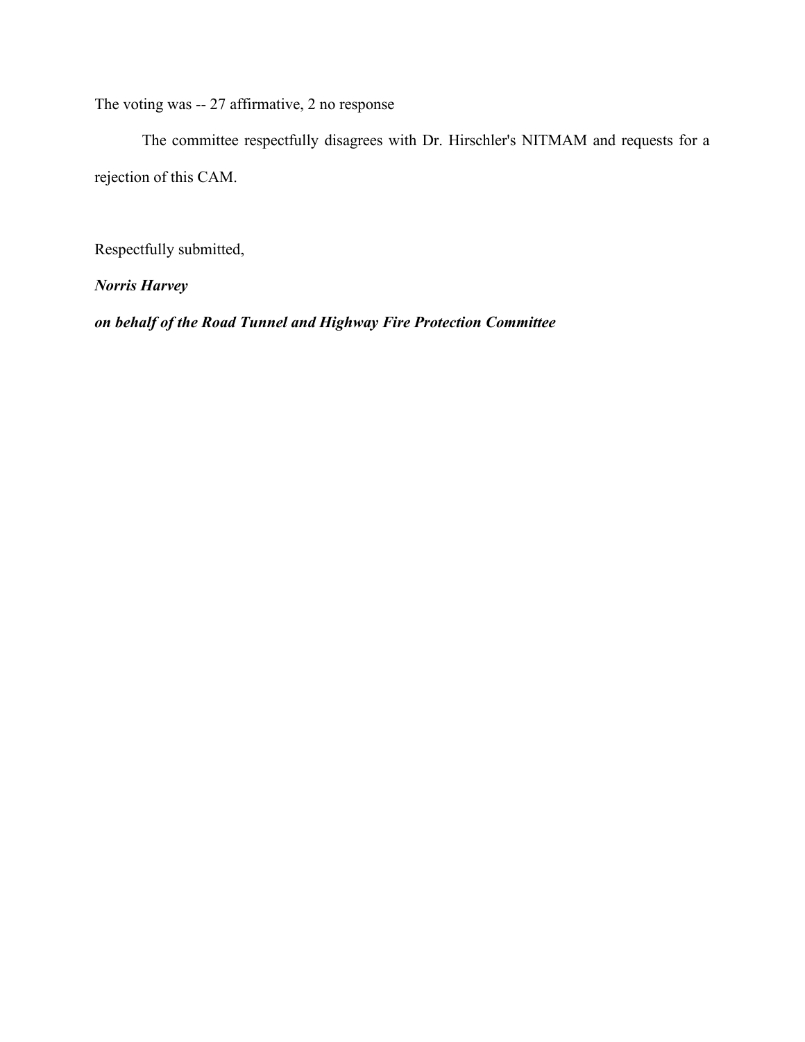The voting was -- 27 affirmative, 2 no response

The committee respectfully disagrees with Dr. Hirschler's NITMAM and requests for a rejection of this CAM.

Respectfully submitted,

***Norris Harvey***

***on behalf of the Road Tunnel and Highway Fire Protection Committee***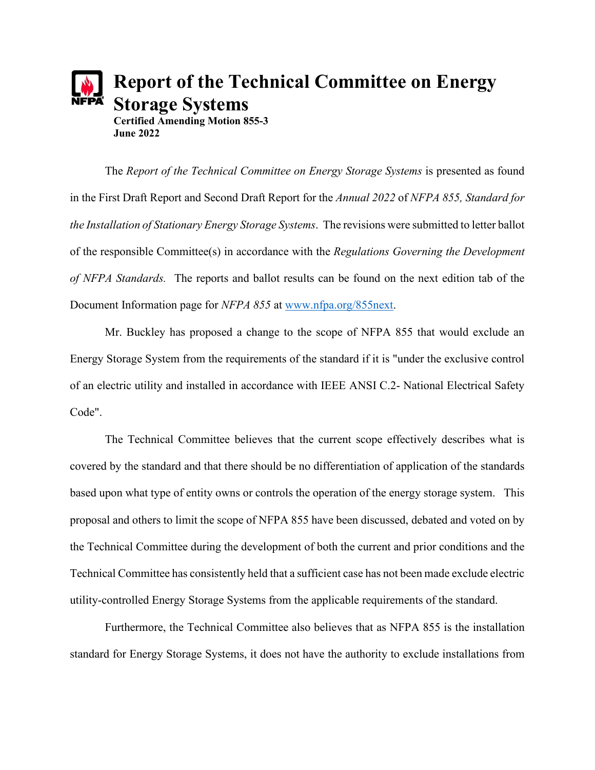# Report of the Technical Committee on Energy Storage Systems

**Certified Amending Motion 855-3**
**June 2022**

The *Report of the Technical Committee on Energy Storage Systems* is presented as found in the First Draft Report and Second Draft Report for the *Annual 2022* of *NFPA 855, Standard for the Installation of Stationary Energy Storage Systems*. The revisions were submitted to letter ballot of the responsible Committee(s) in accordance with the *Regulations Governing the Development of NFPA Standards.* The reports and ballot results can be found on the next edition tab of the Document Information page for *NFPA 855* at www.nfpa.org/855next.

Mr. Buckley has proposed a change to the scope of NFPA 855 that would exclude an Energy Storage System from the requirements of the standard if it is "under the exclusive control of an electric utility and installed in accordance with IEEE ANSI C.2- National Electrical Safety Code".

The Technical Committee believes that the current scope effectively describes what is covered by the standard and that there should be no differentiation of application of the standards based upon what type of entity owns or controls the operation of the energy storage system. This proposal and others to limit the scope of NFPA 855 have been discussed, debated and voted on by the Technical Committee during the development of both the current and prior conditions and the Technical Committee has consistently held that a sufficient case has not been made exclude electric utility-controlled Energy Storage Systems from the applicable requirements of the standard.

Furthermore, the Technical Committee also believes that as NFPA 855 is the installation standard for Energy Storage Systems, it does not have the authority to exclude installations from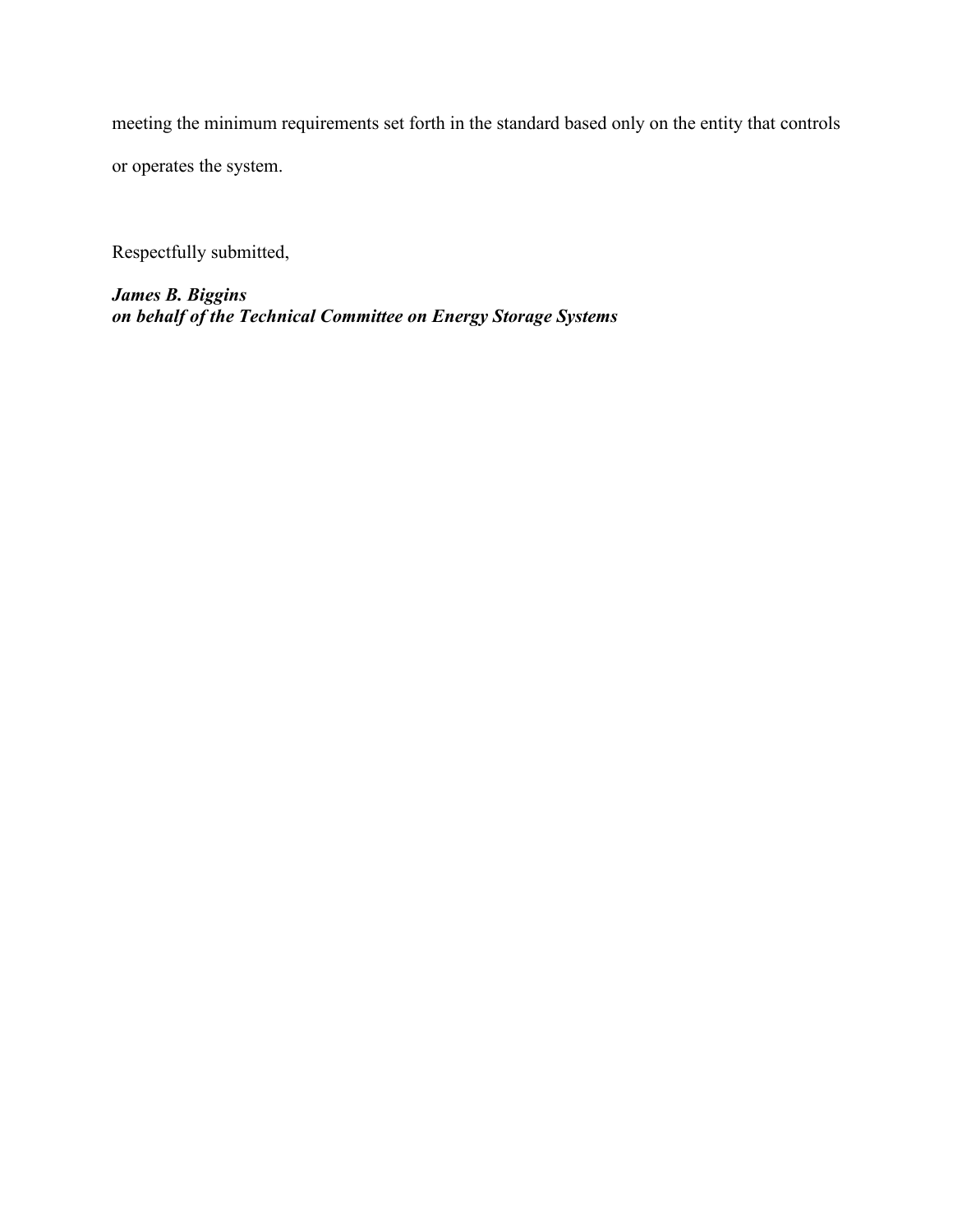meeting the minimum requirements set forth in the standard based only on the entity that controls or operates the system.

Respectfully submitted,

***James B. Biggins***
***on behalf of the Technical Committee on Energy Storage Systems***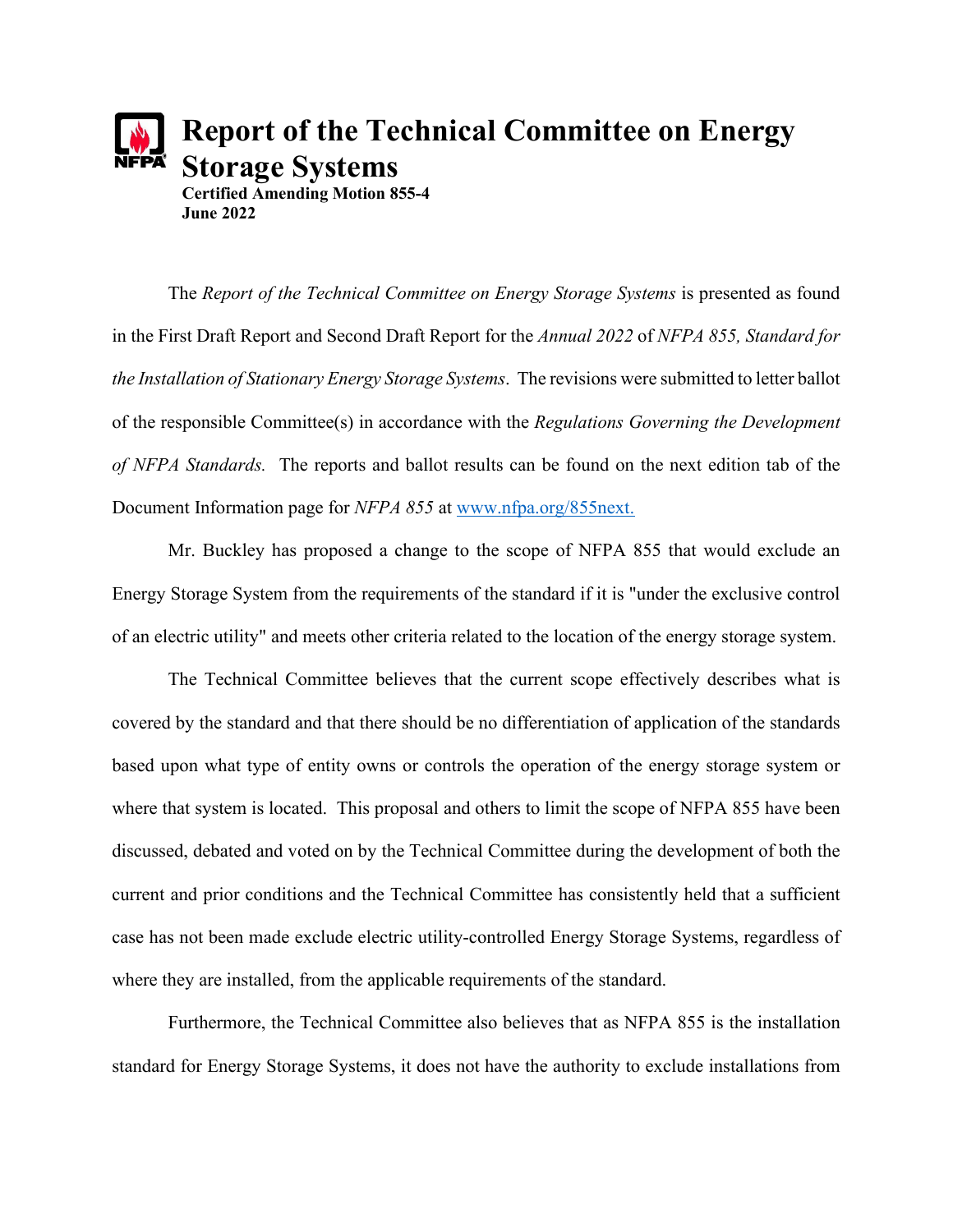# Report of the Technical Committee on Energy Storage Systems

**Certified Amending Motion 855-4**
**June 2022**

The *Report of the Technical Committee on Energy Storage Systems* is presented as found in the First Draft Report and Second Draft Report for the *Annual 2022* of *NFPA 855, Standard for the Installation of Stationary Energy Storage Systems*. The revisions were submitted to letter ballot of the responsible Committee(s) in accordance with the *Regulations Governing the Development of NFPA Standards.* The reports and ballot results can be found on the next edition tab of the Document Information page for *NFPA 855* at [www.nfpa.org/855next.](http://www.nfpa.org/855next)

Mr. Buckley has proposed a change to the scope of NFPA 855 that would exclude an Energy Storage System from the requirements of the standard if it is "under the exclusive control of an electric utility" and meets other criteria related to the location of the energy storage system.

The Technical Committee believes that the current scope effectively describes what is covered by the standard and that there should be no differentiation of application of the standards based upon what type of entity owns or controls the operation of the energy storage system or where that system is located. This proposal and others to limit the scope of NFPA 855 have been discussed, debated and voted on by the Technical Committee during the development of both the current and prior conditions and the Technical Committee has consistently held that a sufficient case has not been made exclude electric utility-controlled Energy Storage Systems, regardless of where they are installed, from the applicable requirements of the standard.

Furthermore, the Technical Committee also believes that as NFPA 855 is the installation standard for Energy Storage Systems, it does not have the authority to exclude installations from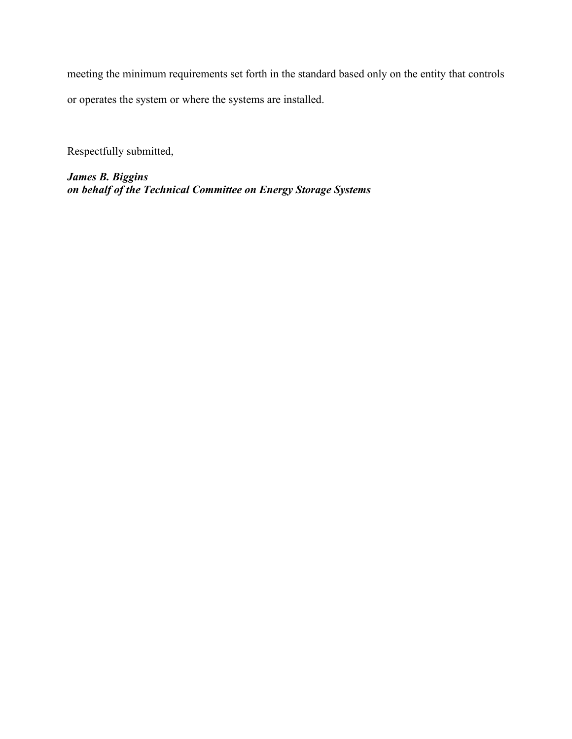meeting the minimum requirements set forth in the standard based only on the entity that controls or operates the system or where the systems are installed.

Respectfully submitted,

***James B. Biggins***
***on behalf of the Technical Committee on Energy Storage Systems***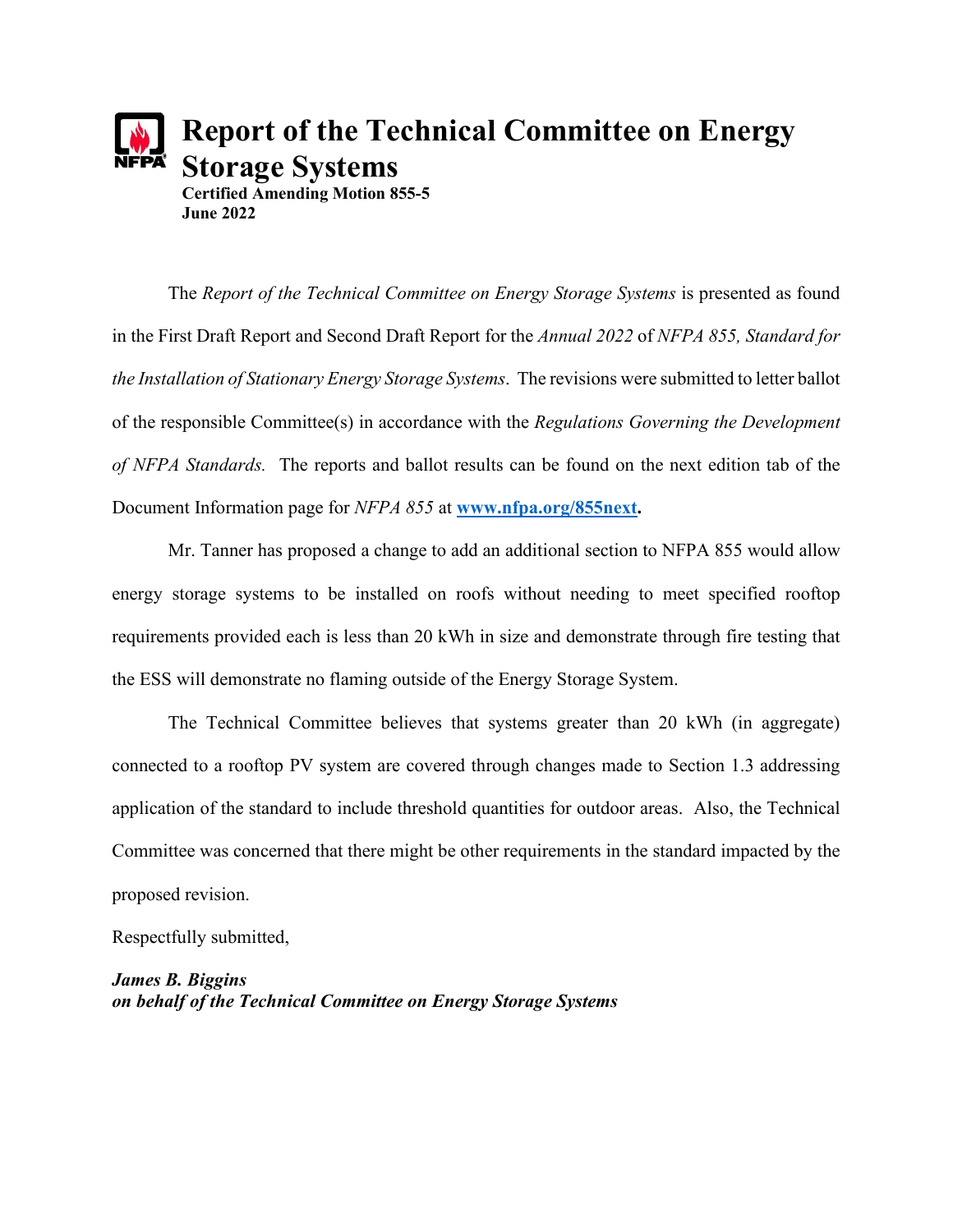# Report of the Technical Committee on Energy Storage Systems

**Certified Amending Motion 855-5**
**June 2022**

The *Report of the Technical Committee on Energy Storage Systems* is presented as found in the First Draft Report and Second Draft Report for the *Annual 2022* of *NFPA 855, Standard for the Installation of Stationary Energy Storage Systems*. The revisions were submitted to letter ballot of the responsible Committee(s) in accordance with the *Regulations Governing the Development of NFPA Standards.* The reports and ballot results can be found on the next edition tab of the Document Information page for *NFPA 855* at **[www.nfpa.org/855next](http://www.nfpa.org/855next).**

Mr. Tanner has proposed a change to add an additional section to NFPA 855 would allow energy storage systems to be installed on roofs without needing to meet specified rooftop requirements provided each is less than 20 kWh in size and demonstrate through fire testing that the ESS will demonstrate no flaming outside of the Energy Storage System.

The Technical Committee believes that systems greater than 20 kWh (in aggregate) connected to a rooftop PV system are covered through changes made to Section 1.3 addressing application of the standard to include threshold quantities for outdoor areas. Also, the Technical Committee was concerned that there might be other requirements in the standard impacted by the proposed revision.

Respectfully submitted,

***James B. Biggins***
***on behalf of the Technical Committee on Energy Storage Systems***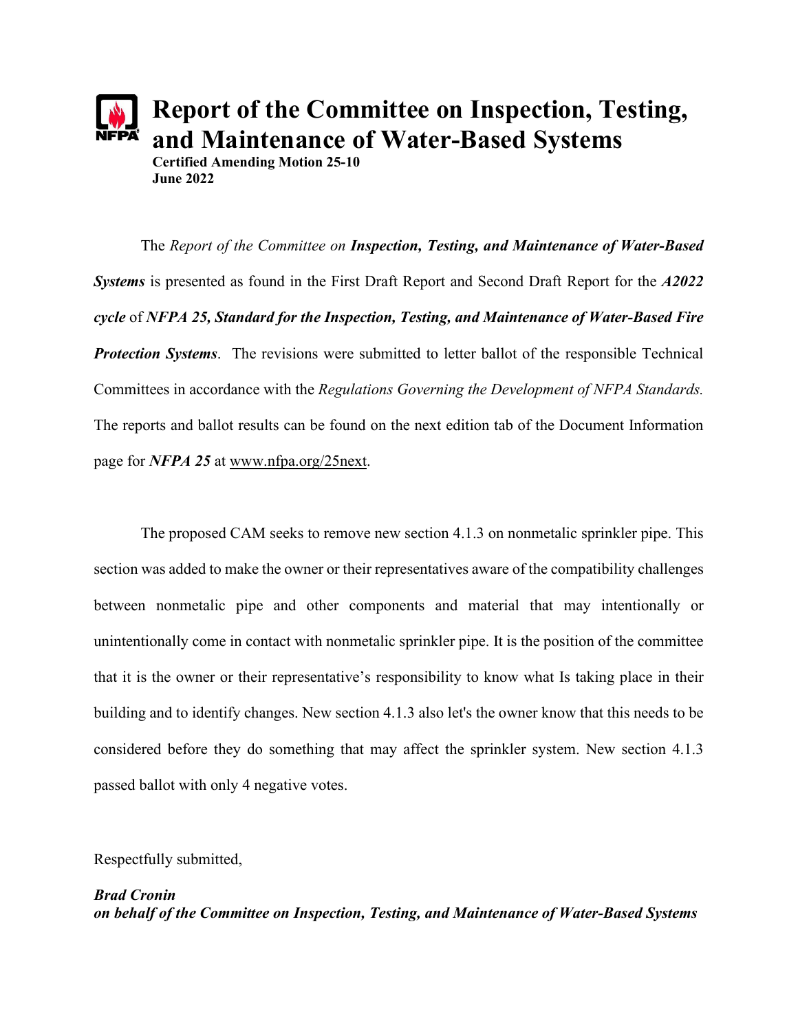# Report of the Committee on Inspection, Testing, and Maintenance of Water-Based Systems

**Certified Amending Motion 25-10**
**June 2022**

The *Report of the Committee on* ***Inspection, Testing, and Maintenance of Water-Based Systems*** is presented as found in the First Draft Report and Second Draft Report for the ***A2022 cycle*** of ***NFPA 25, Standard for the Inspection, Testing, and Maintenance of Water-Based Fire Protection Systems***. The revisions were submitted to letter ballot of the responsible Technical Committees in accordance with the *Regulations Governing the Development of NFPA Standards.* The reports and ballot results can be found on the next edition tab of the Document Information page for ***NFPA 25*** at www.nfpa.org/25next.

The proposed CAM seeks to remove new section 4.1.3 on nonmetalic sprinkler pipe. This section was added to make the owner or their representatives aware of the compatibility challenges between nonmetalic pipe and other components and material that may intentionally or unintentionally come in contact with nonmetalic sprinkler pipe. It is the position of the committee that it is the owner or their representative's responsibility to know what Is taking place in their building and to identify changes. New section 4.1.3 also let's the owner know that this needs to be considered before they do something that may affect the sprinkler system. New section 4.1.3 passed ballot with only 4 negative votes.

Respectfully submitted,

***Brad Cronin***
***on behalf of the Committee on Inspection, Testing, and Maintenance of Water-Based Systems***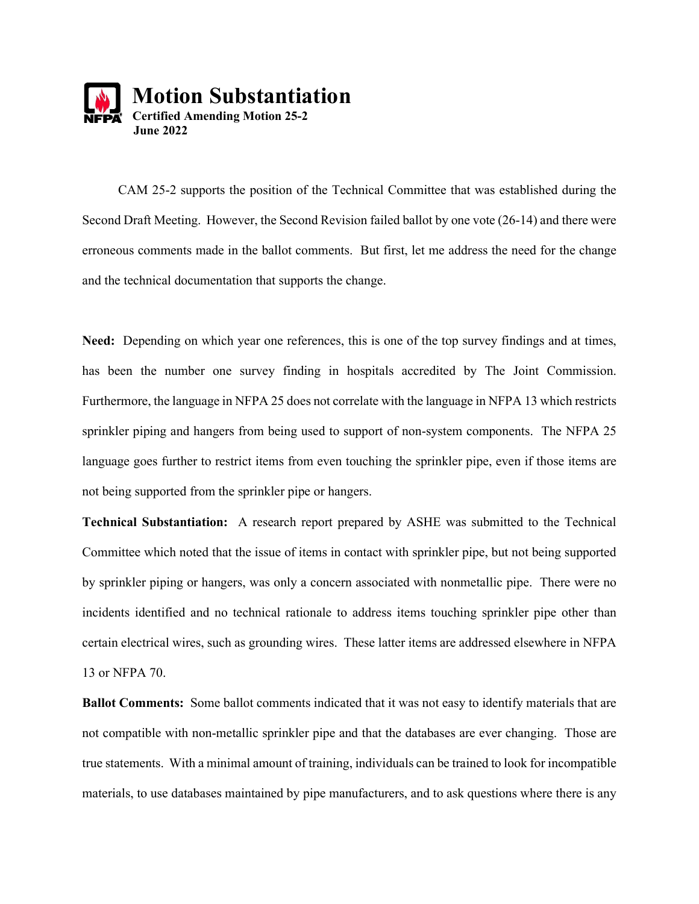# Motion Substantiation

**Certified Amending Motion 25-2**
**June 2022**

CAM 25-2 supports the position of the Technical Committee that was established during the Second Draft Meeting. However, the Second Revision failed ballot by one vote (26-14) and there were erroneous comments made in the ballot comments. But first, let me address the need for the change and the technical documentation that supports the change.

**Need:** Depending on which year one references, this is one of the top survey findings and at times, has been the number one survey finding in hospitals accredited by The Joint Commission. Furthermore, the language in NFPA 25 does not correlate with the language in NFPA 13 which restricts sprinkler piping and hangers from being used to support of non-system components. The NFPA 25 language goes further to restrict items from even touching the sprinkler pipe, even if those items are not being supported from the sprinkler pipe or hangers.

**Technical Substantiation:** A research report prepared by ASHE was submitted to the Technical Committee which noted that the issue of items in contact with sprinkler pipe, but not being supported by sprinkler piping or hangers, was only a concern associated with nonmetallic pipe. There were no incidents identified and no technical rationale to address items touching sprinkler pipe other than certain electrical wires, such as grounding wires. These latter items are addressed elsewhere in NFPA 13 or NFPA 70.

**Ballot Comments:** Some ballot comments indicated that it was not easy to identify materials that are not compatible with non-metallic sprinkler pipe and that the databases are ever changing. Those are true statements. With a minimal amount of training, individuals can be trained to look for incompatible materials, to use databases maintained by pipe manufacturers, and to ask questions where there is any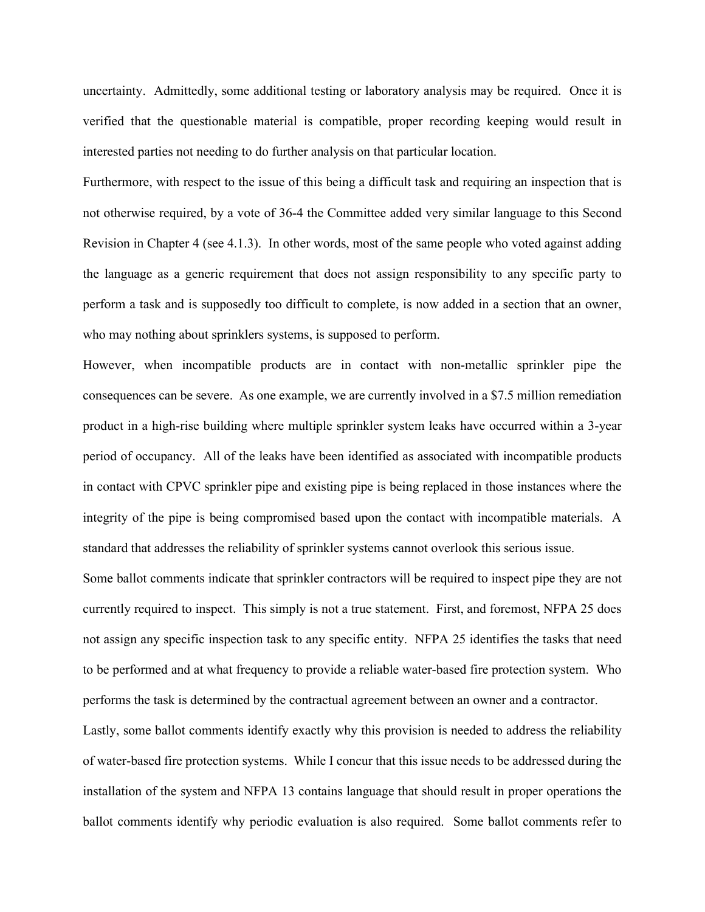uncertainty. Admittedly, some additional testing or laboratory analysis may be required. Once it is verified that the questionable material is compatible, proper recording keeping would result in interested parties not needing to do further analysis on that particular location.

Furthermore, with respect to the issue of this being a difficult task and requiring an inspection that is not otherwise required, by a vote of 36-4 the Committee added very similar language to this Second Revision in Chapter 4 (see 4.1.3). In other words, most of the same people who voted against adding the language as a generic requirement that does not assign responsibility to any specific party to perform a task and is supposedly too difficult to complete, is now added in a section that an owner, who may nothing about sprinklers systems, is supposed to perform.

However, when incompatible products are in contact with non-metallic sprinkler pipe the consequences can be severe. As one example, we are currently involved in a $7.5 million remediation product in a high-rise building where multiple sprinkler system leaks have occurred within a 3-year period of occupancy. All of the leaks have been identified as associated with incompatible products in contact with CPVC sprinkler pipe and existing pipe is being replaced in those instances where the integrity of the pipe is being compromised based upon the contact with incompatible materials. A standard that addresses the reliability of sprinkler systems cannot overlook this serious issue.

Some ballot comments indicate that sprinkler contractors will be required to inspect pipe they are not currently required to inspect. This simply is not a true statement. First, and foremost, NFPA 25 does not assign any specific inspection task to any specific entity. NFPA 25 identifies the tasks that need to be performed and at what frequency to provide a reliable water-based fire protection system. Who performs the task is determined by the contractual agreement between an owner and a contractor.

Lastly, some ballot comments identify exactly why this provision is needed to address the reliability of water-based fire protection systems. While I concur that this issue needs to be addressed during the installation of the system and NFPA 13 contains language that should result in proper operations the ballot comments identify why periodic evaluation is also required. Some ballot comments refer to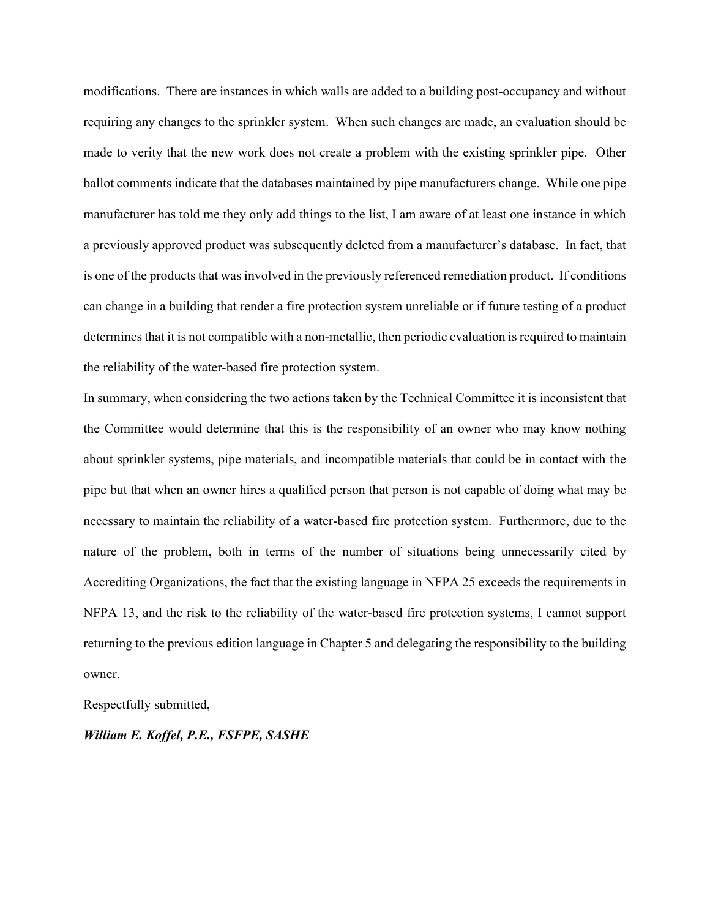modifications. There are instances in which walls are added to a building post-occupancy and without requiring any changes to the sprinkler system. When such changes are made, an evaluation should be made to verity that the new work does not create a problem with the existing sprinkler pipe. Other ballot comments indicate that the databases maintained by pipe manufacturers change. While one pipe manufacturer has told me they only add things to the list, I am aware of at least one instance in which a previously approved product was subsequently deleted from a manufacturer's database. In fact, that is one of the products that was involved in the previously referenced remediation product. If conditions can change in a building that render a fire protection system unreliable or if future testing of a product determines that it is not compatible with a non-metallic, then periodic evaluation is required to maintain the reliability of the water-based fire protection system.

In summary, when considering the two actions taken by the Technical Committee it is inconsistent that the Committee would determine that this is the responsibility of an owner who may know nothing about sprinkler systems, pipe materials, and incompatible materials that could be in contact with the pipe but that when an owner hires a qualified person that person is not capable of doing what may be necessary to maintain the reliability of a water-based fire protection system. Furthermore, due to the nature of the problem, both in terms of the number of situations being unnecessarily cited by Accrediting Organizations, the fact that the existing language in NFPA 25 exceeds the requirements in NFPA 13, and the risk to the reliability of the water-based fire protection systems, I cannot support returning to the previous edition language in Chapter 5 and delegating the responsibility to the building owner.

Respectfully submitted,

***William E. Koffel, P.E., FSFPE, SASHE***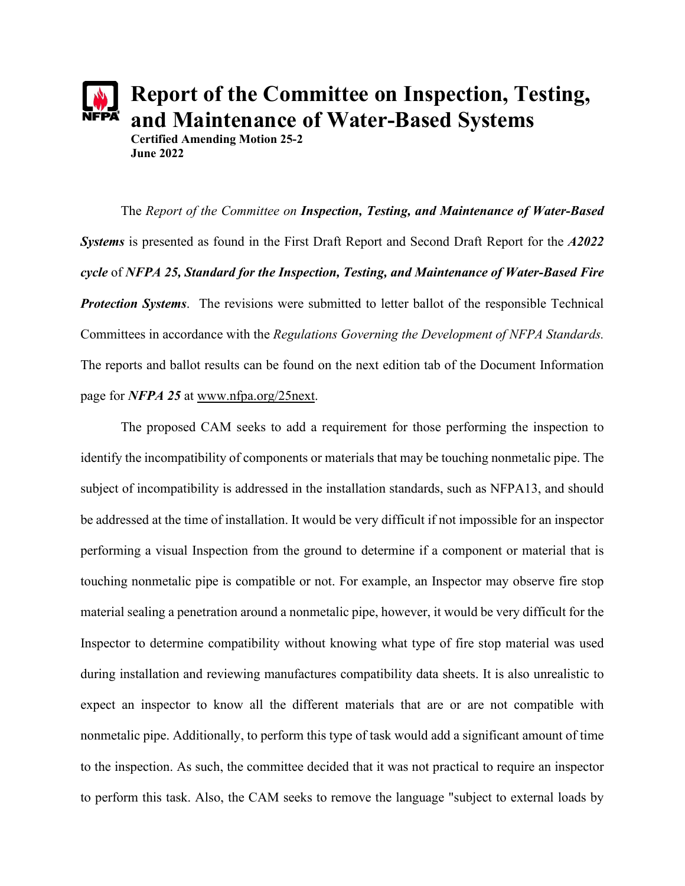# Report of the Committee on Inspection, Testing, and Maintenance of Water-Based Systems

**Certified Amending Motion 25-2**
**June 2022**

The *Report of the Committee on* ***Inspection, Testing, and Maintenance of Water-Based Systems*** is presented as found in the First Draft Report and Second Draft Report for the ***A2022 cycle*** of ***NFPA 25, Standard for the Inspection, Testing, and Maintenance of Water-Based Fire Protection Systems***. The revisions were submitted to letter ballot of the responsible Technical Committees in accordance with the *Regulations Governing the Development of NFPA Standards.* The reports and ballot results can be found on the next edition tab of the Document Information page for ***NFPA 25*** at www.nfpa.org/25next.

The proposed CAM seeks to add a requirement for those performing the inspection to identify the incompatibility of components or materials that may be touching nonmetalic pipe. The subject of incompatibility is addressed in the installation standards, such as NFPA13, and should be addressed at the time of installation. It would be very difficult if not impossible for an inspector performing a visual Inspection from the ground to determine if a component or material that is touching nonmetalic pipe is compatible or not. For example, an Inspector may observe fire stop material sealing a penetration around a nonmetalic pipe, however, it would be very difficult for the Inspector to determine compatibility without knowing what type of fire stop material was used during installation and reviewing manufactures compatibility data sheets. It is also unrealistic to expect an inspector to know all the different materials that are or are not compatible with nonmetalic pipe. Additionally, to perform this type of task would add a significant amount of time to the inspection. As such, the committee decided that it was not practical to require an inspector to perform this task. Also, the CAM seeks to remove the language "subject to external loads by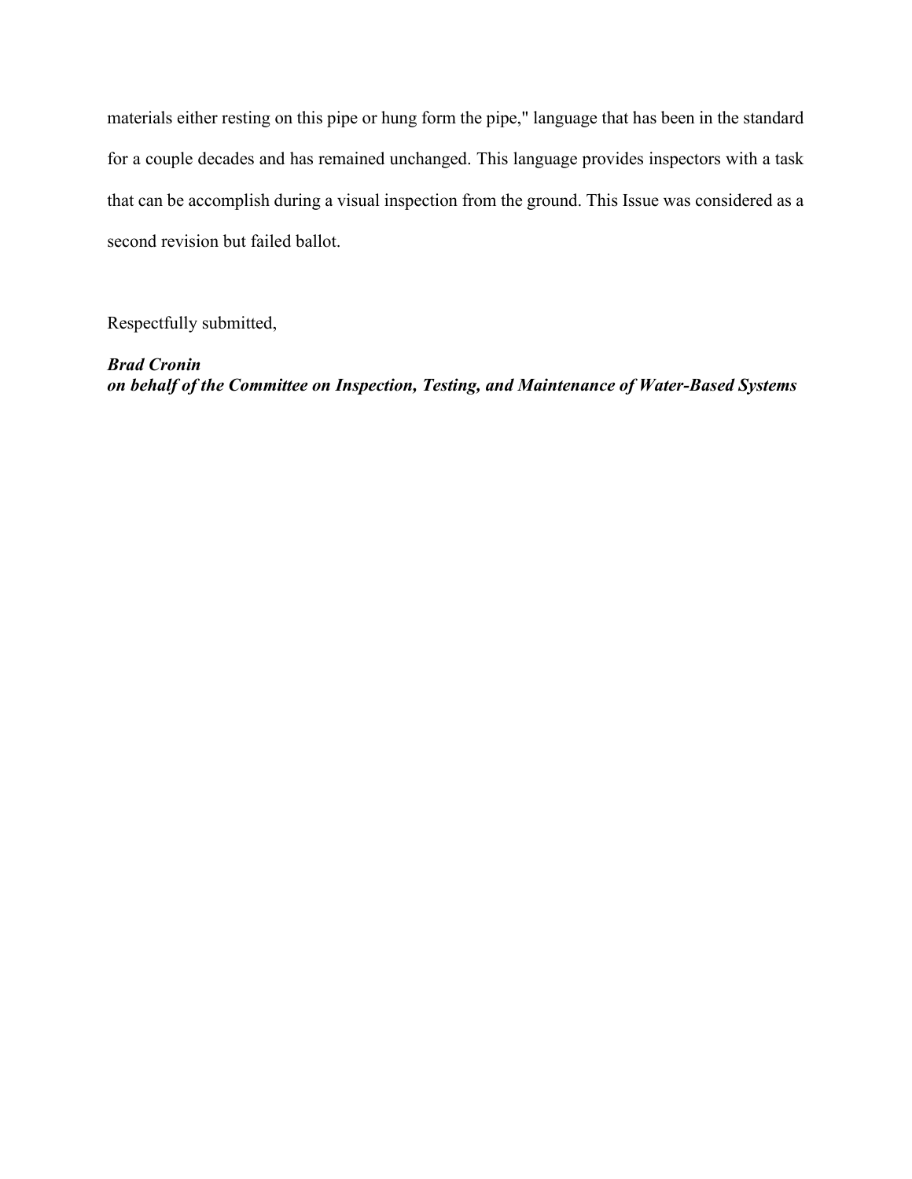materials either resting on this pipe or hung form the pipe," language that has been in the standard for a couple decades and has remained unchanged. This language provides inspectors with a task that can be accomplish during a visual inspection from the ground. This Issue was considered as a second revision but failed ballot.

Respectfully submitted,

***Brad Cronin***
***on behalf of the Committee on Inspection, Testing, and Maintenance of Water-Based Systems***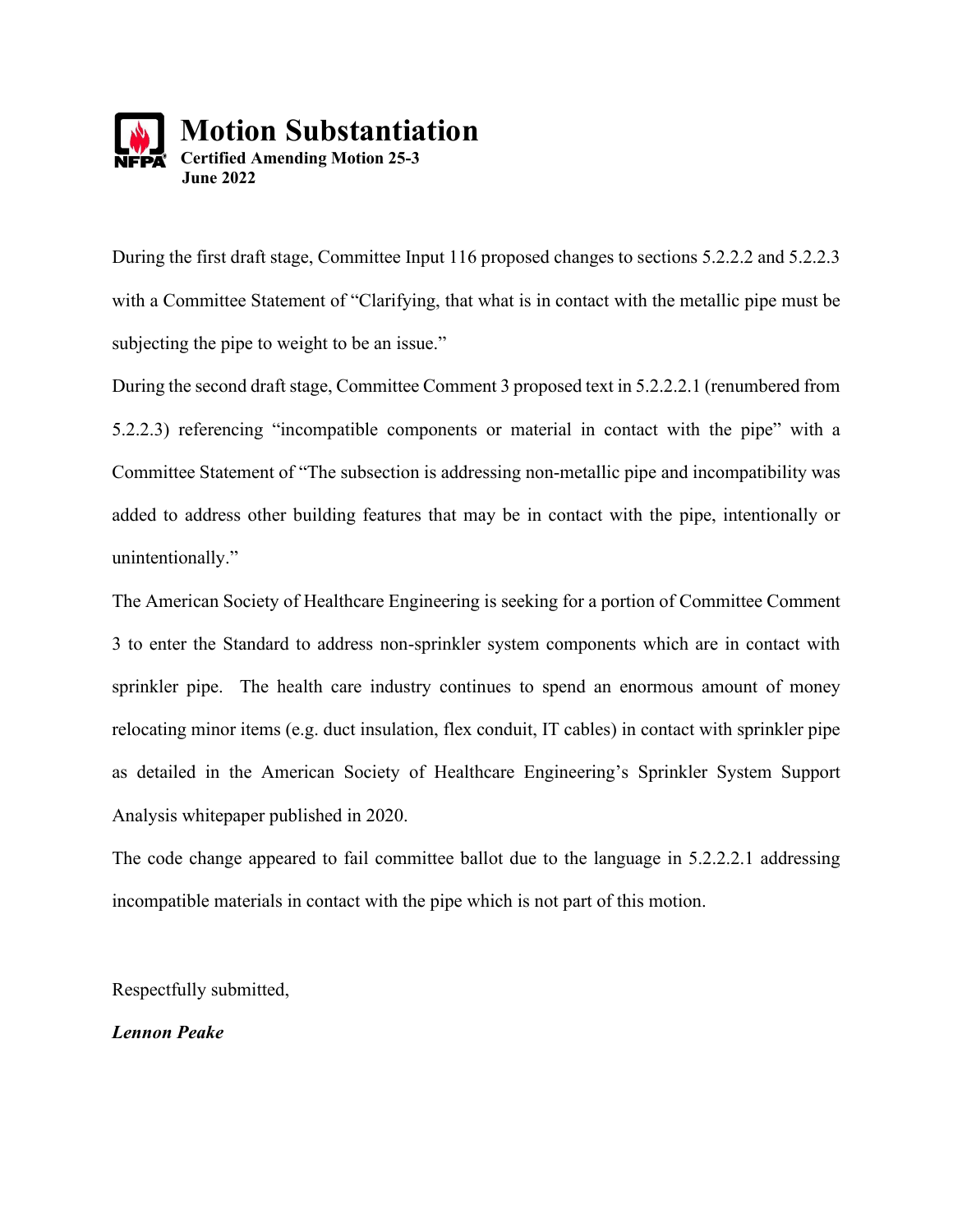# Motion Substantiation

**Certified Amending Motion 25-3**
**June 2022**

During the first draft stage, Committee Input 116 proposed changes to sections 5.2.2.2 and 5.2.2.3 with a Committee Statement of "Clarifying, that what is in contact with the metallic pipe must be subjecting the pipe to weight to be an issue."

During the second draft stage, Committee Comment 3 proposed text in 5.2.2.2.1 (renumbered from 5.2.2.3) referencing "incompatible components or material in contact with the pipe" with a Committee Statement of "The subsection is addressing non-metallic pipe and incompatibility was added to address other building features that may be in contact with the pipe, intentionally or unintentionally."

The American Society of Healthcare Engineering is seeking for a portion of Committee Comment 3 to enter the Standard to address non-sprinkler system components which are in contact with sprinkler pipe. The health care industry continues to spend an enormous amount of money relocating minor items (e.g. duct insulation, flex conduit, IT cables) in contact with sprinkler pipe as detailed in the American Society of Healthcare Engineering's Sprinkler System Support Analysis whitepaper published in 2020.

The code change appeared to fail committee ballot due to the language in 5.2.2.2.1 addressing incompatible materials in contact with the pipe which is not part of this motion.

Respectfully submitted,

***Lennon Peake***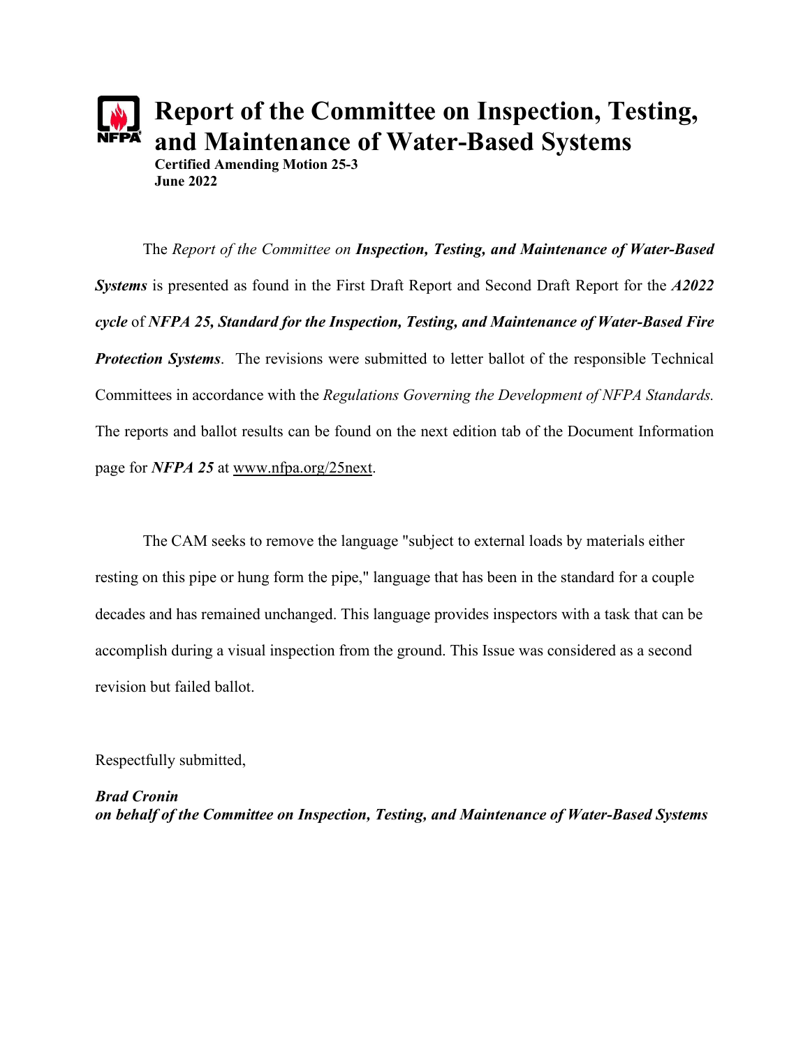# Report of the Committee on Inspection, Testing, and Maintenance of Water-Based Systems

**Certified Amending Motion 25-3**
**June 2022**

The *Report of the Committee on* ***Inspection, Testing, and Maintenance of Water-Based Systems*** is presented as found in the First Draft Report and Second Draft Report for the ***A2022 cycle*** of ***NFPA 25, Standard for the Inspection, Testing, and Maintenance of Water-Based Fire Protection Systems***. The revisions were submitted to letter ballot of the responsible Technical Committees in accordance with the *Regulations Governing the Development of NFPA Standards.* The reports and ballot results can be found on the next edition tab of the Document Information page for ***NFPA 25*** at www.nfpa.org/25next.

The CAM seeks to remove the language "subject to external loads by materials either resting on this pipe or hung form the pipe," language that has been in the standard for a couple decades and has remained unchanged. This language provides inspectors with a task that can be accomplish during a visual inspection from the ground. This Issue was considered as a second revision but failed ballot.

Respectfully submitted,

***Brad Cronin***
***on behalf of the Committee on Inspection, Testing, and Maintenance of Water-Based Systems***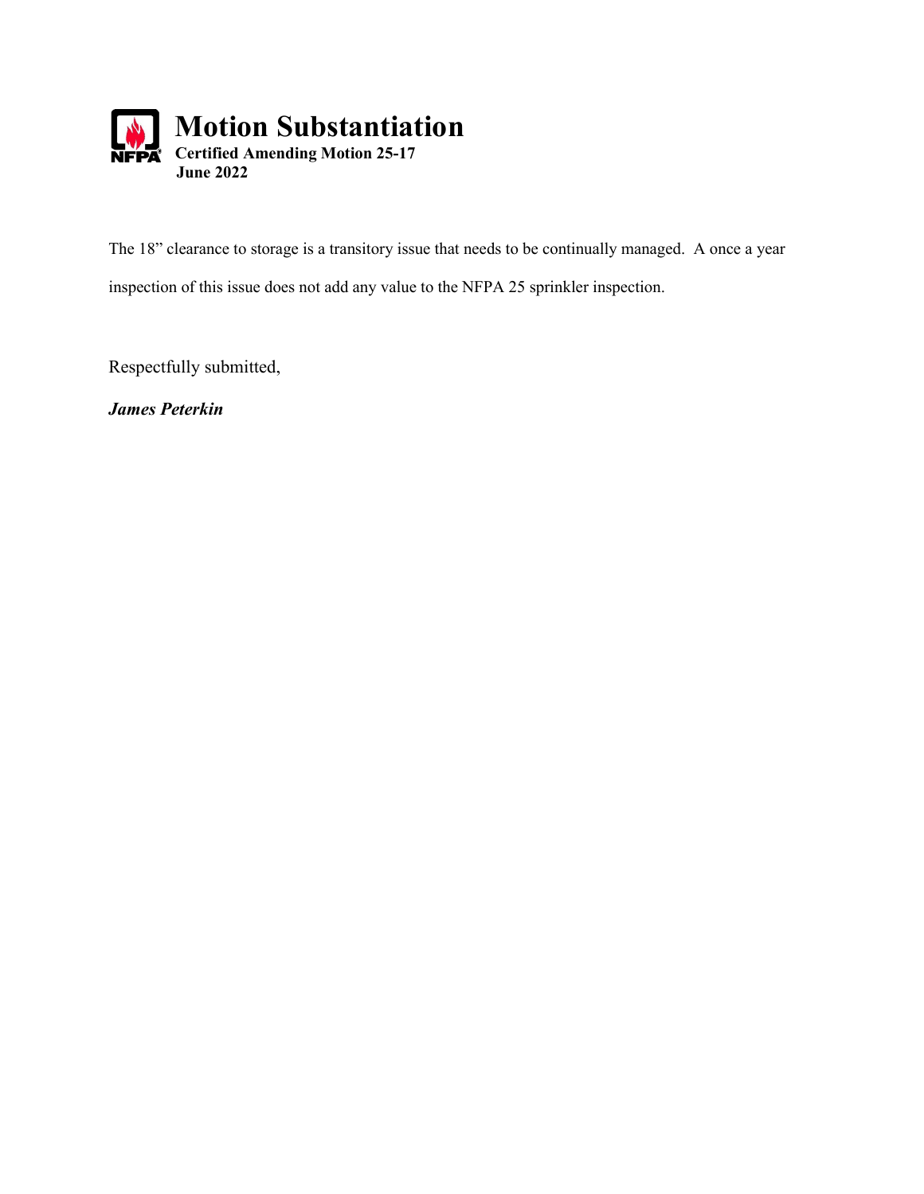# Motion Substantiation

**Certified Amending Motion 25-17**
**June 2022**

The 18" clearance to storage is a transitory issue that needs to be continually managed. A once a year inspection of this issue does not add any value to the NFPA 25 sprinkler inspection.

Respectfully submitted,

***James Peterkin***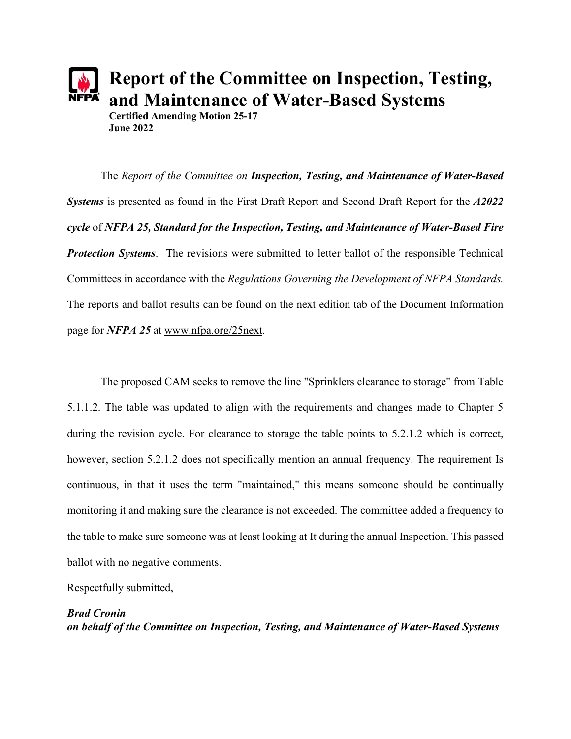# Report of the Committee on Inspection, Testing, and Maintenance of Water-Based Systems

**Certified Amending Motion 25-17**
**June 2022**

The *Report of the Committee on* ***Inspection, Testing, and Maintenance of Water-Based Systems*** is presented as found in the First Draft Report and Second Draft Report for the ***A2022 cycle*** of ***NFPA 25, Standard for the Inspection, Testing, and Maintenance of Water-Based Fire Protection Systems***. The revisions were submitted to letter ballot of the responsible Technical Committees in accordance with the *Regulations Governing the Development of NFPA Standards.* The reports and ballot results can be found on the next edition tab of the Document Information page for ***NFPA 25*** at www.nfpa.org/25next.

The proposed CAM seeks to remove the line "Sprinklers clearance to storage" from Table 5.1.1.2. The table was updated to align with the requirements and changes made to Chapter 5 during the revision cycle. For clearance to storage the table points to 5.2.1.2 which is correct, however, section 5.2.1.2 does not specifically mention an annual frequency. The requirement Is continuous, in that it uses the term "maintained," this means someone should be continually monitoring it and making sure the clearance is not exceeded. The committee added a frequency to the table to make sure someone was at least looking at It during the annual Inspection. This passed ballot with no negative comments.

Respectfully submitted,

***Brad Cronin***
***on behalf of the Committee on Inspection, Testing, and Maintenance of Water-Based Systems***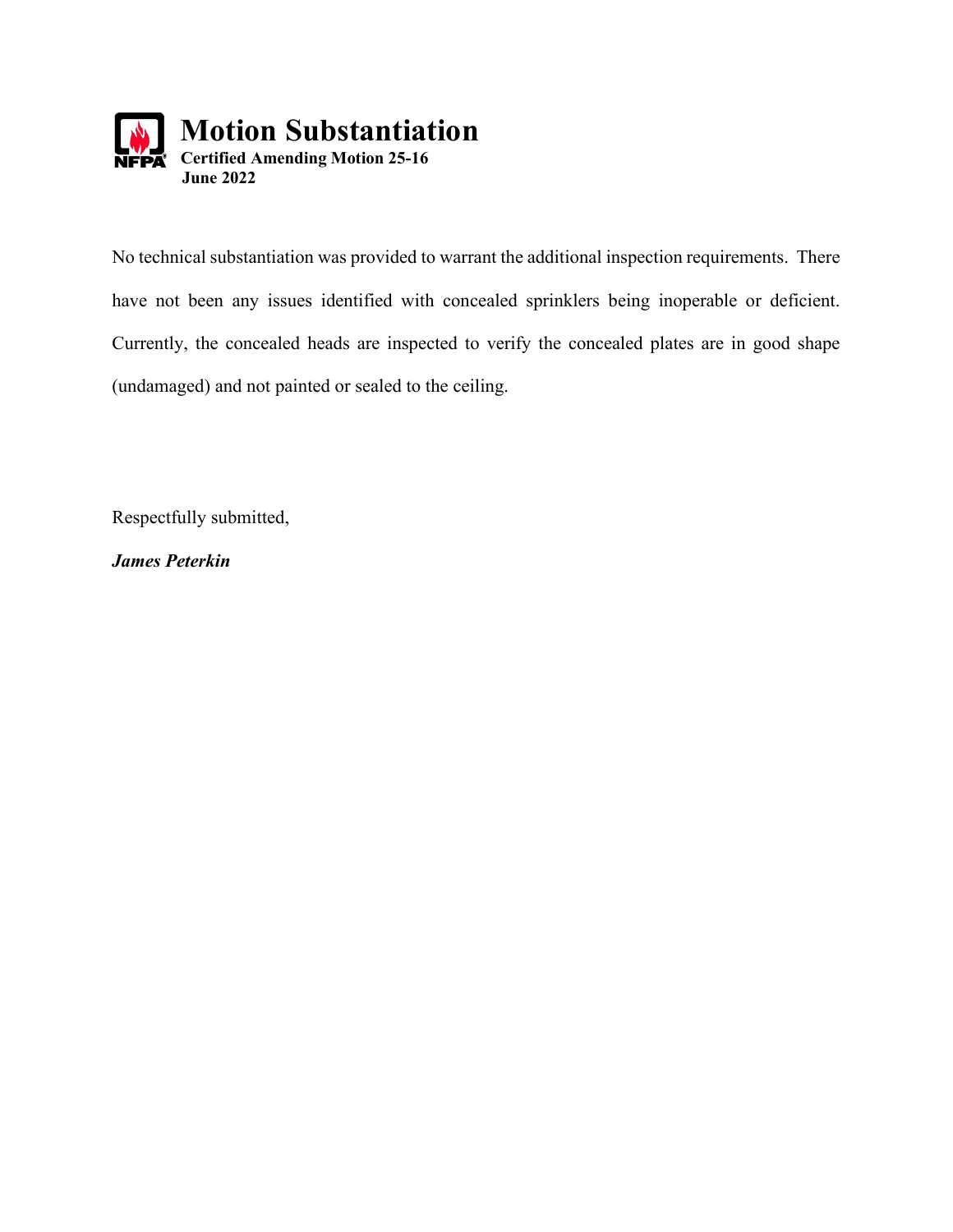# Motion Substantiation

**Certified Amending Motion 25-16**

**June 2022**

No technical substantiation was provided to warrant the additional inspection requirements. There have not been any issues identified with concealed sprinklers being inoperable or deficient. Currently, the concealed heads are inspected to verify the concealed plates are in good shape (undamaged) and not painted or sealed to the ceiling.

Respectfully submitted,

***James Peterkin***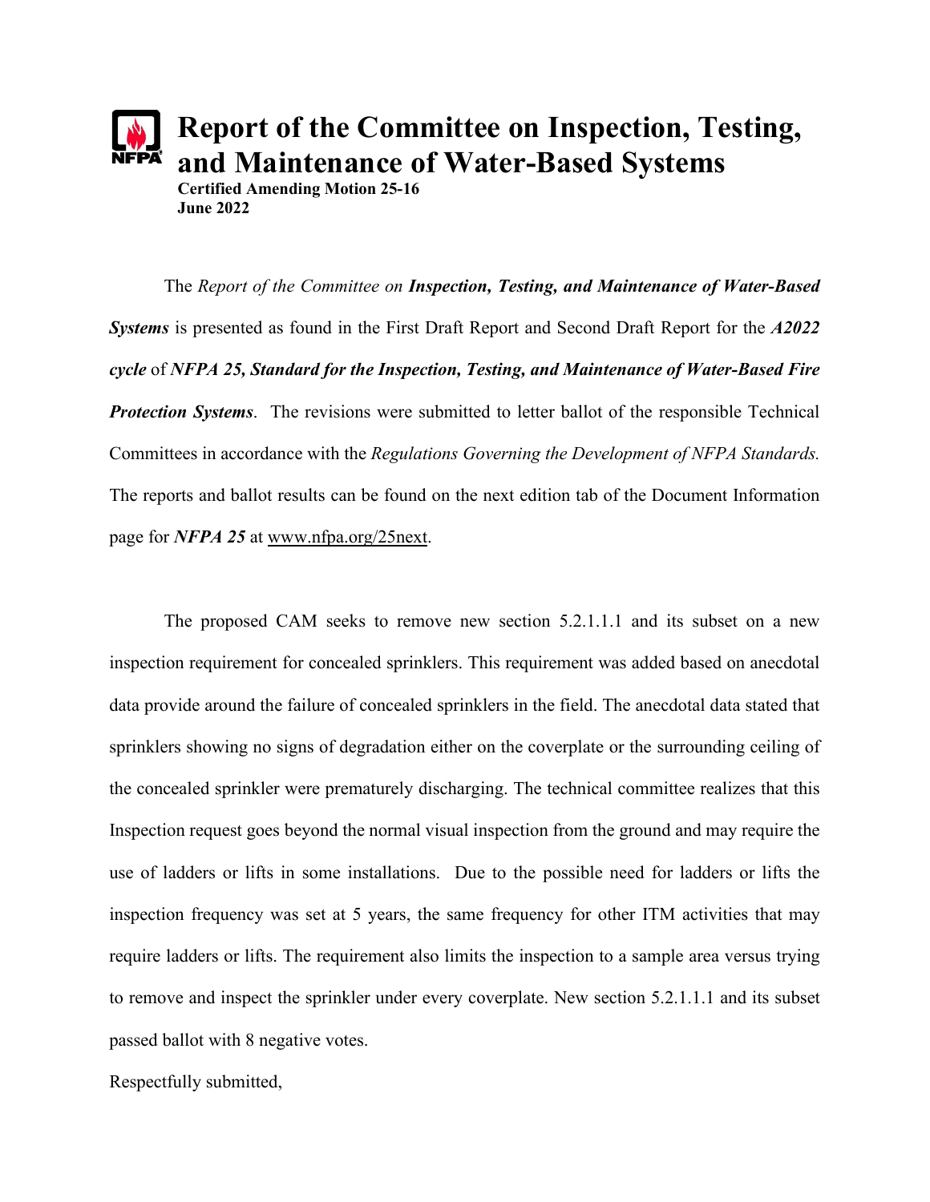# Report of the Committee on Inspection, Testing, and Maintenance of Water-Based Systems

**Certified Amending Motion 25-16**
**June 2022**

The *Report of the Committee on* ***Inspection, Testing, and Maintenance of Water-Based Systems*** is presented as found in the First Draft Report and Second Draft Report for the ***A2022 cycle*** of ***NFPA 25, Standard for the Inspection, Testing, and Maintenance of Water-Based Fire Protection Systems***. The revisions were submitted to letter ballot of the responsible Technical Committees in accordance with the *Regulations Governing the Development of NFPA Standards.* The reports and ballot results can be found on the next edition tab of the Document Information page for ***NFPA 25*** at www.nfpa.org/25next.

The proposed CAM seeks to remove new section 5.2.1.1.1 and its subset on a new inspection requirement for concealed sprinklers. This requirement was added based on anecdotal data provide around the failure of concealed sprinklers in the field. The anecdotal data stated that sprinklers showing no signs of degradation either on the coverplate or the surrounding ceiling of the concealed sprinkler were prematurely discharging. The technical committee realizes that this Inspection request goes beyond the normal visual inspection from the ground and may require the use of ladders or lifts in some installations. Due to the possible need for ladders or lifts the inspection frequency was set at 5 years, the same frequency for other ITM activities that may require ladders or lifts. The requirement also limits the inspection to a sample area versus trying to remove and inspect the sprinkler under every coverplate. New section 5.2.1.1.1 and its subset passed ballot with 8 negative votes.

Respectfully submitted,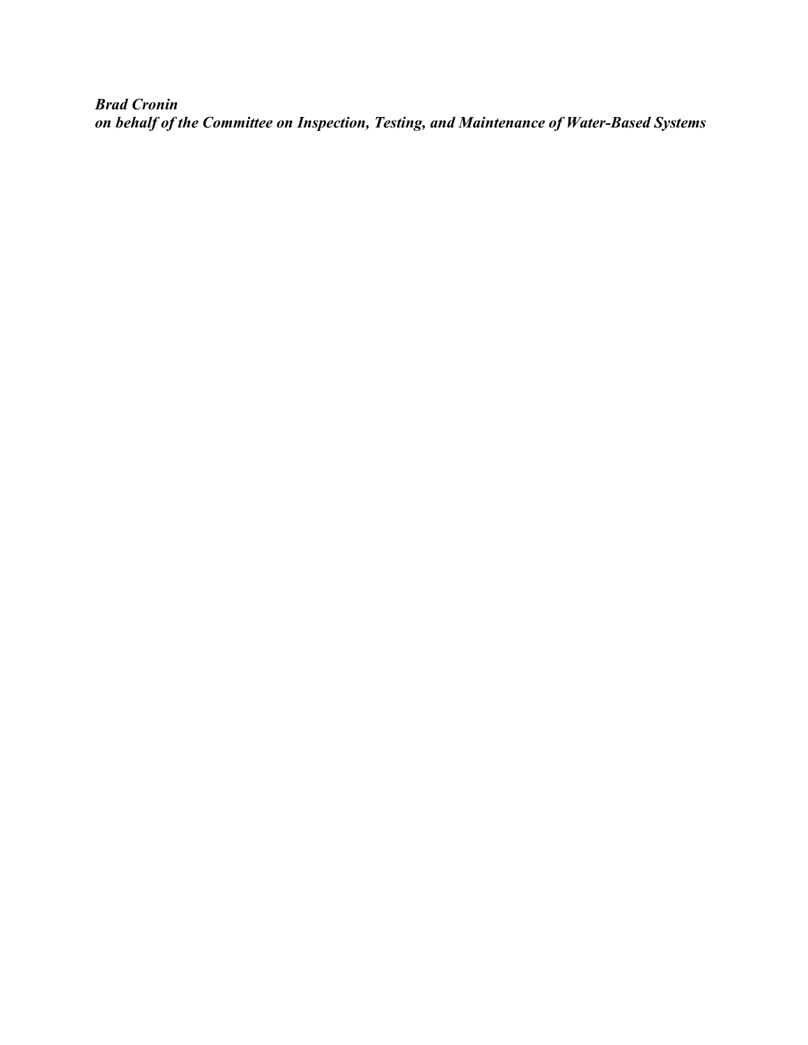***Brad Cronin***
***on behalf of the Committee on Inspection, Testing, and Maintenance of Water-Based Systems***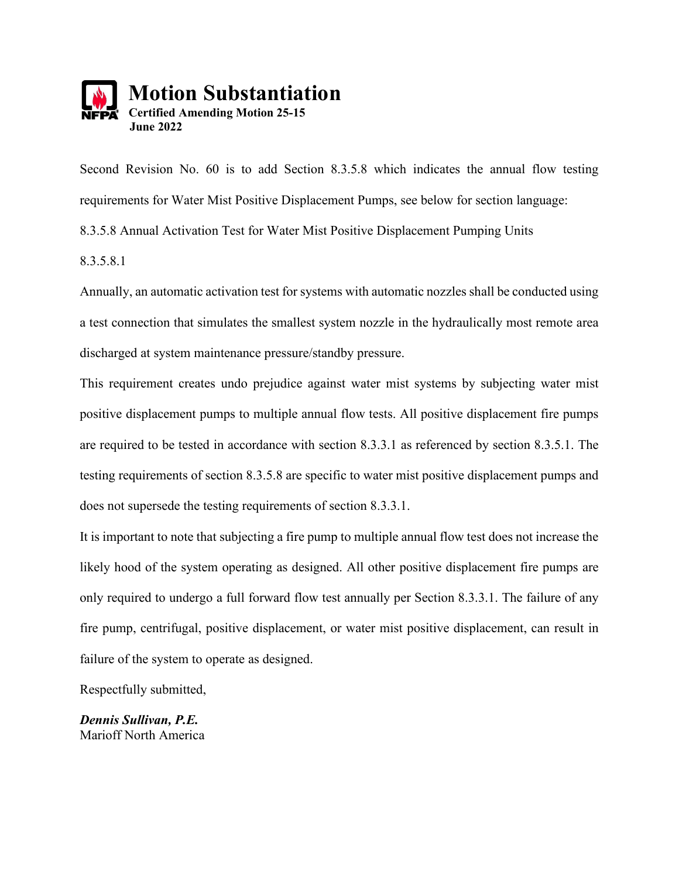# Motion Substantiation

**Certified Amending Motion 25-15**
**June 2022**

Second Revision No. 60 is to add Section 8.3.5.8 which indicates the annual flow testing requirements for Water Mist Positive Displacement Pumps, see below for section language:

8.3.5.8 Annual Activation Test for Water Mist Positive Displacement Pumping Units

8.3.5.8.1

Annually, an automatic activation test for systems with automatic nozzles shall be conducted using a test connection that simulates the smallest system nozzle in the hydraulically most remote area discharged at system maintenance pressure/standby pressure.

This requirement creates undo prejudice against water mist systems by subjecting water mist positive displacement pumps to multiple annual flow tests. All positive displacement fire pumps are required to be tested in accordance with section 8.3.3.1 as referenced by section 8.3.5.1. The testing requirements of section 8.3.5.8 are specific to water mist positive displacement pumps and does not supersede the testing requirements of section 8.3.3.1.

It is important to note that subjecting a fire pump to multiple annual flow test does not increase the likely hood of the system operating as designed. All other positive displacement fire pumps are only required to undergo a full forward flow test annually per Section 8.3.3.1. The failure of any fire pump, centrifugal, positive displacement, or water mist positive displacement, can result in failure of the system to operate as designed.

Respectfully submitted,

***Dennis Sullivan, P.E.***
Marioff North America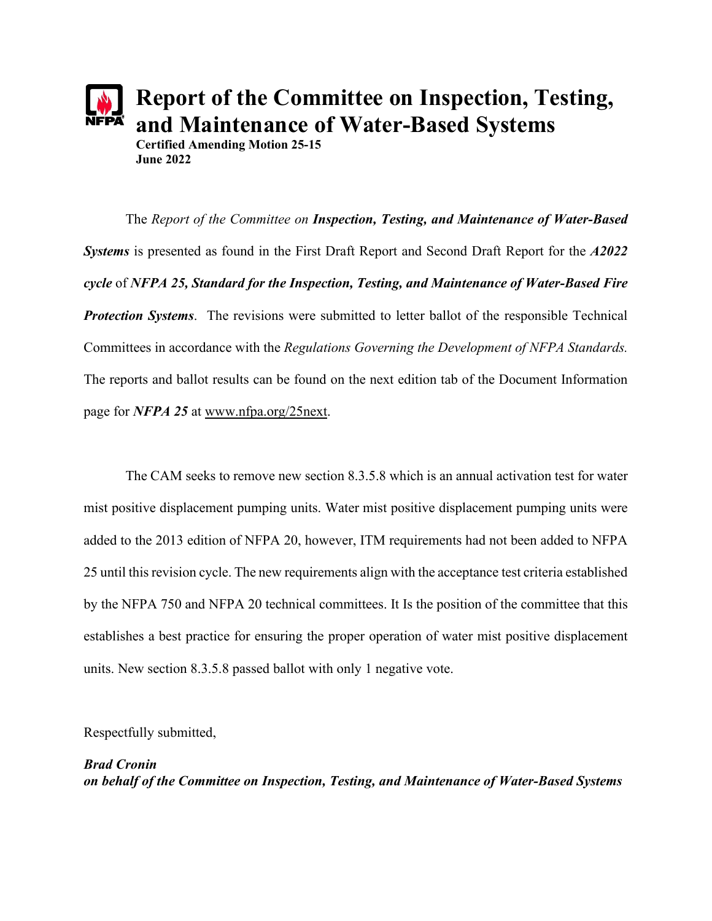# Report of the Committee on Inspection, Testing, and Maintenance of Water-Based Systems

**Certified Amending Motion 25-15**
**June 2022**

The *Report of the Committee on* ***Inspection, Testing, and Maintenance of Water-Based Systems*** is presented as found in the First Draft Report and Second Draft Report for the ***A2022 cycle*** of ***NFPA 25, Standard for the Inspection, Testing, and Maintenance of Water-Based Fire Protection Systems***. The revisions were submitted to letter ballot of the responsible Technical Committees in accordance with the *Regulations Governing the Development of NFPA Standards.* The reports and ballot results can be found on the next edition tab of the Document Information page for ***NFPA 25*** at www.nfpa.org/25next.

The CAM seeks to remove new section 8.3.5.8 which is an annual activation test for water mist positive displacement pumping units. Water mist positive displacement pumping units were added to the 2013 edition of NFPA 20, however, ITM requirements had not been added to NFPA 25 until this revision cycle. The new requirements align with the acceptance test criteria established by the NFPA 750 and NFPA 20 technical committees. It Is the position of the committee that this establishes a best practice for ensuring the proper operation of water mist positive displacement units. New section 8.3.5.8 passed ballot with only 1 negative vote.

Respectfully submitted,

***Brad Cronin***
***on behalf of the Committee on Inspection, Testing, and Maintenance of Water-Based Systems***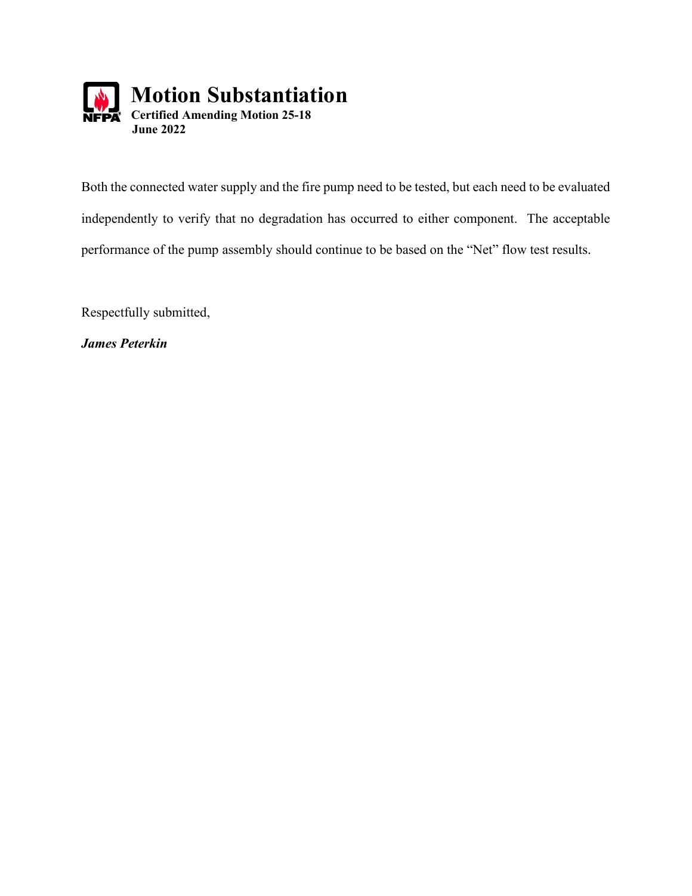# Motion Substantiation

**Certified Amending Motion 25-18**

**June 2022**

Both the connected water supply and the fire pump need to be tested, but each need to be evaluated independently to verify that no degradation has occurred to either component. The acceptable performance of the pump assembly should continue to be based on the “Net” flow test results.

Respectfully submitted,

***James Peterkin***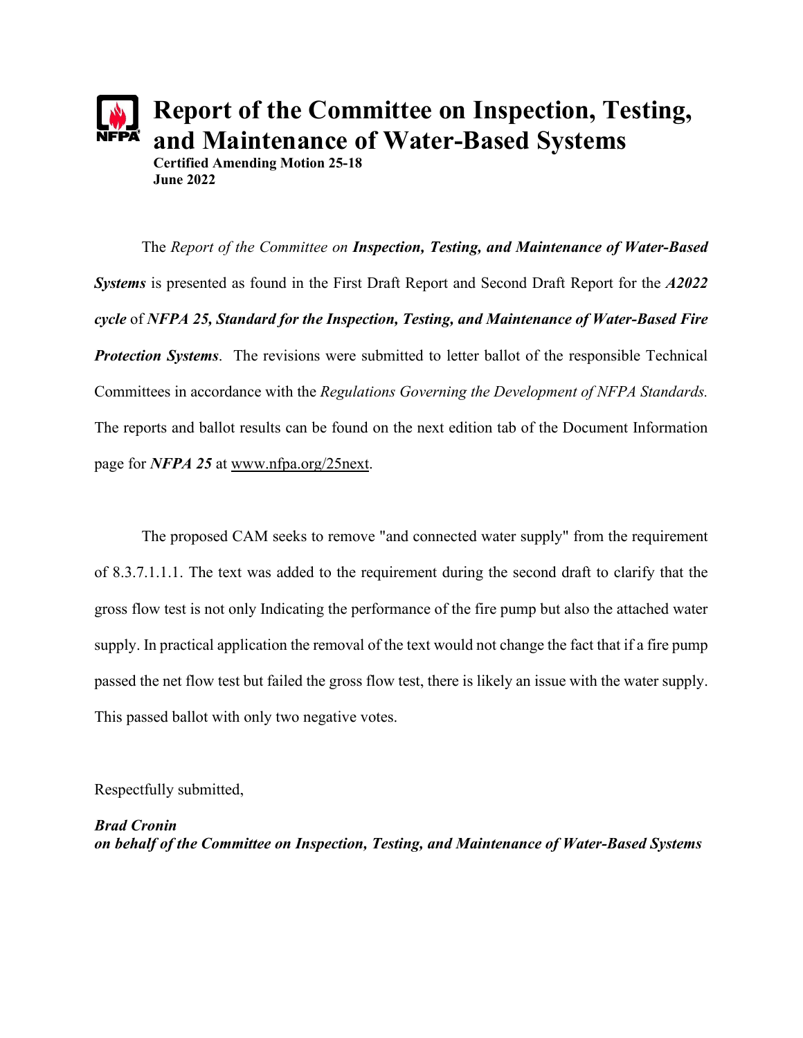# Report of the Committee on Inspection, Testing, and Maintenance of Water-Based Systems

**Certified Amending Motion 25-18**
**June 2022**

The *Report of the Committee on* ***Inspection, Testing, and Maintenance of Water-Based Systems*** is presented as found in the First Draft Report and Second Draft Report for the ***A2022 cycle*** of ***NFPA 25, Standard for the Inspection, Testing, and Maintenance of Water-Based Fire Protection Systems***. The revisions were submitted to letter ballot of the responsible Technical Committees in accordance with the *Regulations Governing the Development of NFPA Standards.* The reports and ballot results can be found on the next edition tab of the Document Information page for ***NFPA 25*** at www.nfpa.org/25next.

The proposed CAM seeks to remove "and connected water supply" from the requirement of 8.3.7.1.1.1. The text was added to the requirement during the second draft to clarify that the gross flow test is not only Indicating the performance of the fire pump but also the attached water supply. In practical application the removal of the text would not change the fact that if a fire pump passed the net flow test but failed the gross flow test, there is likely an issue with the water supply. This passed ballot with only two negative votes.

Respectfully submitted,

***Brad Cronin***
***on behalf of the Committee on Inspection, Testing, and Maintenance of Water-Based Systems***